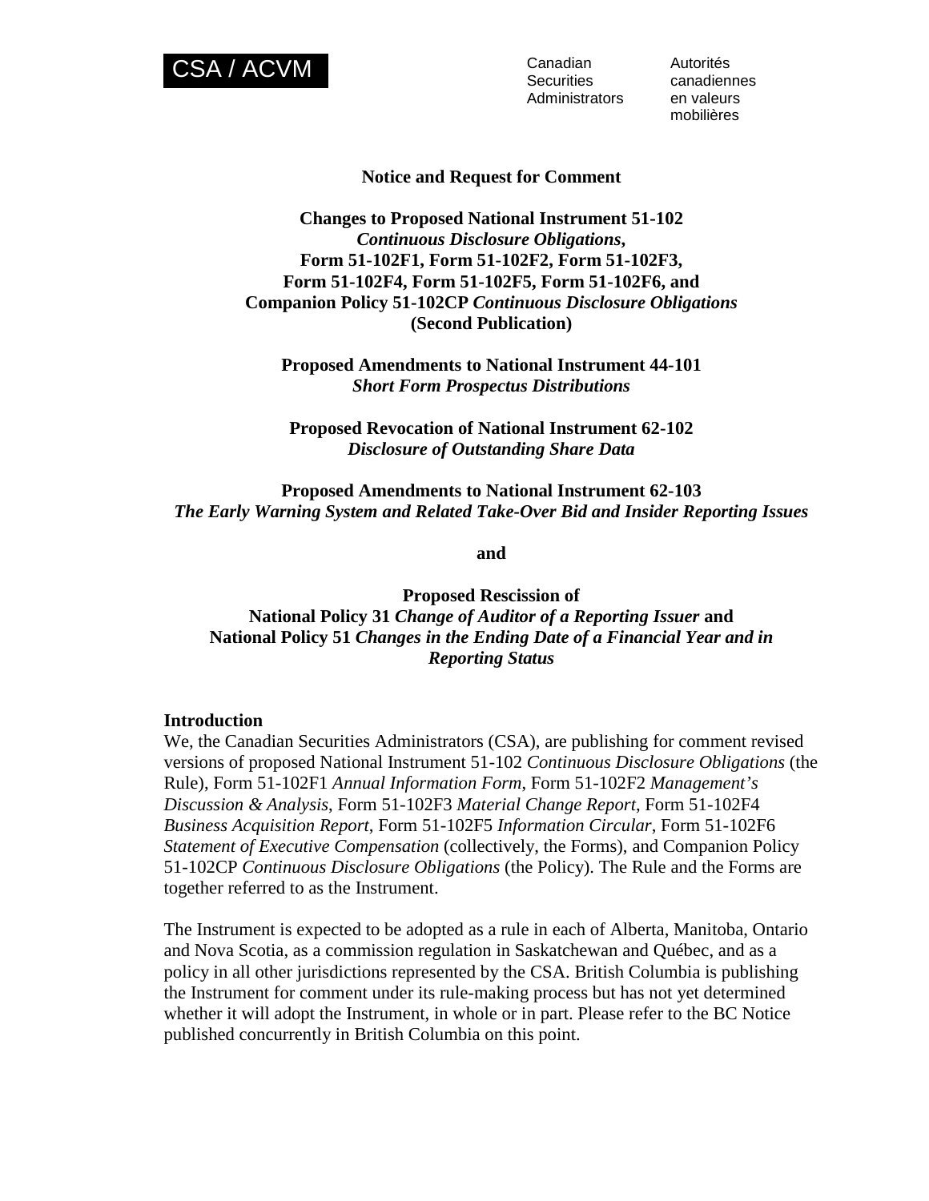CSA / ACVM

Canadian Securities Administrators

Autorités canadiennes en valeurs mobilières

**Notice and Request for Comment**

**Changes to Proposed National Instrument 51-102**
***Continuous Disclosure Obligations*,**
**Form 51-102F1, Form 51-102F2, Form 51-102F3,**
**Form 51-102F4, Form 51-102F5, Form 51-102F6, and**
**Companion Policy 51-102CP *Continuous Disclosure Obligations***
**(Second Publication)**

**Proposed Amendments to National Instrument 44-101**
***Short Form Prospectus Distributions***

**Proposed Revocation of National Instrument 62-102**
***Disclosure of Outstanding Share Data***

**Proposed Amendments to National Instrument 62-103**
***The Early Warning System and Related Take-Over Bid and Insider Reporting Issues***

**and**

**Proposed Rescission of**
**National Policy 31 *Change of Auditor of a Reporting Issuer* and**
**National Policy 51 *Changes in the Ending Date of a Financial Year and in Reporting Status***

## Introduction

We, the Canadian Securities Administrators (CSA), are publishing for comment revised versions of proposed National Instrument 51-102 *Continuous Disclosure Obligations* (the Rule), Form 51-102F1 *Annual Information Form*, Form 51-102F2 *Management's Discussion & Analysis*, Form 51-102F3 *Material Change Report*, Form 51-102F4 *Business Acquisition Report*, Form 51-102F5 *Information Circular*, Form 51-102F6 *Statement of Executive Compensation* (collectively, the Forms), and Companion Policy 51-102CP *Continuous Disclosure Obligations* (the Policy). The Rule and the Forms are together referred to as the Instrument.

The Instrument is expected to be adopted as a rule in each of Alberta, Manitoba, Ontario and Nova Scotia, as a commission regulation in Saskatchewan and Québec, and as a policy in all other jurisdictions represented by the CSA. British Columbia is publishing the Instrument for comment under its rule-making process but has not yet determined whether it will adopt the Instrument, in whole or in part. Please refer to the BC Notice published concurrently in British Columbia on this point.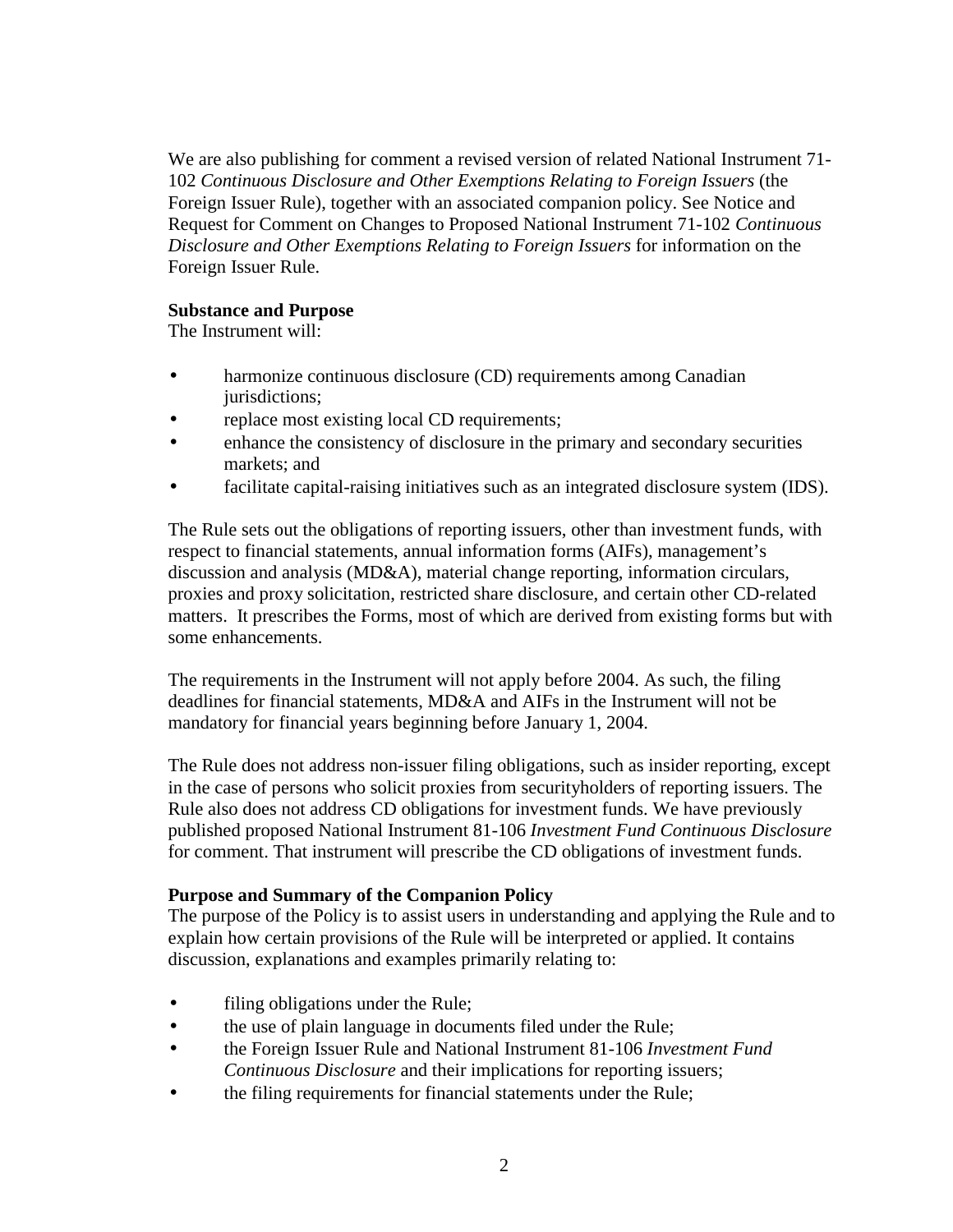We are also publishing for comment a revised version of related National Instrument 71-102 *Continuous Disclosure and Other Exemptions Relating to Foreign Issuers* (the Foreign Issuer Rule), together with an associated companion policy. See Notice and Request for Comment on Changes to Proposed National Instrument 71-102 *Continuous Disclosure and Other Exemptions Relating to Foreign Issuers* for information on the Foreign Issuer Rule.

**Substance and Purpose**

The Instrument will:

- harmonize continuous disclosure (CD) requirements among Canadian jurisdictions;
- replace most existing local CD requirements;
- enhance the consistency of disclosure in the primary and secondary securities markets; and
- facilitate capital-raising initiatives such as an integrated disclosure system (IDS).

The Rule sets out the obligations of reporting issuers, other than investment funds, with respect to financial statements, annual information forms (AIFs), management's discussion and analysis (MD&A), material change reporting, information circulars, proxies and proxy solicitation, restricted share disclosure, and certain other CD-related matters. It prescribes the Forms, most of which are derived from existing forms but with some enhancements.

The requirements in the Instrument will not apply before 2004. As such, the filing deadlines for financial statements, MD&A and AIFs in the Instrument will not be mandatory for financial years beginning before January 1, 2004.

The Rule does not address non-issuer filing obligations, such as insider reporting, except in the case of persons who solicit proxies from securityholders of reporting issuers. The Rule also does not address CD obligations for investment funds. We have previously published proposed National Instrument 81-106 *Investment Fund Continuous Disclosure* for comment. That instrument will prescribe the CD obligations of investment funds.

**Purpose and Summary of the Companion Policy**

The purpose of the Policy is to assist users in understanding and applying the Rule and to explain how certain provisions of the Rule will be interpreted or applied. It contains discussion, explanations and examples primarily relating to:

- filing obligations under the Rule;
- the use of plain language in documents filed under the Rule;
- the Foreign Issuer Rule and National Instrument 81-106 *Investment Fund Continuous Disclosure* and their implications for reporting issuers;
- the filing requirements for financial statements under the Rule;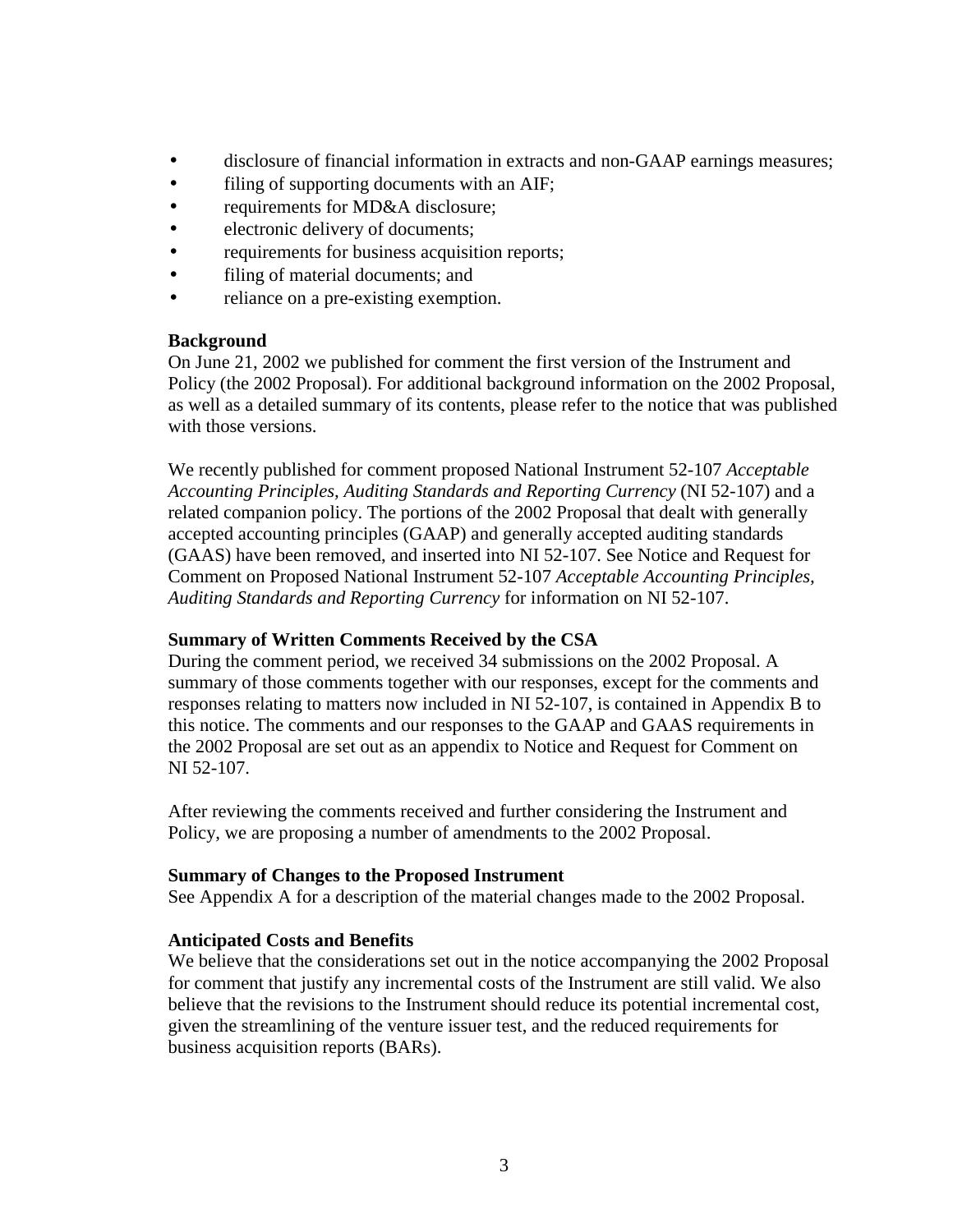- disclosure of financial information in extracts and non-GAAP earnings measures;
- filing of supporting documents with an AIF;
- requirements for MD&A disclosure;
- electronic delivery of documents;
- requirements for business acquisition reports;
- filing of material documents; and
- reliance on a pre-existing exemption.

**Background**
On June 21, 2002 we published for comment the first version of the Instrument and Policy (the 2002 Proposal). For additional background information on the 2002 Proposal, as well as a detailed summary of its contents, please refer to the notice that was published with those versions.

We recently published for comment proposed National Instrument 52-107 *Acceptable Accounting Principles, Auditing Standards and Reporting Currency* (NI 52-107) and a related companion policy. The portions of the 2002 Proposal that dealt with generally accepted accounting principles (GAAP) and generally accepted auditing standards (GAAS) have been removed, and inserted into NI 52-107. See Notice and Request for Comment on Proposed National Instrument 52-107 *Acceptable Accounting Principles, Auditing Standards and Reporting Currency* for information on NI 52-107.

**Summary of Written Comments Received by the CSA**
During the comment period, we received 34 submissions on the 2002 Proposal. A summary of those comments together with our responses, except for the comments and responses relating to matters now included in NI 52-107, is contained in Appendix B to this notice. The comments and our responses to the GAAP and GAAS requirements in the 2002 Proposal are set out as an appendix to Notice and Request for Comment on NI 52-107.

After reviewing the comments received and further considering the Instrument and Policy, we are proposing a number of amendments to the 2002 Proposal.

**Summary of Changes to the Proposed Instrument**
See Appendix A for a description of the material changes made to the 2002 Proposal.

**Anticipated Costs and Benefits**
We believe that the considerations set out in the notice accompanying the 2002 Proposal for comment that justify any incremental costs of the Instrument are still valid. We also believe that the revisions to the Instrument should reduce its potential incremental cost, given the streamlining of the venture issuer test, and the reduced requirements for business acquisition reports (BARs).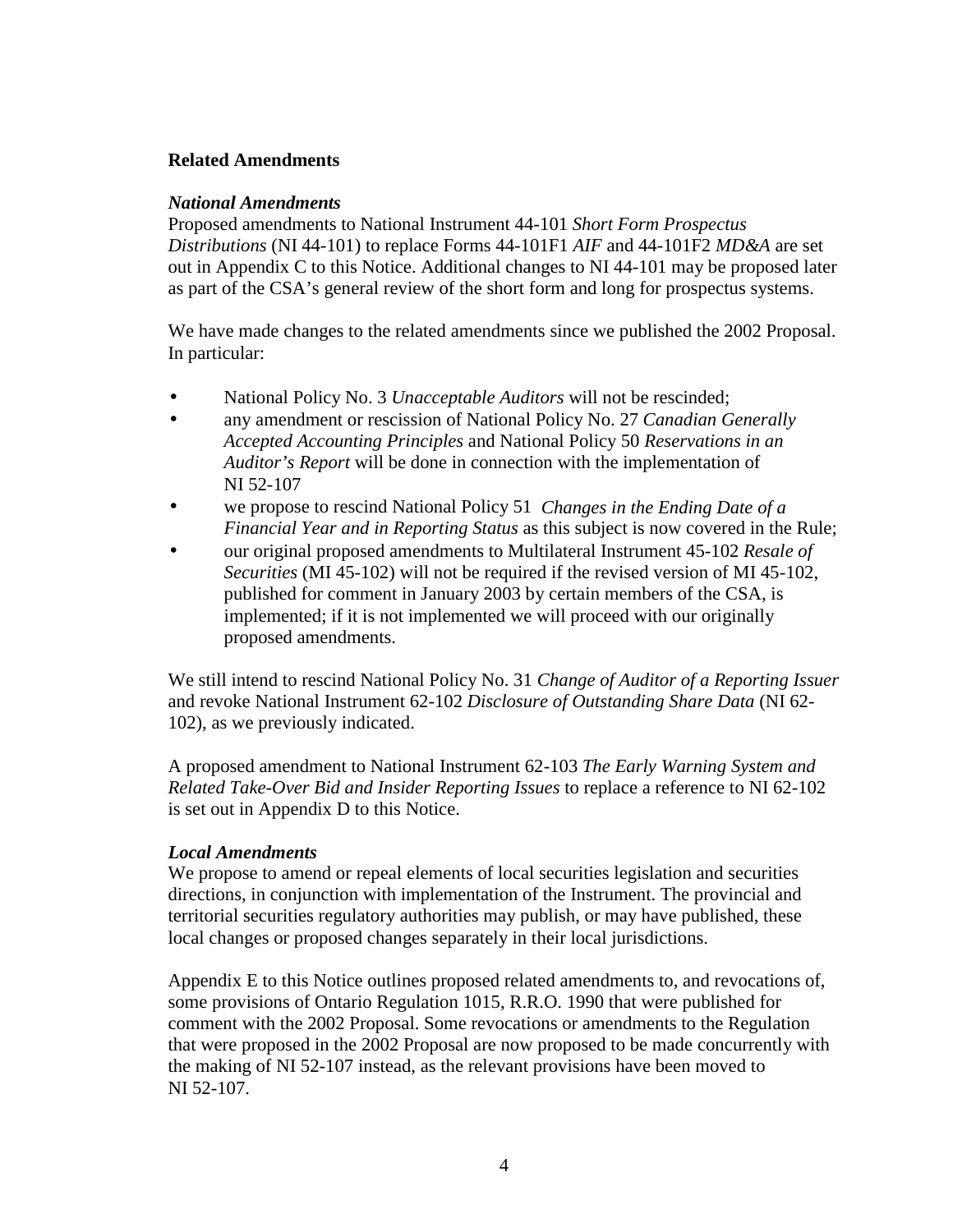## Related Amendments

### *National Amendments*

Proposed amendments to National Instrument 44-101 *Short Form Prospectus Distributions* (NI 44-101) to replace Forms 44-101F1 *AIF* and 44-101F2 *MD&A* are set out in Appendix C to this Notice. Additional changes to NI 44-101 may be proposed later as part of the CSA's general review of the short form and long for prospectus systems.

We have made changes to the related amendments since we published the 2002 Proposal. In particular:

- National Policy No. 3 *Unacceptable Auditors* will not be rescinded;
- any amendment or rescission of National Policy No. 27 *Canadian Generally Accepted Accounting Principles* and National Policy 50 *Reservations in an Auditor's Report* will be done in connection with the implementation of NI 52-107
- we propose to rescind National Policy 51 *Changes in the Ending Date of a Financial Year and in Reporting Status* as this subject is now covered in the Rule;
- our original proposed amendments to Multilateral Instrument 45-102 *Resale of Securities* (MI 45-102) will not be required if the revised version of MI 45-102, published for comment in January 2003 by certain members of the CSA, is implemented; if it is not implemented we will proceed with our originally proposed amendments.

We still intend to rescind National Policy No. 31 *Change of Auditor of a Reporting Issuer* and revoke National Instrument 62-102 *Disclosure of Outstanding Share Data* (NI 62-102), as we previously indicated.

A proposed amendment to National Instrument 62-103 *The Early Warning System and Related Take-Over Bid and Insider Reporting Issues* to replace a reference to NI 62-102 is set out in Appendix D to this Notice.

### *Local Amendments*

We propose to amend or repeal elements of local securities legislation and securities directions, in conjunction with implementation of the Instrument. The provincial and territorial securities regulatory authorities may publish, or may have published, these local changes or proposed changes separately in their local jurisdictions.

Appendix E to this Notice outlines proposed related amendments to, and revocations of, some provisions of Ontario Regulation 1015, R.R.O. 1990 that were published for comment with the 2002 Proposal. Some revocations or amendments to the Regulation that were proposed in the 2002 Proposal are now proposed to be made concurrently with the making of NI 52-107 instead, as the relevant provisions have been moved to NI 52-107.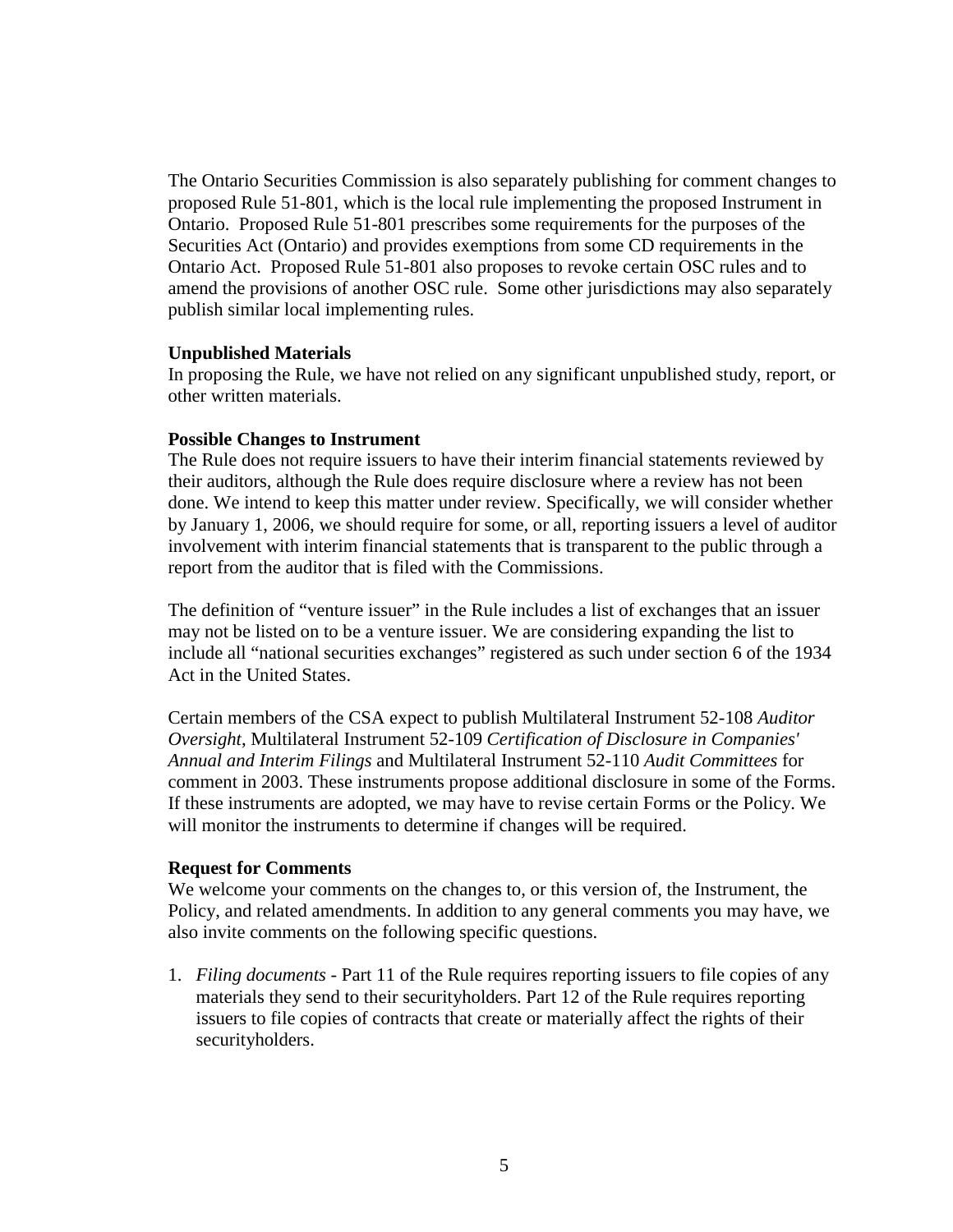The Ontario Securities Commission is also separately publishing for comment changes to proposed Rule 51-801, which is the local rule implementing the proposed Instrument in Ontario. Proposed Rule 51-801 prescribes some requirements for the purposes of the Securities Act (Ontario) and provides exemptions from some CD requirements in the Ontario Act. Proposed Rule 51-801 also proposes to revoke certain OSC rules and to amend the provisions of another OSC rule. Some other jurisdictions may also separately publish similar local implementing rules.

**Unpublished Materials**

In proposing the Rule, we have not relied on any significant unpublished study, report, or other written materials.

**Possible Changes to Instrument**

The Rule does not require issuers to have their interim financial statements reviewed by their auditors, although the Rule does require disclosure where a review has not been done. We intend to keep this matter under review. Specifically, we will consider whether by January 1, 2006, we should require for some, or all, reporting issuers a level of auditor involvement with interim financial statements that is transparent to the public through a report from the auditor that is filed with the Commissions.

The definition of "venture issuer" in the Rule includes a list of exchanges that an issuer may not be listed on to be a venture issuer. We are considering expanding the list to include all "national securities exchanges" registered as such under section 6 of the 1934 Act in the United States.

Certain members of the CSA expect to publish Multilateral Instrument 52-108 *Auditor Oversight*, Multilateral Instrument 52-109 *Certification of Disclosure in Companies' Annual and Interim Filings* and Multilateral Instrument 52-110 *Audit Committees* for comment in 2003. These instruments propose additional disclosure in some of the Forms. If these instruments are adopted, we may have to revise certain Forms or the Policy. We will monitor the instruments to determine if changes will be required.

**Request for Comments**

We welcome your comments on the changes to, or this version of, the Instrument, the Policy, and related amendments. In addition to any general comments you may have, we also invite comments on the following specific questions.

1. *Filing documents* - Part 11 of the Rule requires reporting issuers to file copies of any materials they send to their securityholders. Part 12 of the Rule requires reporting issuers to file copies of contracts that create or materially affect the rights of their securityholders.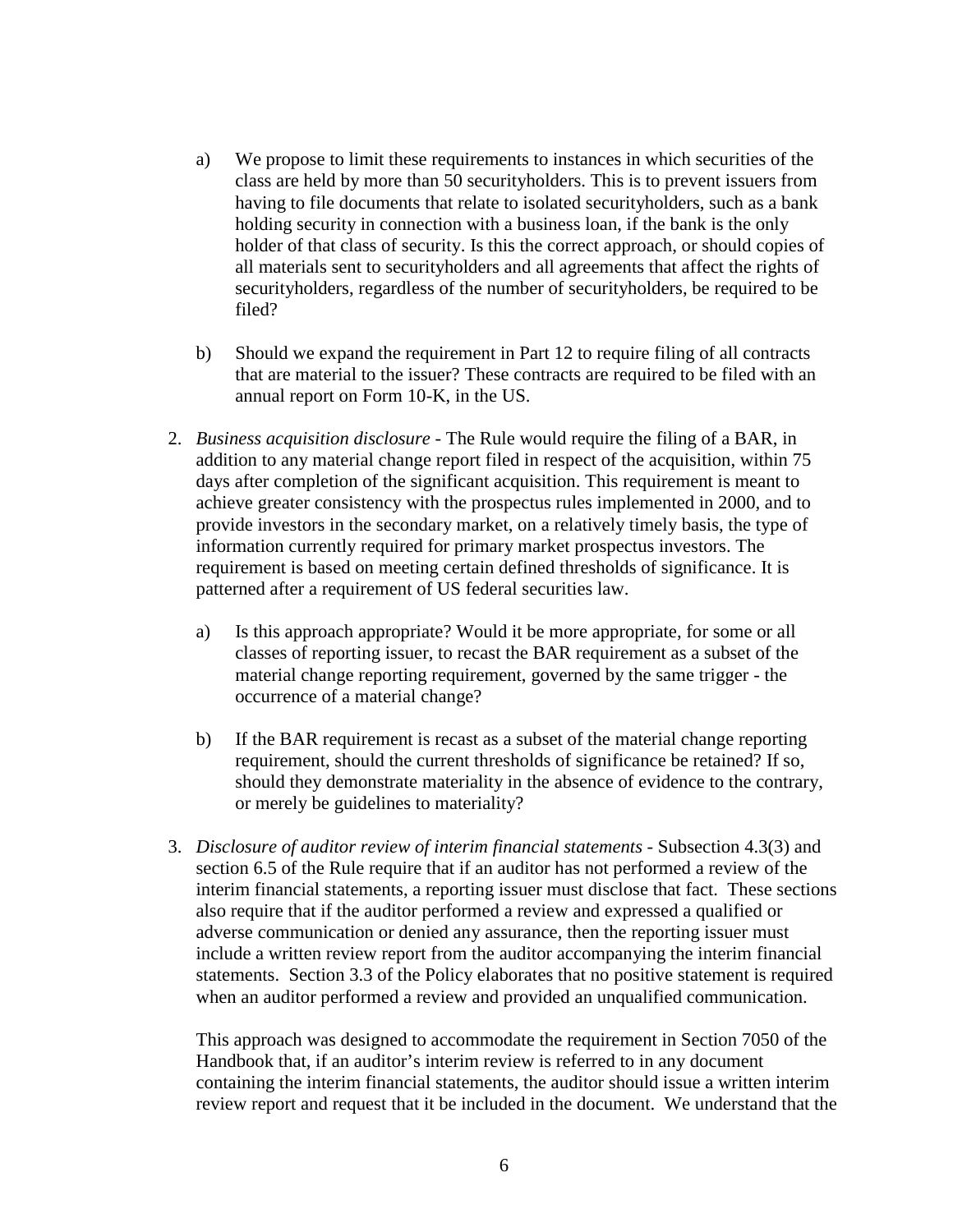a) We propose to limit these requirements to instances in which securities of the class are held by more than 50 securityholders. This is to prevent issuers from having to file documents that relate to isolated securityholders, such as a bank holding security in connection with a business loan, if the bank is the only holder of that class of security. Is this the correct approach, or should copies of all materials sent to securityholders and all agreements that affect the rights of securityholders, regardless of the number of securityholders, be required to be filed?

   b) Should we expand the requirement in Part 12 to require filing of all contracts that are material to the issuer? These contracts are required to be filed with an annual report on Form 10-K, in the US.

2. *Business acquisition disclosure* - The Rule would require the filing of a BAR, in addition to any material change report filed in respect of the acquisition, within 75 days after completion of the significant acquisition. This requirement is meant to achieve greater consistency with the prospectus rules implemented in 2000, and to provide investors in the secondary market, on a relatively timely basis, the type of information currently required for primary market prospectus investors. The requirement is based on meeting certain defined thresholds of significance. It is patterned after a requirement of US federal securities law.

   a) Is this approach appropriate? Would it be more appropriate, for some or all classes of reporting issuer, to recast the BAR requirement as a subset of the material change reporting requirement, governed by the same trigger - the occurrence of a material change?

   b) If the BAR requirement is recast as a subset of the material change reporting requirement, should the current thresholds of significance be retained? If so, should they demonstrate materiality in the absence of evidence to the contrary, or merely be guidelines to materiality?

3. *Disclosure of auditor review of interim financial statements* - Subsection 4.3(3) and section 6.5 of the Rule require that if an auditor has not performed a review of the interim financial statements, a reporting issuer must disclose that fact. These sections also require that if the auditor performed a review and expressed a qualified or adverse communication or denied any assurance, then the reporting issuer must include a written review report from the auditor accompanying the interim financial statements. Section 3.3 of the Policy elaborates that no positive statement is required when an auditor performed a review and provided an unqualified communication.

   This approach was designed to accommodate the requirement in Section 7050 of the Handbook that, if an auditor's interim review is referred to in any document containing the interim financial statements, the auditor should issue a written interim review report and request that it be included in the document. We understand that the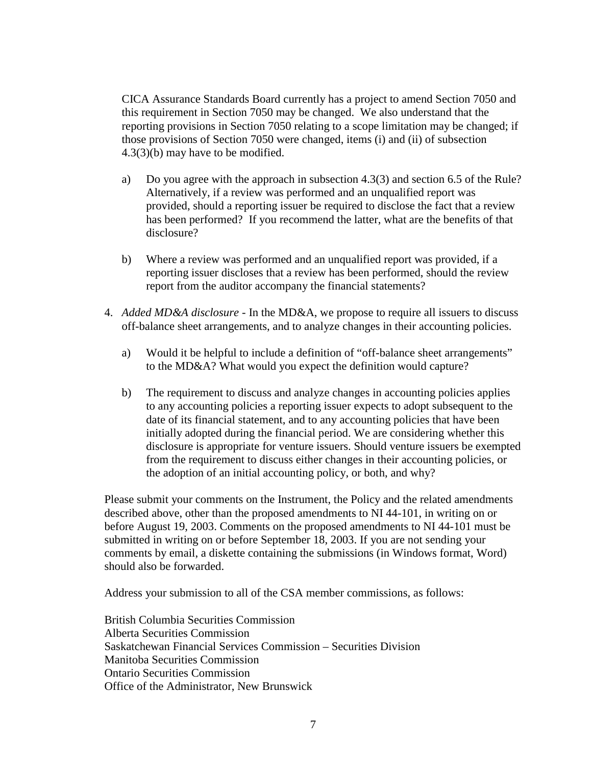CICA Assurance Standards Board currently has a project to amend Section 7050 and this requirement in Section 7050 may be changed. We also understand that the reporting provisions in Section 7050 relating to a scope limitation may be changed; if those provisions of Section 7050 were changed, items (i) and (ii) of subsection 4.3(3)(b) may have to be modified.

a) Do you agree with the approach in subsection 4.3(3) and section 6.5 of the Rule? Alternatively, if a review was performed and an unqualified report was provided, should a reporting issuer be required to disclose the fact that a review has been performed? If you recommend the latter, what are the benefits of that disclosure?

b) Where a review was performed and an unqualified report was provided, if a reporting issuer discloses that a review has been performed, should the review report from the auditor accompany the financial statements?

4. *Added MD&A disclosure* - In the MD&A, we propose to require all issuers to discuss off-balance sheet arrangements, and to analyze changes in their accounting policies.

   a) Would it be helpful to include a definition of "off-balance sheet arrangements" to the MD&A? What would you expect the definition would capture?

   b) The requirement to discuss and analyze changes in accounting policies applies to any accounting policies a reporting issuer expects to adopt subsequent to the date of its financial statement, and to any accounting policies that have been initially adopted during the financial period. We are considering whether this disclosure is appropriate for venture issuers. Should venture issuers be exempted from the requirement to discuss either changes in their accounting policies, or the adoption of an initial accounting policy, or both, and why?

Please submit your comments on the Instrument, the Policy and the related amendments described above, other than the proposed amendments to NI 44-101, in writing on or before August 19, 2003. Comments on the proposed amendments to NI 44-101 must be submitted in writing on or before September 18, 2003. If you are not sending your comments by email, a diskette containing the submissions (in Windows format, Word) should also be forwarded.

Address your submission to all of the CSA member commissions, as follows:

British Columbia Securities Commission
Alberta Securities Commission
Saskatchewan Financial Services Commission – Securities Division
Manitoba Securities Commission
Ontario Securities Commission
Office of the Administrator, New Brunswick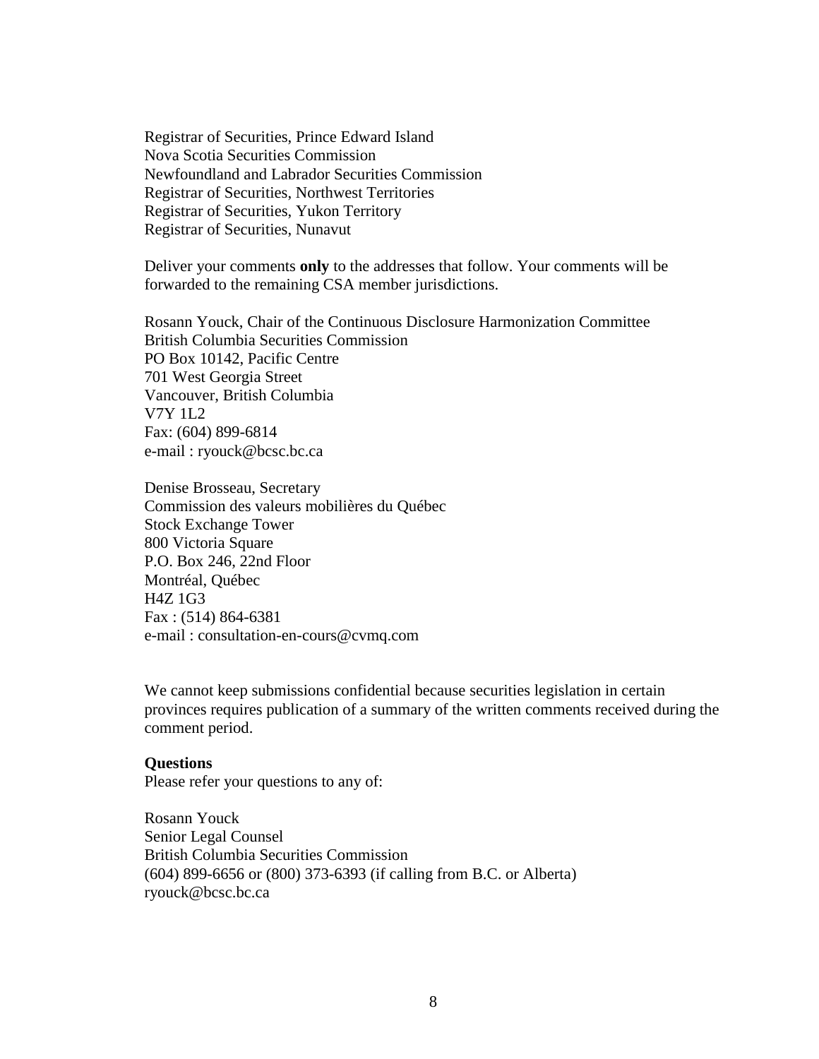Registrar of Securities, Prince Edward Island  
Nova Scotia Securities Commission  
Newfoundland and Labrador Securities Commission  
Registrar of Securities, Northwest Territories  
Registrar of Securities, Yukon Territory  
Registrar of Securities, Nunavut

Deliver your comments **only** to the addresses that follow. Your comments will be forwarded to the remaining CSA member jurisdictions.

Rosann Youck, Chair of the Continuous Disclosure Harmonization Committee  
British Columbia Securities Commission  
PO Box 10142, Pacific Centre  
701 West Georgia Street  
Vancouver, British Columbia  
V7Y 1L2  
Fax: (604) 899-6814  
e-mail : ryouck@bcsc.bc.ca

Denise Brosseau, Secretary  
Commission des valeurs mobilières du Québec  
Stock Exchange Tower  
800 Victoria Square  
P.O. Box 246, 22nd Floor  
Montréal, Québec  
H4Z 1G3  
Fax : (514) 864-6381  
e-mail : consultation-en-cours@cvmq.com

We cannot keep submissions confidential because securities legislation in certain provinces requires publication of a summary of the written comments received during the comment period.

**Questions**  
Please refer your questions to any of:

Rosann Youck  
Senior Legal Counsel  
British Columbia Securities Commission  
(604) 899-6656 or (800) 373-6393 (if calling from B.C. or Alberta)  
ryouck@bcsc.bc.ca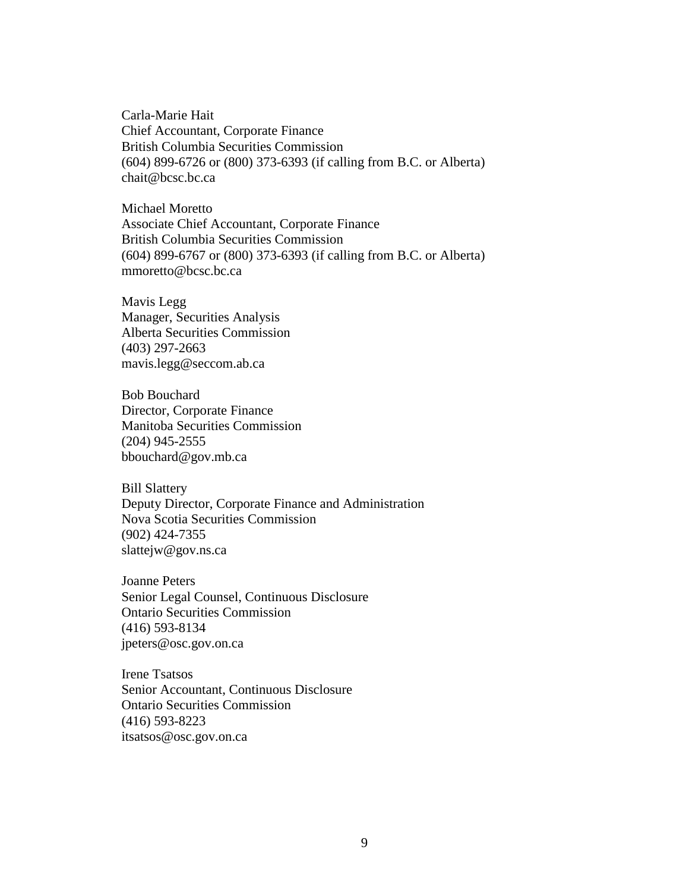Carla-Marie Hait
Chief Accountant, Corporate Finance
British Columbia Securities Commission
(604) 899-6726 or (800) 373-6393 (if calling from B.C. or Alberta)
chait@bcsc.bc.ca

Michael Moretto
Associate Chief Accountant, Corporate Finance
British Columbia Securities Commission
(604) 899-6767 or (800) 373-6393 (if calling from B.C. or Alberta)
mmoretto@bcsc.bc.ca

Mavis Legg
Manager, Securities Analysis
Alberta Securities Commission
(403) 297-2663
mavis.legg@seccom.ab.ca

Bob Bouchard
Director, Corporate Finance
Manitoba Securities Commission
(204) 945-2555
bbouchard@gov.mb.ca

Bill Slattery
Deputy Director, Corporate Finance and Administration
Nova Scotia Securities Commission
(902) 424-7355
slattejw@gov.ns.ca

Joanne Peters
Senior Legal Counsel, Continuous Disclosure
Ontario Securities Commission
(416) 593-8134
jpeters@osc.gov.on.ca

Irene Tsatsos
Senior Accountant, Continuous Disclosure
Ontario Securities Commission
(416) 593-8223
itsatsos@osc.gov.on.ca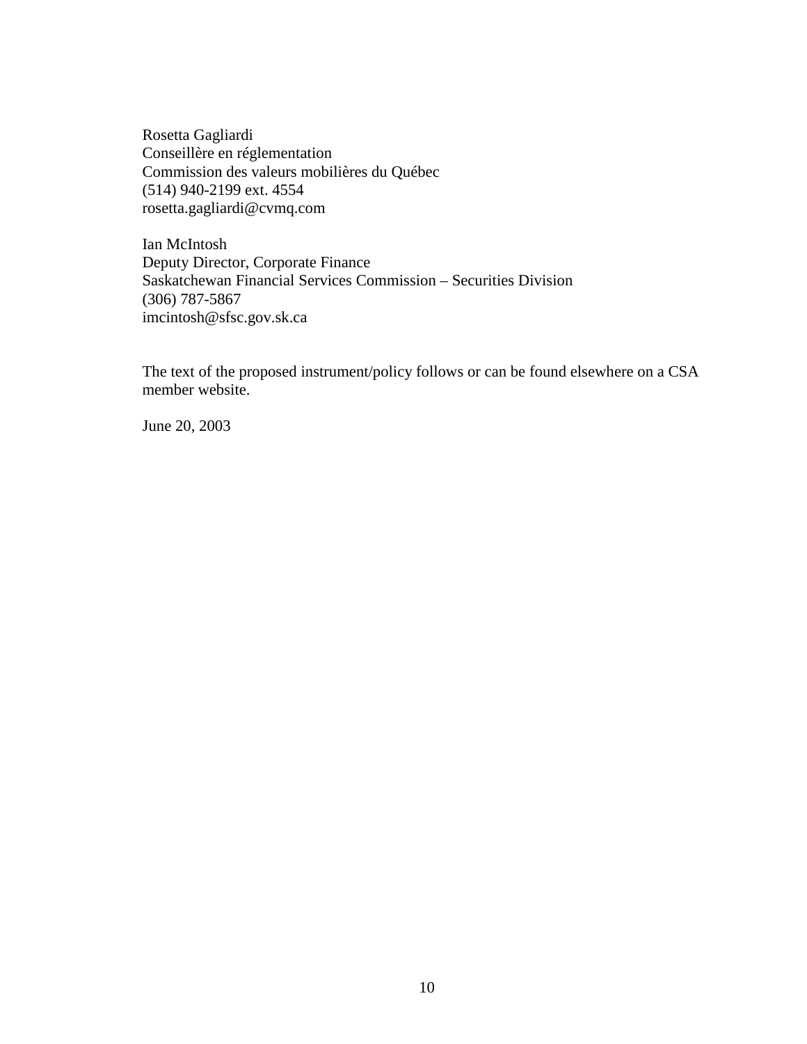Rosetta Gagliardi
Conseillère en réglementation
Commission des valeurs mobilières du Québec
(514) 940-2199 ext. 4554
rosetta.gagliardi@cvmq.com

Ian McIntosh
Deputy Director, Corporate Finance
Saskatchewan Financial Services Commission – Securities Division
(306) 787-5867
imcintosh@sfsc.gov.sk.ca

The text of the proposed instrument/policy follows or can be found elsewhere on a CSA member website.

June 20, 2003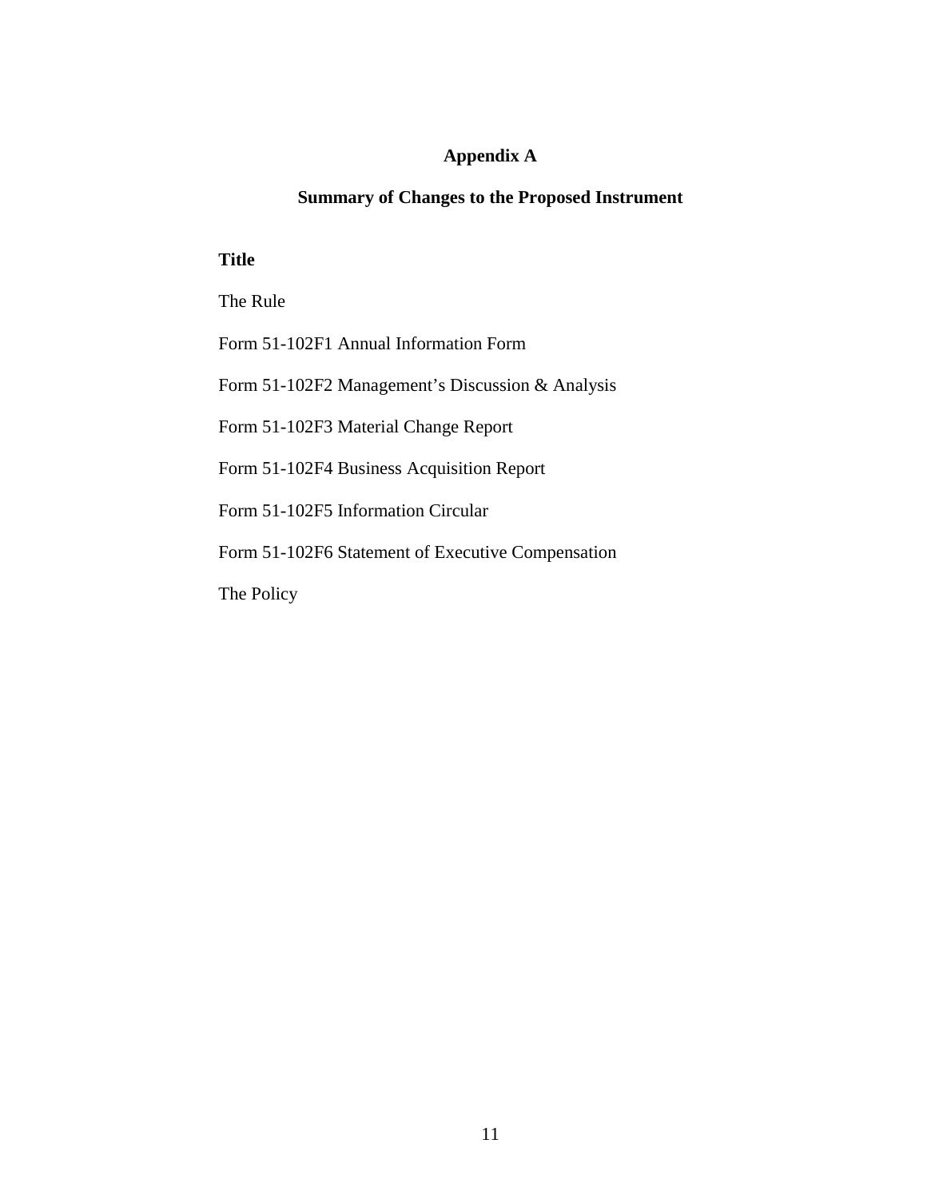# Appendix A

## Summary of Changes to the Proposed Instrument

**Title**

The Rule

Form 51-102F1 Annual Information Form

Form 51-102F2 Management's Discussion & Analysis

Form 51-102F3 Material Change Report

Form 51-102F4 Business Acquisition Report

Form 51-102F5 Information Circular

Form 51-102F6 Statement of Executive Compensation

The Policy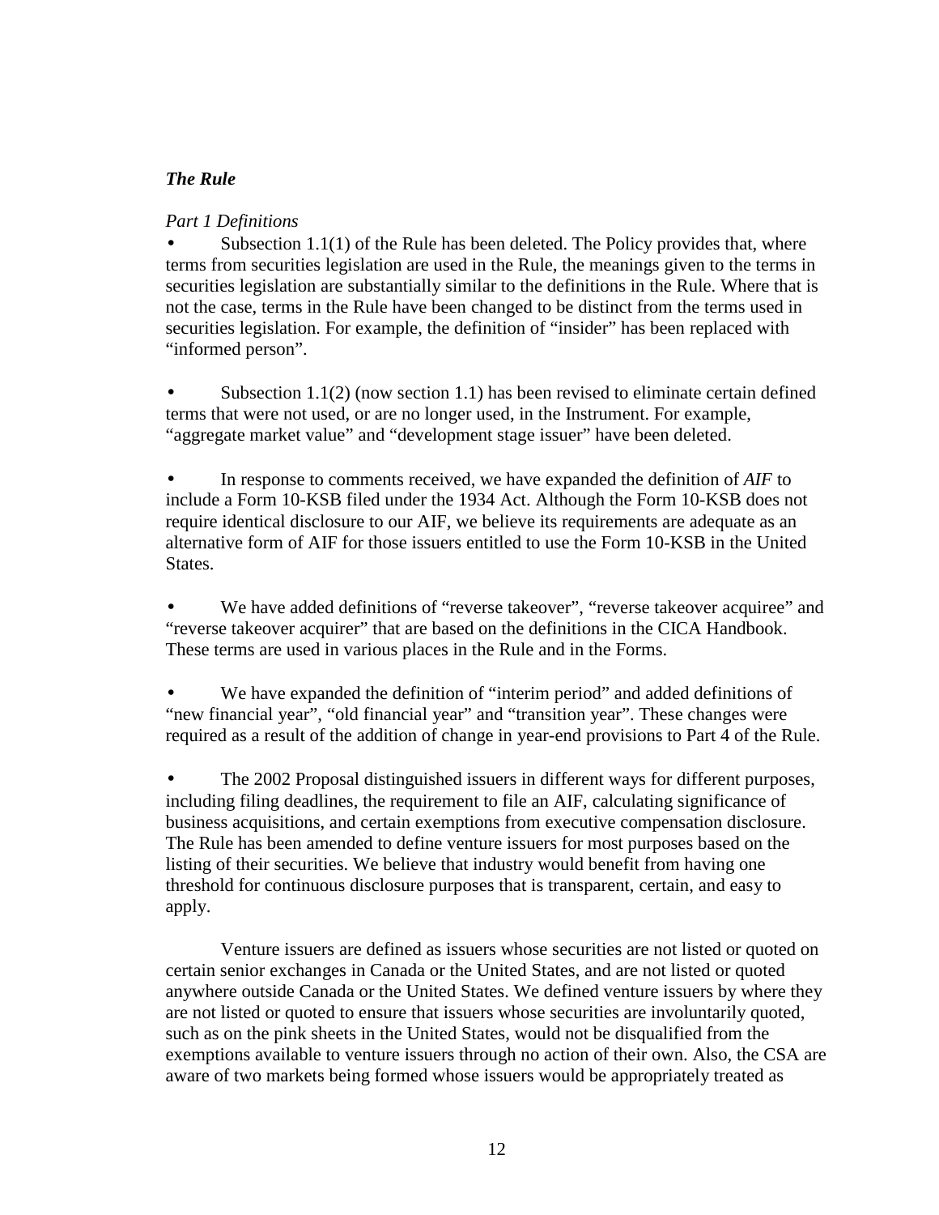***The Rule***

*Part 1 Definitions*

- Subsection 1.1(1) of the Rule has been deleted. The Policy provides that, where terms from securities legislation are used in the Rule, the meanings given to the terms in securities legislation are substantially similar to the definitions in the Rule. Where that is not the case, terms in the Rule have been changed to be distinct from the terms used in securities legislation. For example, the definition of "insider" has been replaced with "informed person".

- Subsection 1.1(2) (now section 1.1) has been revised to eliminate certain defined terms that were not used, or are no longer used, in the Instrument. For example, "aggregate market value" and "development stage issuer" have been deleted.

- In response to comments received, we have expanded the definition of *AIF* to include a Form 10-KSB filed under the 1934 Act. Although the Form 10-KSB does not require identical disclosure to our AIF, we believe its requirements are adequate as an alternative form of AIF for those issuers entitled to use the Form 10-KSB in the United States.

- We have added definitions of "reverse takeover", "reverse takeover acquiree" and "reverse takeover acquirer" that are based on the definitions in the CICA Handbook. These terms are used in various places in the Rule and in the Forms.

- We have expanded the definition of "interim period" and added definitions of "new financial year", "old financial year" and "transition year". These changes were required as a result of the addition of change in year-end provisions to Part 4 of the Rule.

- The 2002 Proposal distinguished issuers in different ways for different purposes, including filing deadlines, the requirement to file an AIF, calculating significance of business acquisitions, and certain exemptions from executive compensation disclosure. The Rule has been amended to define venture issuers for most purposes based on the listing of their securities. We believe that industry would benefit from having one threshold for continuous disclosure purposes that is transparent, certain, and easy to apply.

  Venture issuers are defined as issuers whose securities are not listed or quoted on certain senior exchanges in Canada or the United States, and are not listed or quoted anywhere outside Canada or the United States. We defined venture issuers by where they are not listed or quoted to ensure that issuers whose securities are involuntarily quoted, such as on the pink sheets in the United States, would not be disqualified from the exemptions available to venture issuers through no action of their own. Also, the CSA are aware of two markets being formed whose issuers would be appropriately treated as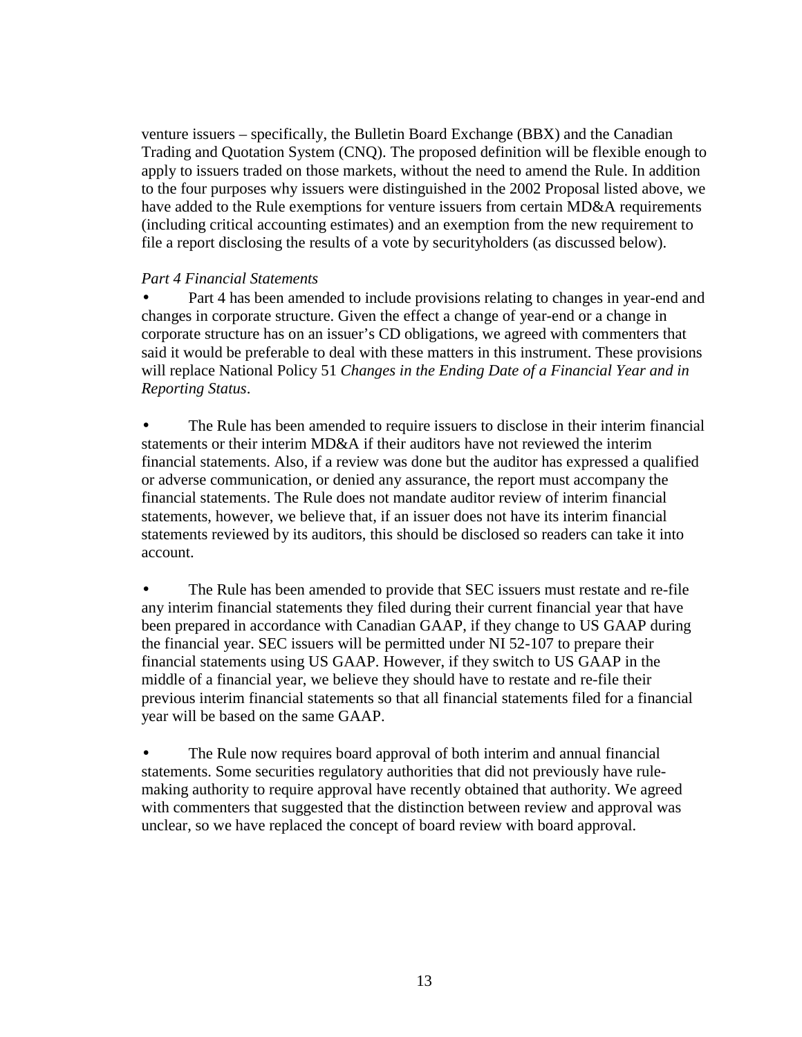venture issuers – specifically, the Bulletin Board Exchange (BBX) and the Canadian Trading and Quotation System (CNQ). The proposed definition will be flexible enough to apply to issuers traded on those markets, without the need to amend the Rule. In addition to the four purposes why issuers were distinguished in the 2002 Proposal listed above, we have added to the Rule exemptions for venture issuers from certain MD&A requirements (including critical accounting estimates) and an exemption from the new requirement to file a report disclosing the results of a vote by securityholders (as discussed below).

*Part 4 Financial Statements*

- Part 4 has been amended to include provisions relating to changes in year-end and changes in corporate structure. Given the effect a change of year-end or a change in corporate structure has on an issuer's CD obligations, we agreed with commenters that said it would be preferable to deal with these matters in this instrument. These provisions will replace National Policy 51 *Changes in the Ending Date of a Financial Year and in Reporting Status*.

- The Rule has been amended to require issuers to disclose in their interim financial statements or their interim MD&A if their auditors have not reviewed the interim financial statements. Also, if a review was done but the auditor has expressed a qualified or adverse communication, or denied any assurance, the report must accompany the financial statements. The Rule does not mandate auditor review of interim financial statements, however, we believe that, if an issuer does not have its interim financial statements reviewed by its auditors, this should be disclosed so readers can take it into account.

- The Rule has been amended to provide that SEC issuers must restate and re-file any interim financial statements they filed during their current financial year that have been prepared in accordance with Canadian GAAP, if they change to US GAAP during the financial year. SEC issuers will be permitted under NI 52-107 to prepare their financial statements using US GAAP. However, if they switch to US GAAP in the middle of a financial year, we believe they should have to restate and re-file their previous interim financial statements so that all financial statements filed for a financial year will be based on the same GAAP.

- The Rule now requires board approval of both interim and annual financial statements. Some securities regulatory authorities that did not previously have rule-making authority to require approval have recently obtained that authority. We agreed with commenters that suggested that the distinction between review and approval was unclear, so we have replaced the concept of board review with board approval.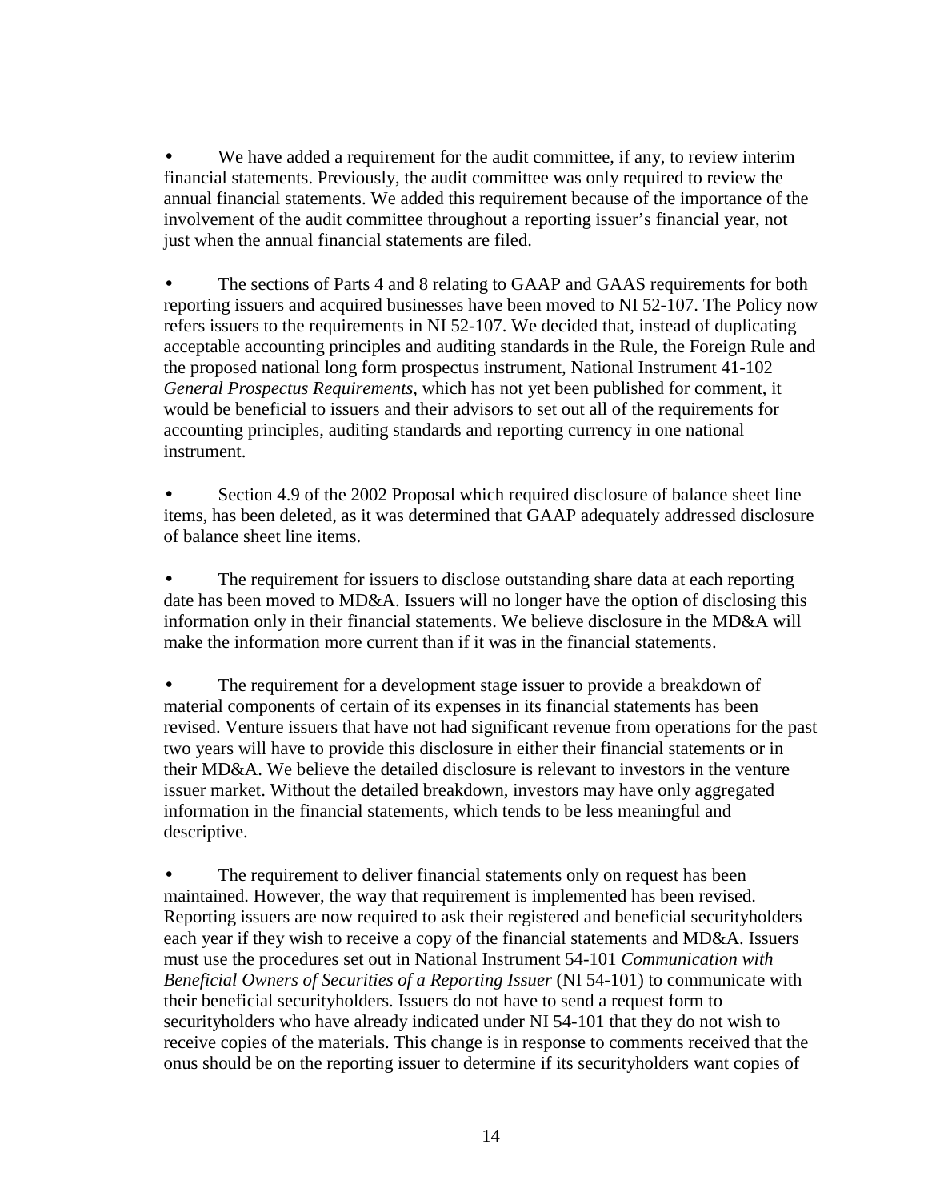- We have added a requirement for the audit committee, if any, to review interim financial statements. Previously, the audit committee was only required to review the annual financial statements. We added this requirement because of the importance of the involvement of the audit committee throughout a reporting issuer's financial year, not just when the annual financial statements are filed.

- The sections of Parts 4 and 8 relating to GAAP and GAAS requirements for both reporting issuers and acquired businesses have been moved to NI 52-107. The Policy now refers issuers to the requirements in NI 52-107. We decided that, instead of duplicating acceptable accounting principles and auditing standards in the Rule, the Foreign Rule and the proposed national long form prospectus instrument, National Instrument 41-102 *General Prospectus Requirements*, which has not yet been published for comment, it would be beneficial to issuers and their advisors to set out all of the requirements for accounting principles, auditing standards and reporting currency in one national instrument.

- Section 4.9 of the 2002 Proposal which required disclosure of balance sheet line items, has been deleted, as it was determined that GAAP adequately addressed disclosure of balance sheet line items.

- The requirement for issuers to disclose outstanding share data at each reporting date has been moved to MD&A. Issuers will no longer have the option of disclosing this information only in their financial statements. We believe disclosure in the MD&A will make the information more current than if it was in the financial statements.

- The requirement for a development stage issuer to provide a breakdown of material components of certain of its expenses in its financial statements has been revised. Venture issuers that have not had significant revenue from operations for the past two years will have to provide this disclosure in either their financial statements or in their MD&A. We believe the detailed disclosure is relevant to investors in the venture issuer market. Without the detailed breakdown, investors may have only aggregated information in the financial statements, which tends to be less meaningful and descriptive.

- The requirement to deliver financial statements only on request has been maintained. However, the way that requirement is implemented has been revised. Reporting issuers are now required to ask their registered and beneficial securityholders each year if they wish to receive a copy of the financial statements and MD&A. Issuers must use the procedures set out in National Instrument 54-101 *Communication with Beneficial Owners of Securities of a Reporting Issuer* (NI 54-101) to communicate with their beneficial securityholders. Issuers do not have to send a request form to securityholders who have already indicated under NI 54-101 that they do not wish to receive copies of the materials. This change is in response to comments received that the onus should be on the reporting issuer to determine if its securityholders want copies of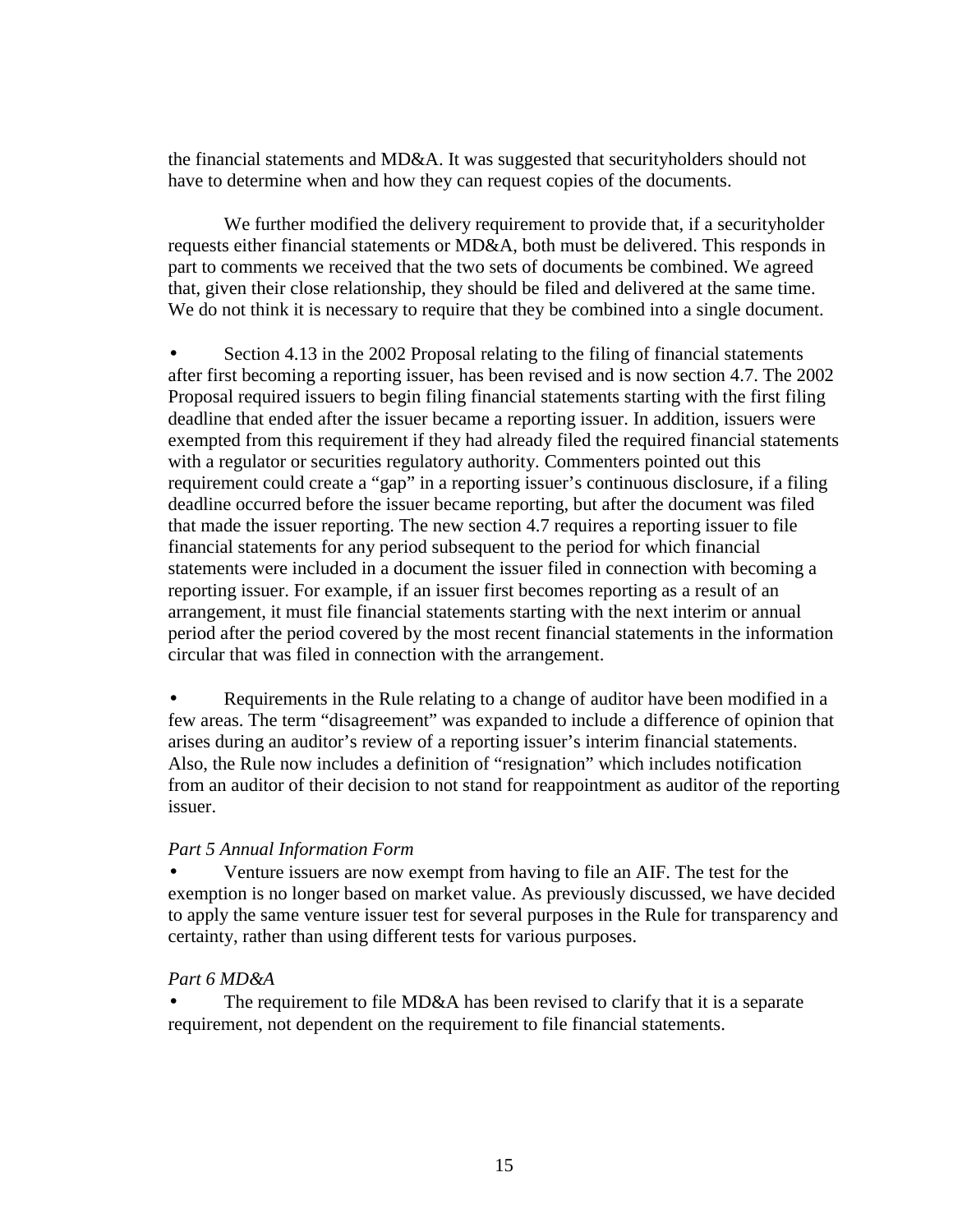the financial statements and MD&A. It was suggested that securityholders should not have to determine when and how they can request copies of the documents.

We further modified the delivery requirement to provide that, if a securityholder requests either financial statements or MD&A, both must be delivered. This responds in part to comments we received that the two sets of documents be combined. We agreed that, given their close relationship, they should be filed and delivered at the same time. We do not think it is necessary to require that they be combined into a single document.

- Section 4.13 in the 2002 Proposal relating to the filing of financial statements after first becoming a reporting issuer, has been revised and is now section 4.7. The 2002 Proposal required issuers to begin filing financial statements starting with the first filing deadline that ended after the issuer became a reporting issuer. In addition, issuers were exempted from this requirement if they had already filed the required financial statements with a regulator or securities regulatory authority. Commenters pointed out this requirement could create a "gap" in a reporting issuer's continuous disclosure, if a filing deadline occurred before the issuer became reporting, but after the document was filed that made the issuer reporting. The new section 4.7 requires a reporting issuer to file financial statements for any period subsequent to the period for which financial statements were included in a document the issuer filed in connection with becoming a reporting issuer. For example, if an issuer first becomes reporting as a result of an arrangement, it must file financial statements starting with the next interim or annual period after the period covered by the most recent financial statements in the information circular that was filed in connection with the arrangement.

- Requirements in the Rule relating to a change of auditor have been modified in a few areas. The term "disagreement" was expanded to include a difference of opinion that arises during an auditor's review of a reporting issuer's interim financial statements. Also, the Rule now includes a definition of "resignation" which includes notification from an auditor of their decision to not stand for reappointment as auditor of the reporting issuer.

*Part 5 Annual Information Form*

- Venture issuers are now exempt from having to file an AIF. The test for the exemption is no longer based on market value. As previously discussed, we have decided to apply the same venture issuer test for several purposes in the Rule for transparency and certainty, rather than using different tests for various purposes.

*Part 6 MD&A*

- The requirement to file MD&A has been revised to clarify that it is a separate requirement, not dependent on the requirement to file financial statements.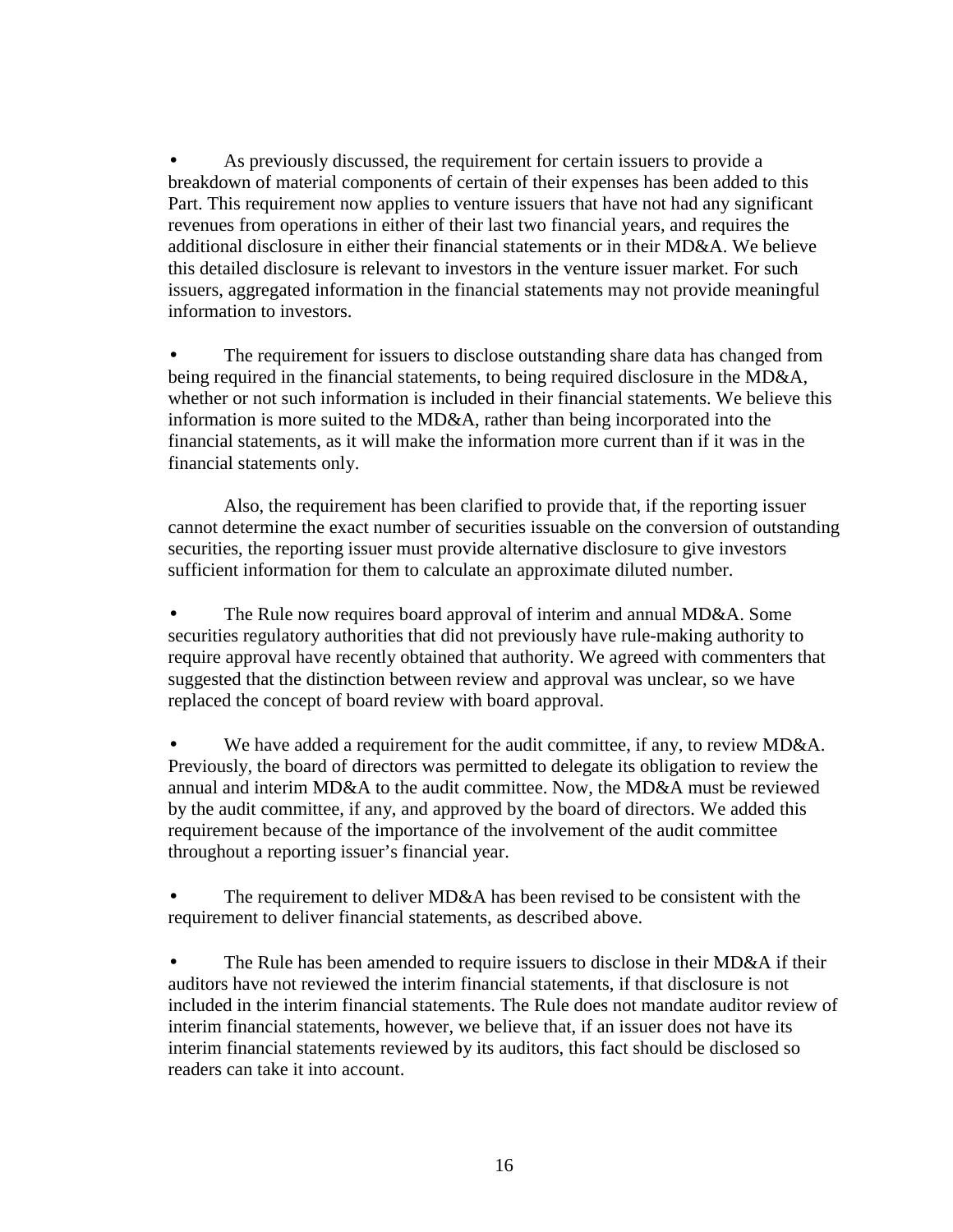- As previously discussed, the requirement for certain issuers to provide a breakdown of material components of certain of their expenses has been added to this Part. This requirement now applies to venture issuers that have not had any significant revenues from operations in either of their last two financial years, and requires the additional disclosure in either their financial statements or in their MD&A. We believe this detailed disclosure is relevant to investors in the venture issuer market. For such issuers, aggregated information in the financial statements may not provide meaningful information to investors.

- The requirement for issuers to disclose outstanding share data has changed from being required in the financial statements, to being required disclosure in the MD&A, whether or not such information is included in their financial statements. We believe this information is more suited to the MD&A, rather than being incorporated into the financial statements, as it will make the information more current than if it was in the financial statements only.

  Also, the requirement has been clarified to provide that, if the reporting issuer cannot determine the exact number of securities issuable on the conversion of outstanding securities, the reporting issuer must provide alternative disclosure to give investors sufficient information for them to calculate an approximate diluted number.

- The Rule now requires board approval of interim and annual MD&A. Some securities regulatory authorities that did not previously have rule-making authority to require approval have recently obtained that authority. We agreed with commenters that suggested that the distinction between review and approval was unclear, so we have replaced the concept of board review with board approval.

- We have added a requirement for the audit committee, if any, to review MD&A. Previously, the board of directors was permitted to delegate its obligation to review the annual and interim MD&A to the audit committee. Now, the MD&A must be reviewed by the audit committee, if any, and approved by the board of directors. We added this requirement because of the importance of the involvement of the audit committee throughout a reporting issuer's financial year.

- The requirement to deliver MD&A has been revised to be consistent with the requirement to deliver financial statements, as described above.

- The Rule has been amended to require issuers to disclose in their MD&A if their auditors have not reviewed the interim financial statements, if that disclosure is not included in the interim financial statements. The Rule does not mandate auditor review of interim financial statements, however, we believe that, if an issuer does not have its interim financial statements reviewed by its auditors, this fact should be disclosed so readers can take it into account.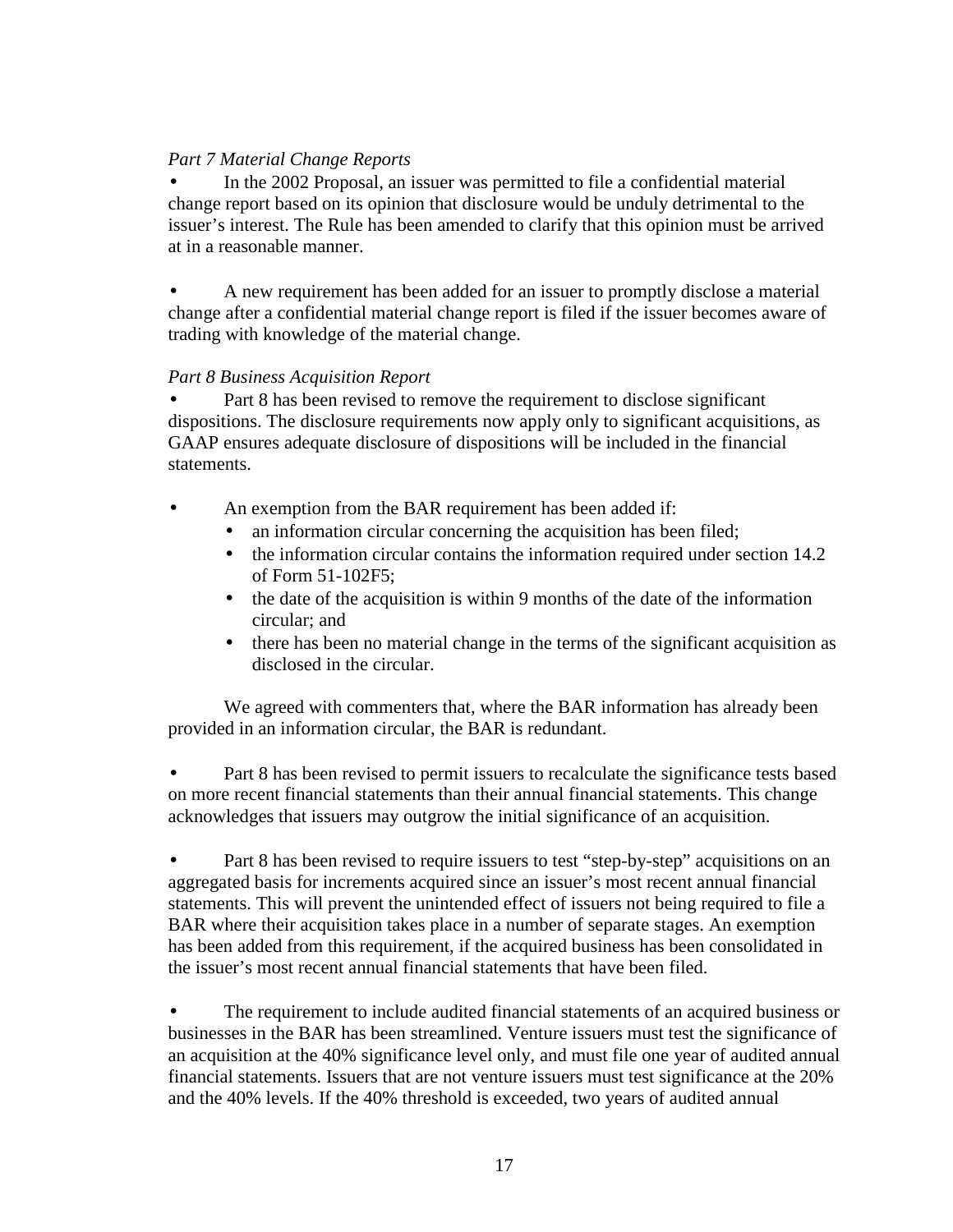*Part 7 Material Change Reports*

- In the 2002 Proposal, an issuer was permitted to file a confidential material change report based on its opinion that disclosure would be unduly detrimental to the issuer's interest. The Rule has been amended to clarify that this opinion must be arrived at in a reasonable manner.

- A new requirement has been added for an issuer to promptly disclose a material change after a confidential material change report is filed if the issuer becomes aware of trading with knowledge of the material change.

*Part 8 Business Acquisition Report*

- Part 8 has been revised to remove the requirement to disclose significant dispositions. The disclosure requirements now apply only to significant acquisitions, as GAAP ensures adequate disclosure of dispositions will be included in the financial statements.

- An exemption from the BAR requirement has been added if:
  - an information circular concerning the acquisition has been filed;
  - the information circular contains the information required under section 14.2 of Form 51-102F5;
  - the date of the acquisition is within 9 months of the date of the information circular; and
  - there has been no material change in the terms of the significant acquisition as disclosed in the circular.

  We agreed with commenters that, where the BAR information has already been provided in an information circular, the BAR is redundant.

- Part 8 has been revised to permit issuers to recalculate the significance tests based on more recent financial statements than their annual financial statements. This change acknowledges that issuers may outgrow the initial significance of an acquisition.

- Part 8 has been revised to require issuers to test "step-by-step" acquisitions on an aggregated basis for increments acquired since an issuer's most recent annual financial statements. This will prevent the unintended effect of issuers not being required to file a BAR where their acquisition takes place in a number of separate stages. An exemption has been added from this requirement, if the acquired business has been consolidated in the issuer's most recent annual financial statements that have been filed.

- The requirement to include audited financial statements of an acquired business or businesses in the BAR has been streamlined. Venture issuers must test the significance of an acquisition at the 40% significance level only, and must file one year of audited annual financial statements. Issuers that are not venture issuers must test significance at the 20% and the 40% levels. If the 40% threshold is exceeded, two years of audited annual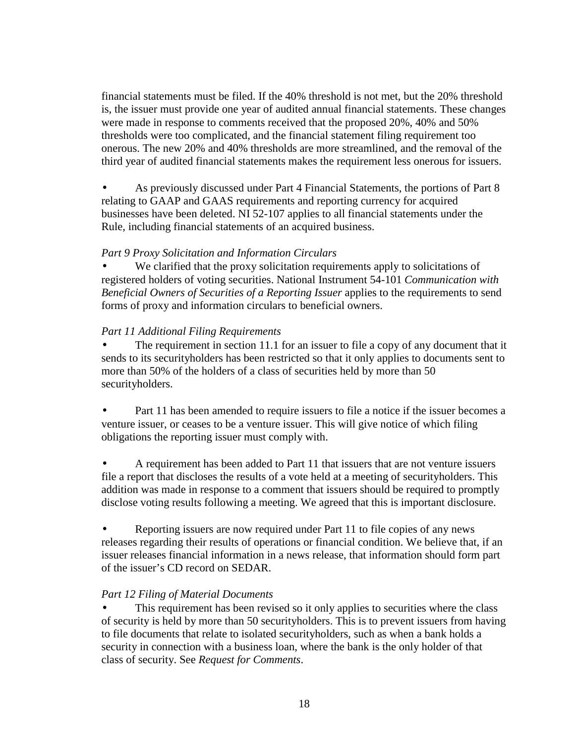financial statements must be filed. If the 40% threshold is not met, but the 20% threshold is, the issuer must provide one year of audited annual financial statements. These changes were made in response to comments received that the proposed 20%, 40% and 50% thresholds were too complicated, and the financial statement filing requirement too onerous. The new 20% and 40% thresholds are more streamlined, and the removal of the third year of audited financial statements makes the requirement less onerous for issuers.

- As previously discussed under Part 4 Financial Statements, the portions of Part 8 relating to GAAP and GAAS requirements and reporting currency for acquired businesses have been deleted. NI 52-107 applies to all financial statements under the Rule, including financial statements of an acquired business.

*Part 9 Proxy Solicitation and Information Circulars*

- We clarified that the proxy solicitation requirements apply to solicitations of registered holders of voting securities. National Instrument 54-101 *Communication with Beneficial Owners of Securities of a Reporting Issuer* applies to the requirements to send forms of proxy and information circulars to beneficial owners.

*Part 11 Additional Filing Requirements*

- The requirement in section 11.1 for an issuer to file a copy of any document that it sends to its securityholders has been restricted so that it only applies to documents sent to more than 50% of the holders of a class of securities held by more than 50 securityholders.

- Part 11 has been amended to require issuers to file a notice if the issuer becomes a venture issuer, or ceases to be a venture issuer. This will give notice of which filing obligations the reporting issuer must comply with.

- A requirement has been added to Part 11 that issuers that are not venture issuers file a report that discloses the results of a vote held at a meeting of securityholders. This addition was made in response to a comment that issuers should be required to promptly disclose voting results following a meeting. We agreed that this is important disclosure.

- Reporting issuers are now required under Part 11 to file copies of any news releases regarding their results of operations or financial condition. We believe that, if an issuer releases financial information in a news release, that information should form part of the issuer's CD record on SEDAR.

*Part 12 Filing of Material Documents*

- This requirement has been revised so it only applies to securities where the class of security is held by more than 50 securityholders. This is to prevent issuers from having to file documents that relate to isolated securityholders, such as when a bank holds a security in connection with a business loan, where the bank is the only holder of that class of security. See *Request for Comments*.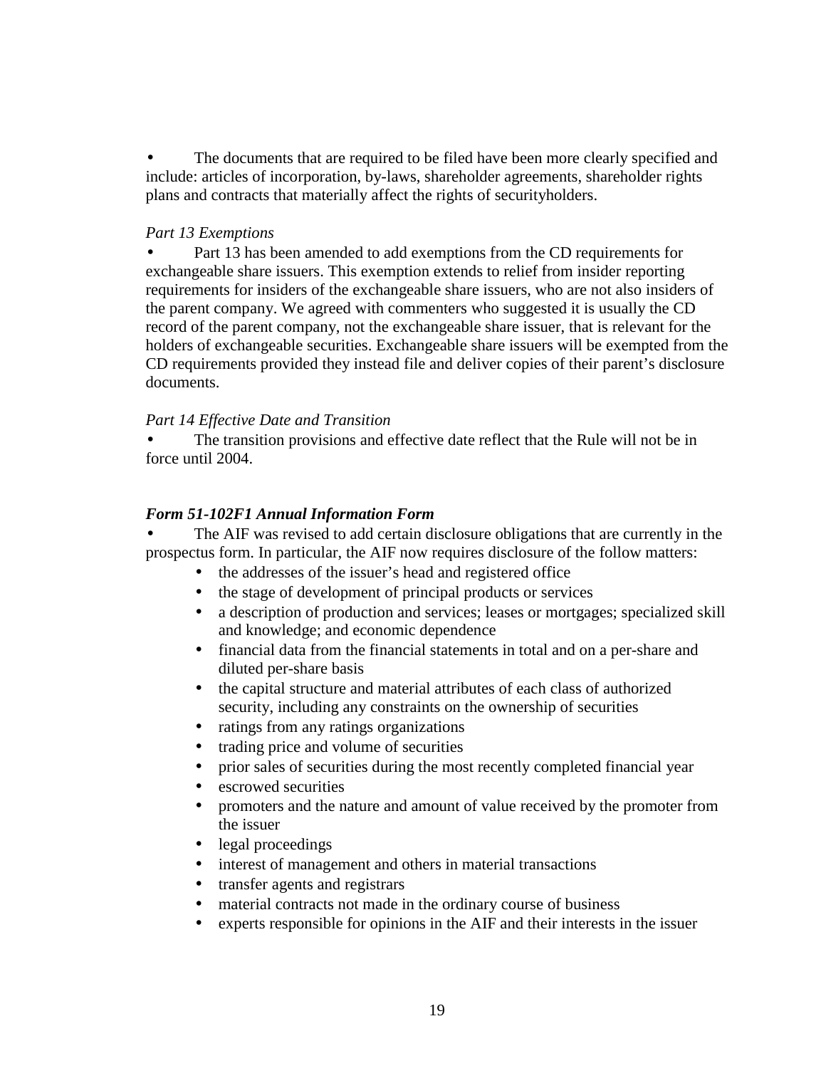- The documents that are required to be filed have been more clearly specified and include: articles of incorporation, by-laws, shareholder agreements, shareholder rights plans and contracts that materially affect the rights of securityholders.

*Part 13 Exemptions*

- Part 13 has been amended to add exemptions from the CD requirements for exchangeable share issuers. This exemption extends to relief from insider reporting requirements for insiders of the exchangeable share issuers, who are not also insiders of the parent company. We agreed with commenters who suggested it is usually the CD record of the parent company, not the exchangeable share issuer, that is relevant for the holders of exchangeable securities. Exchangeable share issuers will be exempted from the CD requirements provided they instead file and deliver copies of their parent's disclosure documents.

*Part 14 Effective Date and Transition*

- The transition provisions and effective date reflect that the Rule will not be in force until 2004.

***Form 51-102F1 Annual Information Form***

- The AIF was revised to add certain disclosure obligations that are currently in the prospectus form. In particular, the AIF now requires disclosure of the follow matters:
  - the addresses of the issuer's head and registered office
  - the stage of development of principal products or services
  - a description of production and services; leases or mortgages; specialized skill and knowledge; and economic dependence
  - financial data from the financial statements in total and on a per-share and diluted per-share basis
  - the capital structure and material attributes of each class of authorized security, including any constraints on the ownership of securities
  - ratings from any ratings organizations
  - trading price and volume of securities
  - prior sales of securities during the most recently completed financial year
  - escrowed securities
  - promoters and the nature and amount of value received by the promoter from the issuer
  - legal proceedings
  - interest of management and others in material transactions
  - transfer agents and registrars
  - material contracts not made in the ordinary course of business
  - experts responsible for opinions in the AIF and their interests in the issuer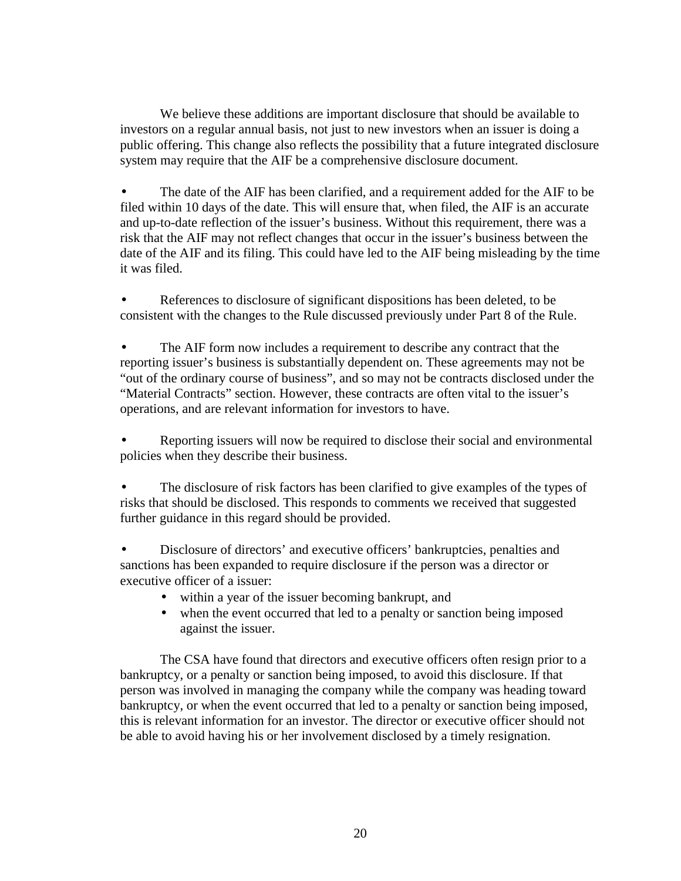We believe these additions are important disclosure that should be available to investors on a regular annual basis, not just to new investors when an issuer is doing a public offering. This change also reflects the possibility that a future integrated disclosure system may require that the AIF be a comprehensive disclosure document.

- The date of the AIF has been clarified, and a requirement added for the AIF to be filed within 10 days of the date. This will ensure that, when filed, the AIF is an accurate and up-to-date reflection of the issuer's business. Without this requirement, there was a risk that the AIF may not reflect changes that occur in the issuer's business between the date of the AIF and its filing. This could have led to the AIF being misleading by the time it was filed.

- References to disclosure of significant dispositions has been deleted, to be consistent with the changes to the Rule discussed previously under Part 8 of the Rule.

- The AIF form now includes a requirement to describe any contract that the reporting issuer's business is substantially dependent on. These agreements may not be "out of the ordinary course of business", and so may not be contracts disclosed under the "Material Contracts" section. However, these contracts are often vital to the issuer's operations, and are relevant information for investors to have.

- Reporting issuers will now be required to disclose their social and environmental policies when they describe their business.

- The disclosure of risk factors has been clarified to give examples of the types of risks that should be disclosed. This responds to comments we received that suggested further guidance in this regard should be provided.

- Disclosure of directors' and executive officers' bankruptcies, penalties and sanctions has been expanded to require disclosure if the person was a director or executive officer of a issuer:
  - within a year of the issuer becoming bankrupt, and
  - when the event occurred that led to a penalty or sanction being imposed against the issuer.

The CSA have found that directors and executive officers often resign prior to a bankruptcy, or a penalty or sanction being imposed, to avoid this disclosure. If that person was involved in managing the company while the company was heading toward bankruptcy, or when the event occurred that led to a penalty or sanction being imposed, this is relevant information for an investor. The director or executive officer should not be able to avoid having his or her involvement disclosed by a timely resignation.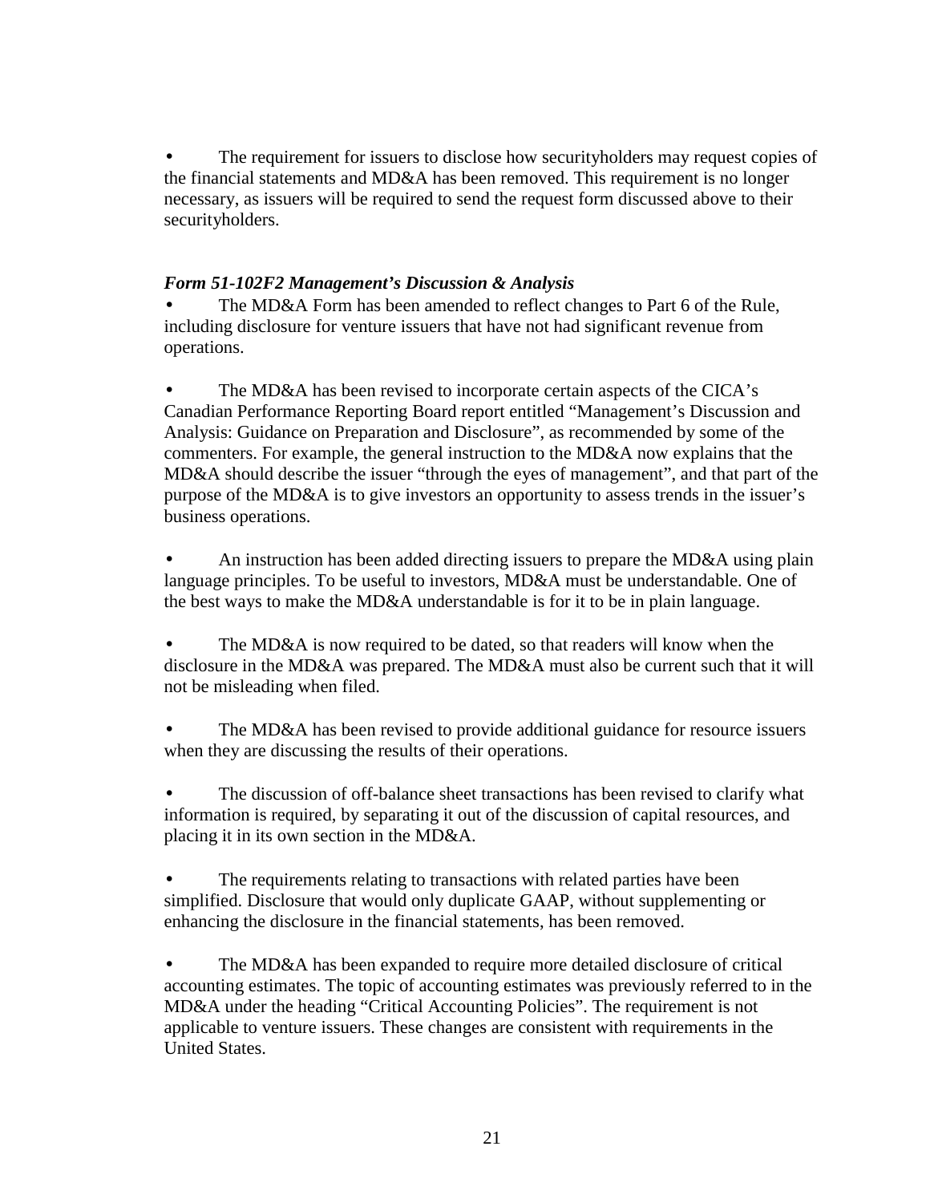- The requirement for issuers to disclose how securityholders may request copies of the financial statements and MD&A has been removed. This requirement is no longer necessary, as issuers will be required to send the request form discussed above to their securityholders.

***Form 51-102F2 Management's Discussion & Analysis***

- The MD&A Form has been amended to reflect changes to Part 6 of the Rule, including disclosure for venture issuers that have not had significant revenue from operations.

- The MD&A has been revised to incorporate certain aspects of the CICA's Canadian Performance Reporting Board report entitled "Management's Discussion and Analysis: Guidance on Preparation and Disclosure", as recommended by some of the commenters. For example, the general instruction to the MD&A now explains that the MD&A should describe the issuer "through the eyes of management", and that part of the purpose of the MD&A is to give investors an opportunity to assess trends in the issuer's business operations.

- An instruction has been added directing issuers to prepare the MD&A using plain language principles. To be useful to investors, MD&A must be understandable. One of the best ways to make the MD&A understandable is for it to be in plain language.

- The MD&A is now required to be dated, so that readers will know when the disclosure in the MD&A was prepared. The MD&A must also be current such that it will not be misleading when filed.

- The MD&A has been revised to provide additional guidance for resource issuers when they are discussing the results of their operations.

- The discussion of off-balance sheet transactions has been revised to clarify what information is required, by separating it out of the discussion of capital resources, and placing it in its own section in the MD&A.

- The requirements relating to transactions with related parties have been simplified. Disclosure that would only duplicate GAAP, without supplementing or enhancing the disclosure in the financial statements, has been removed.

- The MD&A has been expanded to require more detailed disclosure of critical accounting estimates. The topic of accounting estimates was previously referred to in the MD&A under the heading "Critical Accounting Policies". The requirement is not applicable to venture issuers. These changes are consistent with requirements in the United States.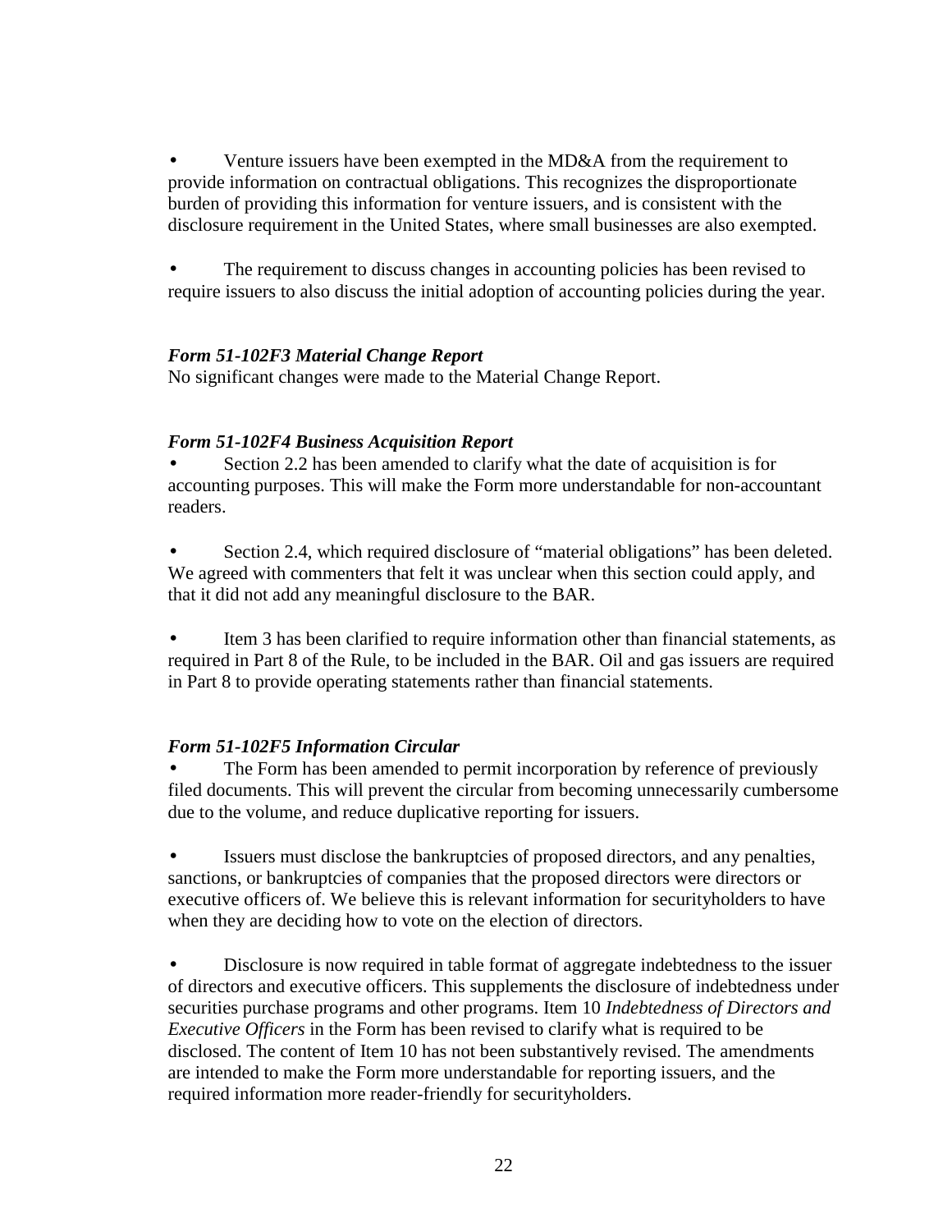- Venture issuers have been exempted in the MD&A from the requirement to provide information on contractual obligations. This recognizes the disproportionate burden of providing this information for venture issuers, and is consistent with the disclosure requirement in the United States, where small businesses are also exempted.

- The requirement to discuss changes in accounting policies has been revised to require issuers to also discuss the initial adoption of accounting policies during the year.

***Form 51-102F3 Material Change Report***

No significant changes were made to the Material Change Report.

***Form 51-102F4 Business Acquisition Report***

- Section 2.2 has been amended to clarify what the date of acquisition is for accounting purposes. This will make the Form more understandable for non-accountant readers.

- Section 2.4, which required disclosure of "material obligations" has been deleted. We agreed with commenters that felt it was unclear when this section could apply, and that it did not add any meaningful disclosure to the BAR.

- Item 3 has been clarified to require information other than financial statements, as required in Part 8 of the Rule, to be included in the BAR. Oil and gas issuers are required in Part 8 to provide operating statements rather than financial statements.

***Form 51-102F5 Information Circular***

- The Form has been amended to permit incorporation by reference of previously filed documents. This will prevent the circular from becoming unnecessarily cumbersome due to the volume, and reduce duplicative reporting for issuers.

- Issuers must disclose the bankruptcies of proposed directors, and any penalties, sanctions, or bankruptcies of companies that the proposed directors were directors or executive officers of. We believe this is relevant information for securityholders to have when they are deciding how to vote on the election of directors.

- Disclosure is now required in table format of aggregate indebtedness to the issuer of directors and executive officers. This supplements the disclosure of indebtedness under securities purchase programs and other programs. Item 10 *Indebtedness of Directors and Executive Officers* in the Form has been revised to clarify what is required to be disclosed. The content of Item 10 has not been substantively revised. The amendments are intended to make the Form more understandable for reporting issuers, and the required information more reader-friendly for securityholders.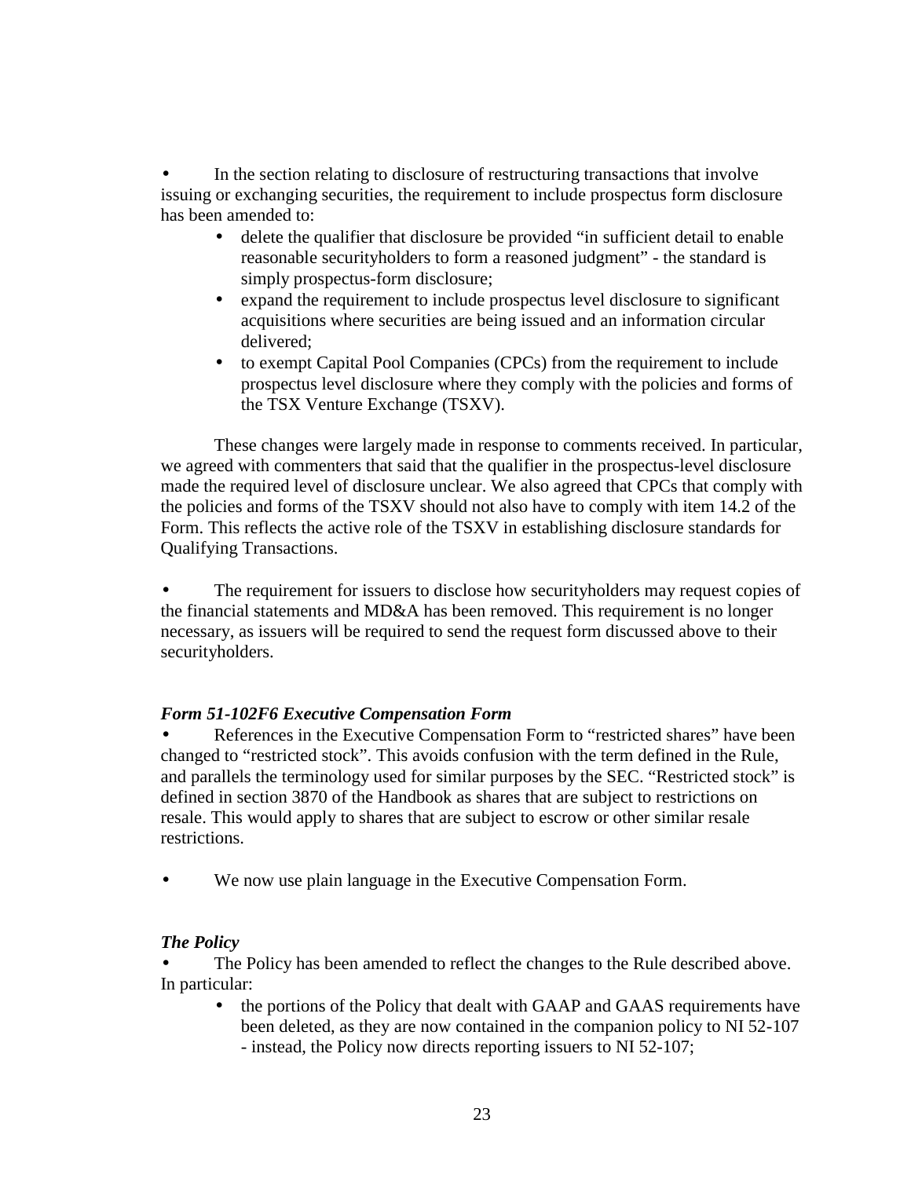- In the section relating to disclosure of restructuring transactions that involve issuing or exchanging securities, the requirement to include prospectus form disclosure has been amended to:
  - delete the qualifier that disclosure be provided "in sufficient detail to enable reasonable securityholders to form a reasoned judgment" - the standard is simply prospectus-form disclosure;
  - expand the requirement to include prospectus level disclosure to significant acquisitions where securities are being issued and an information circular delivered;
  - to exempt Capital Pool Companies (CPCs) from the requirement to include prospectus level disclosure where they comply with the policies and forms of the TSX Venture Exchange (TSXV).

These changes were largely made in response to comments received. In particular, we agreed with commenters that said that the qualifier in the prospectus-level disclosure made the required level of disclosure unclear. We also agreed that CPCs that comply with the policies and forms of the TSXV should not also have to comply with item 14.2 of the Form. This reflects the active role of the TSXV in establishing disclosure standards for Qualifying Transactions.

- The requirement for issuers to disclose how securityholders may request copies of the financial statements and MD&A has been removed. This requirement is no longer necessary, as issuers will be required to send the request form discussed above to their securityholders.

### *Form 51-102F6 Executive Compensation Form*

- References in the Executive Compensation Form to "restricted shares" have been changed to "restricted stock". This avoids confusion with the term defined in the Rule, and parallels the terminology used for similar purposes by the SEC. "Restricted stock" is defined in section 3870 of the Handbook as shares that are subject to restrictions on resale. This would apply to shares that are subject to escrow or other similar resale restrictions.

- We now use plain language in the Executive Compensation Form.

### *The Policy*

- The Policy has been amended to reflect the changes to the Rule described above. In particular:
  - the portions of the Policy that dealt with GAAP and GAAS requirements have been deleted, as they are now contained in the companion policy to NI 52-107 - instead, the Policy now directs reporting issuers to NI 52-107;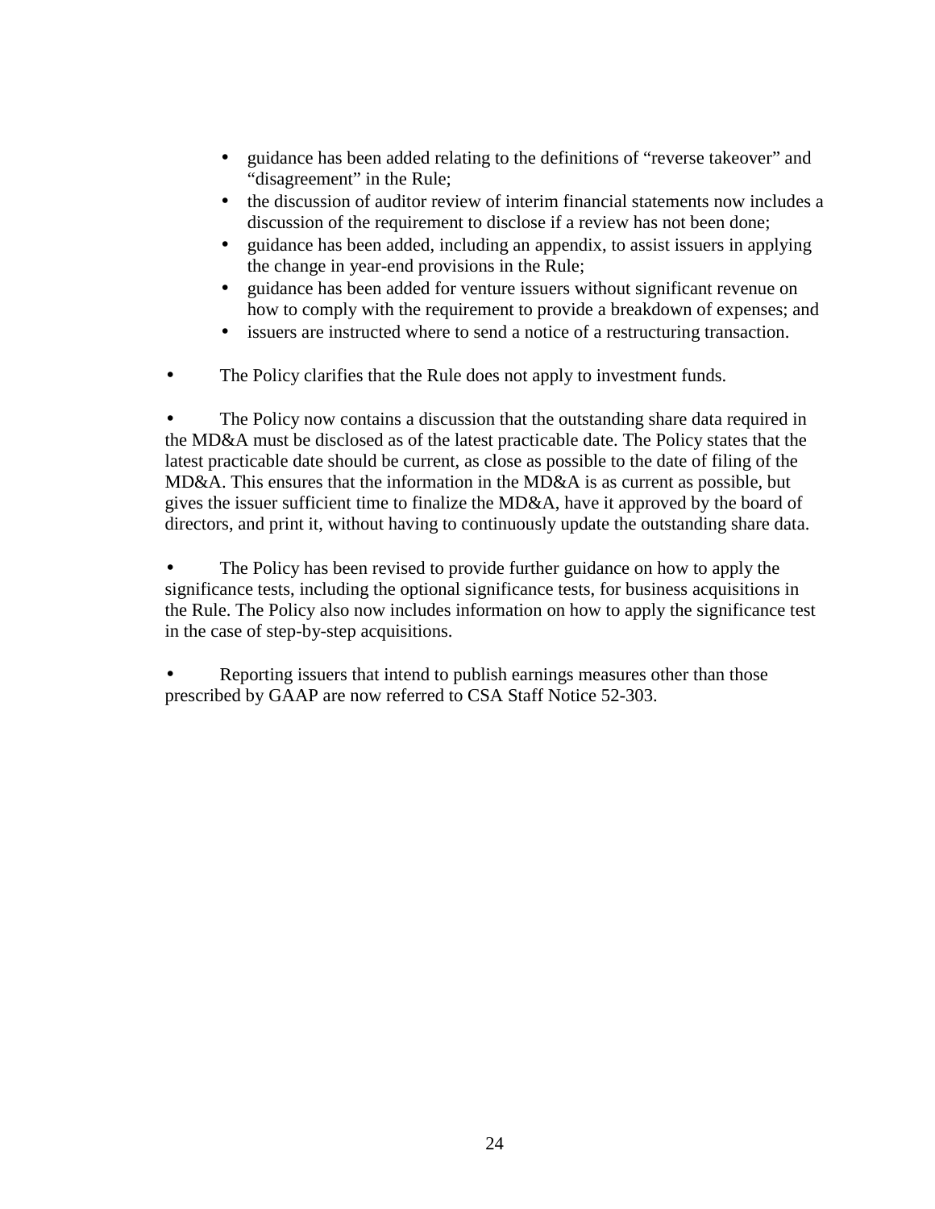- guidance has been added relating to the definitions of "reverse takeover" and "disagreement" in the Rule;
- the discussion of auditor review of interim financial statements now includes a discussion of the requirement to disclose if a review has not been done;
- guidance has been added, including an appendix, to assist issuers in applying the change in year-end provisions in the Rule;
- guidance has been added for venture issuers without significant revenue on how to comply with the requirement to provide a breakdown of expenses; and
- issuers are instructed where to send a notice of a restructuring transaction.

- The Policy clarifies that the Rule does not apply to investment funds.

- The Policy now contains a discussion that the outstanding share data required in the MD&A must be disclosed as of the latest practicable date. The Policy states that the latest practicable date should be current, as close as possible to the date of filing of the MD&A. This ensures that the information in the MD&A is as current as possible, but gives the issuer sufficient time to finalize the MD&A, have it approved by the board of directors, and print it, without having to continuously update the outstanding share data.

- The Policy has been revised to provide further guidance on how to apply the significance tests, including the optional significance tests, for business acquisitions in the Rule. The Policy also now includes information on how to apply the significance test in the case of step-by-step acquisitions.

- Reporting issuers that intend to publish earnings measures other than those prescribed by GAAP are now referred to CSA Staff Notice 52-303.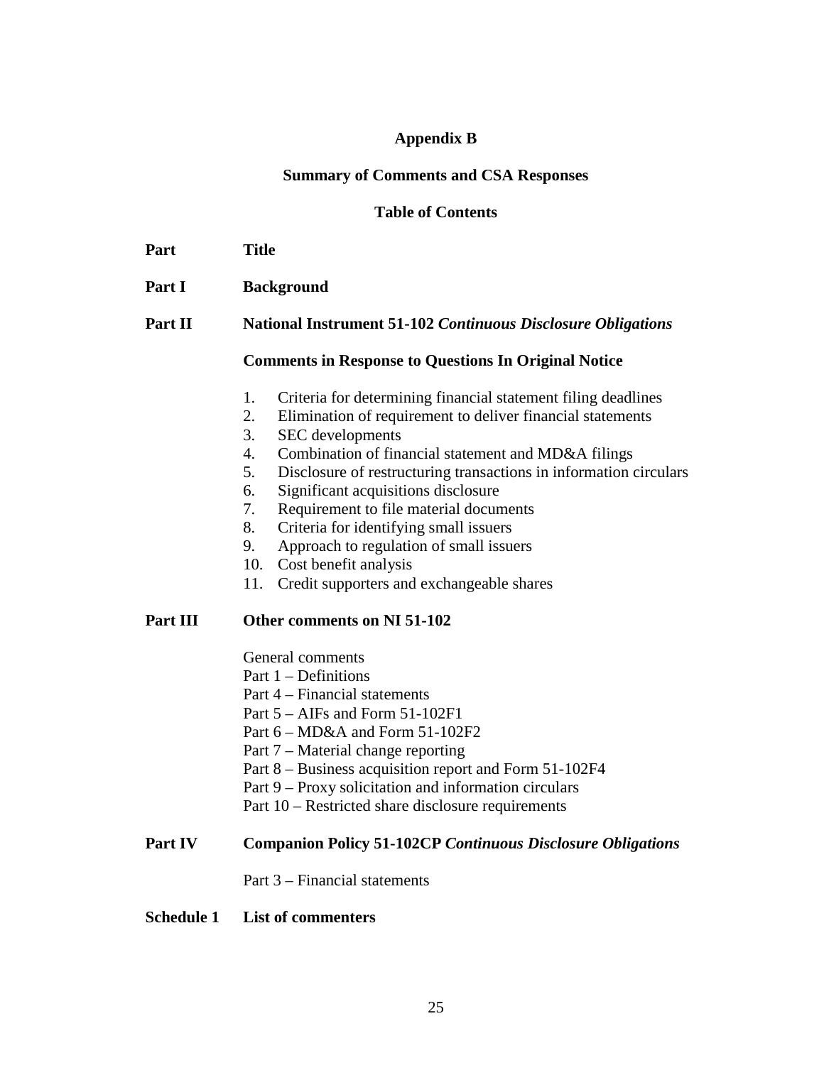# Appendix B

## Summary of Comments and CSA Responses

### Table of Contents

| Part | Title |
|---|---|
| Part I | **Background** |
| Part II | **National Instrument 51-102 *Continuous Disclosure Obligations*** |
| | **Comments in Response to Questions In Original Notice** |
| | 1. Criteria for determining financial statement filing deadlines<br>2. Elimination of requirement to deliver financial statements<br>3. SEC developments<br>4. Combination of financial statement and MD&A filings<br>5. Disclosure of restructuring transactions in information circulars<br>6. Significant acquisitions disclosure<br>7. Requirement to file material documents<br>8. Criteria for identifying small issuers<br>9. Approach to regulation of small issuers<br>10. Cost benefit analysis<br>11. Credit supporters and exchangeable shares |
| Part III | **Other comments on NI 51-102** |
| | General comments<br>Part 1 – Definitions<br>Part 4 – Financial statements<br>Part 5 – AIFs and Form 51-102F1<br>Part 6 – MD&A and Form 51-102F2<br>Part 7 – Material change reporting<br>Part 8 – Business acquisition report and Form 51-102F4<br>Part 9 – Proxy solicitation and information circulars<br>Part 10 – Restricted share disclosure requirements |
| Part IV | **Companion Policy 51-102CP *Continuous Disclosure Obligations*** |
| | Part 3 – Financial statements |
| Schedule 1 | **List of commenters** |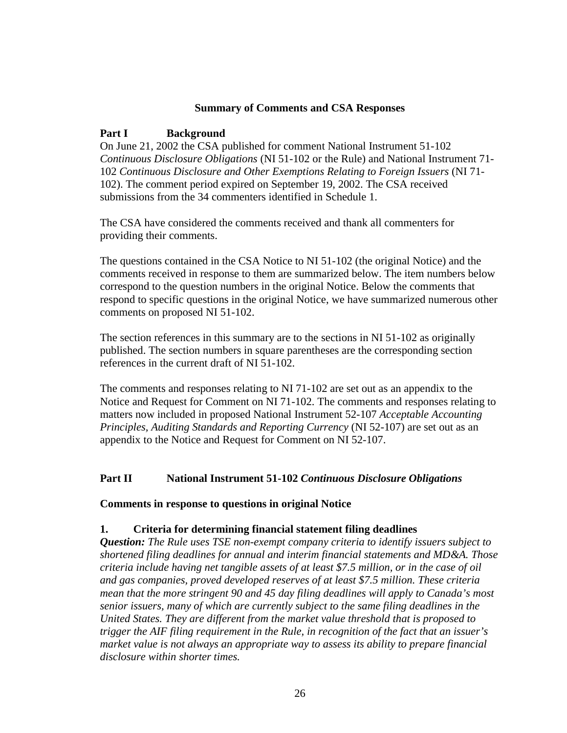## Summary of Comments and CSA Responses

### Part I Background

On June 21, 2002 the CSA published for comment National Instrument 51-102 *Continuous Disclosure Obligations* (NI 51-102 or the Rule) and National Instrument 71-102 *Continuous Disclosure and Other Exemptions Relating to Foreign Issuers* (NI 71-102). The comment period expired on September 19, 2002. The CSA received submissions from the 34 commenters identified in Schedule 1.

The CSA have considered the comments received and thank all commenters for providing their comments.

The questions contained in the CSA Notice to NI 51-102 (the original Notice) and the comments received in response to them are summarized below. The item numbers below correspond to the question numbers in the original Notice. Below the comments that respond to specific questions in the original Notice, we have summarized numerous other comments on proposed NI 51-102.

The section references in this summary are to the sections in NI 51-102 as originally published. The section numbers in square parentheses are the corresponding section references in the current draft of NI 51-102.

The comments and responses relating to NI 71-102 are set out as an appendix to the Notice and Request for Comment on NI 71-102. The comments and responses relating to matters now included in proposed National Instrument 52-107 *Acceptable Accounting Principles, Auditing Standards and Reporting Currency* (NI 52-107) are set out as an appendix to the Notice and Request for Comment on NI 52-107.

### Part II National Instrument 51-102 *Continuous Disclosure Obligations*

**Comments in response to questions in original Notice**

**1. Criteria for determining financial statement filing deadlines**

***Question:*** *The Rule uses TSE non-exempt company criteria to identify issuers subject to shortened filing deadlines for annual and interim financial statements and MD&A. Those criteria include having net tangible assets of at least $7.5 million, or in the case of oil and gas companies, proved developed reserves of at least $7.5 million. These criteria mean that the more stringent 90 and 45 day filing deadlines will apply to Canada's most senior issuers, many of which are currently subject to the same filing deadlines in the United States. They are different from the market value threshold that is proposed to trigger the AIF filing requirement in the Rule, in recognition of the fact that an issuer's market value is not always an appropriate way to assess its ability to prepare financial disclosure within shorter times.*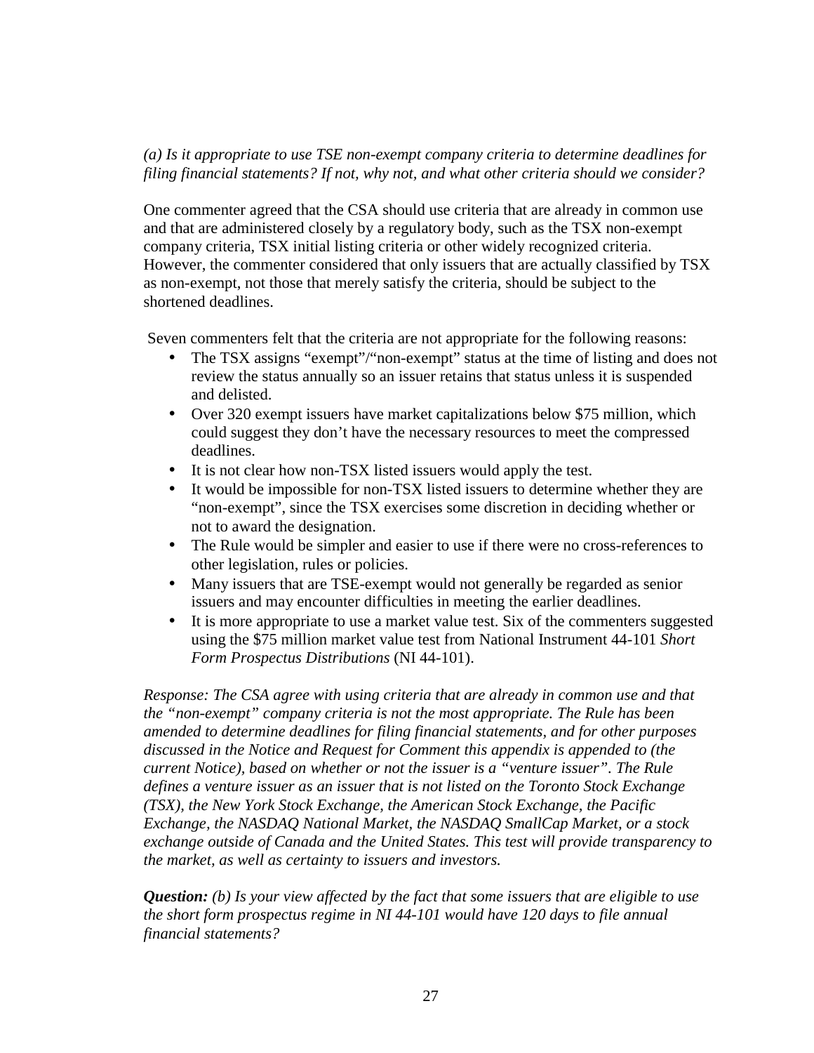*(a) Is it appropriate to use TSE non-exempt company criteria to determine deadlines for filing financial statements? If not, why not, and what other criteria should we consider?*

One commenter agreed that the CSA should use criteria that are already in common use and that are administered closely by a regulatory body, such as the TSX non-exempt company criteria, TSX initial listing criteria or other widely recognized criteria. However, the commenter considered that only issuers that are actually classified by TSX as non-exempt, not those that merely satisfy the criteria, should be subject to the shortened deadlines.

Seven commenters felt that the criteria are not appropriate for the following reasons:

- The TSX assigns "exempt"/"non-exempt" status at the time of listing and does not review the status annually so an issuer retains that status unless it is suspended and delisted.
- Over 320 exempt issuers have market capitalizations below $75 million, which could suggest they don't have the necessary resources to meet the compressed deadlines.
- It is not clear how non-TSX listed issuers would apply the test.
- It would be impossible for non-TSX listed issuers to determine whether they are "non-exempt", since the TSX exercises some discretion in deciding whether or not to award the designation.
- The Rule would be simpler and easier to use if there were no cross-references to other legislation, rules or policies.
- Many issuers that are TSE-exempt would not generally be regarded as senior issuers and may encounter difficulties in meeting the earlier deadlines.
- It is more appropriate to use a market value test. Six of the commenters suggested using the $75 million market value test from National Instrument 44-101 *Short Form Prospectus Distributions* (NI 44-101).

*Response: The CSA agree with using criteria that are already in common use and that the "non-exempt" company criteria is not the most appropriate. The Rule has been amended to determine deadlines for filing financial statements, and for other purposes discussed in the Notice and Request for Comment this appendix is appended to (the current Notice), based on whether or not the issuer is a "venture issuer". The Rule defines a venture issuer as an issuer that is not listed on the Toronto Stock Exchange (TSX), the New York Stock Exchange, the American Stock Exchange, the Pacific Exchange, the NASDAQ National Market, the NASDAQ SmallCap Market, or a stock exchange outside of Canada and the United States. This test will provide transparency to the market, as well as certainty to issuers and investors.*

***Question:*** *(b) Is your view affected by the fact that some issuers that are eligible to use the short form prospectus regime in NI 44-101 would have 120 days to file annual financial statements?*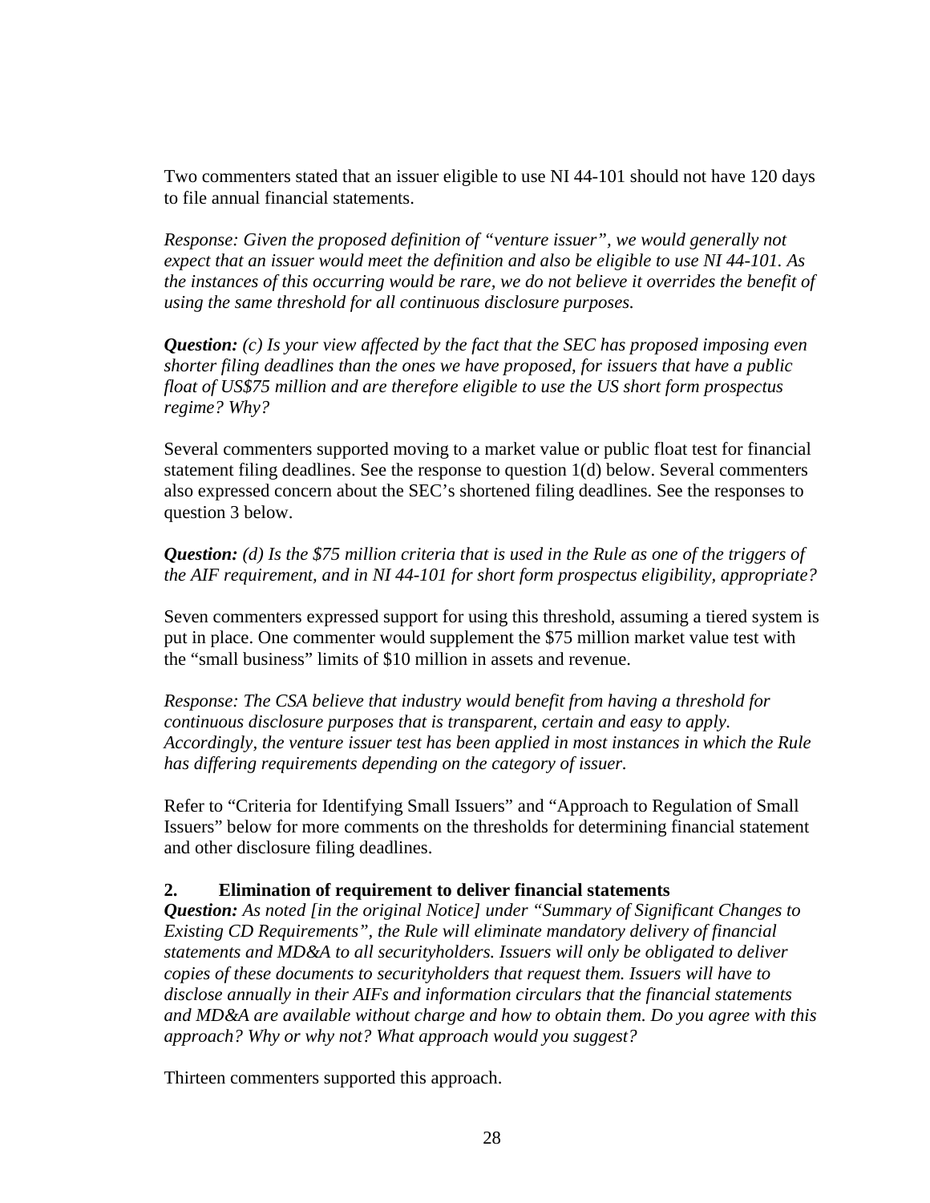Two commenters stated that an issuer eligible to use NI 44-101 should not have 120 days to file annual financial statements.

*Response: Given the proposed definition of "venture issuer", we would generally not expect that an issuer would meet the definition and also be eligible to use NI 44-101. As the instances of this occurring would be rare, we do not believe it overrides the benefit of using the same threshold for all continuous disclosure purposes.*

***Question:*** *(c) Is your view affected by the fact that the SEC has proposed imposing even shorter filing deadlines than the ones we have proposed, for issuers that have a public float of US$75 million and are therefore eligible to use the US short form prospectus regime? Why?*

Several commenters supported moving to a market value or public float test for financial statement filing deadlines. See the response to question 1(d) below. Several commenters also expressed concern about the SEC's shortened filing deadlines. See the responses to question 3 below.

***Question:*** *(d) Is the $75 million criteria that is used in the Rule as one of the triggers of the AIF requirement, and in NI 44-101 for short form prospectus eligibility, appropriate?*

Seven commenters expressed support for using this threshold, assuming a tiered system is put in place. One commenter would supplement the $75 million market value test with the "small business" limits of $10 million in assets and revenue.

*Response: The CSA believe that industry would benefit from having a threshold for continuous disclosure purposes that is transparent, certain and easy to apply. Accordingly, the venture issuer test has been applied in most instances in which the Rule has differing requirements depending on the category of issuer.*

Refer to "Criteria for Identifying Small Issuers" and "Approach to Regulation of Small Issuers" below for more comments on the thresholds for determining financial statement and other disclosure filing deadlines.

### 2. Elimination of requirement to deliver financial statements

***Question:*** *As noted [in the original Notice] under "Summary of Significant Changes to Existing CD Requirements", the Rule will eliminate mandatory delivery of financial statements and MD&A to all securityholders. Issuers will only be obligated to deliver copies of these documents to securityholders that request them. Issuers will have to disclose annually in their AIFs and information circulars that the financial statements and MD&A are available without charge and how to obtain them. Do you agree with this approach? Why or why not? What approach would you suggest?*

Thirteen commenters supported this approach.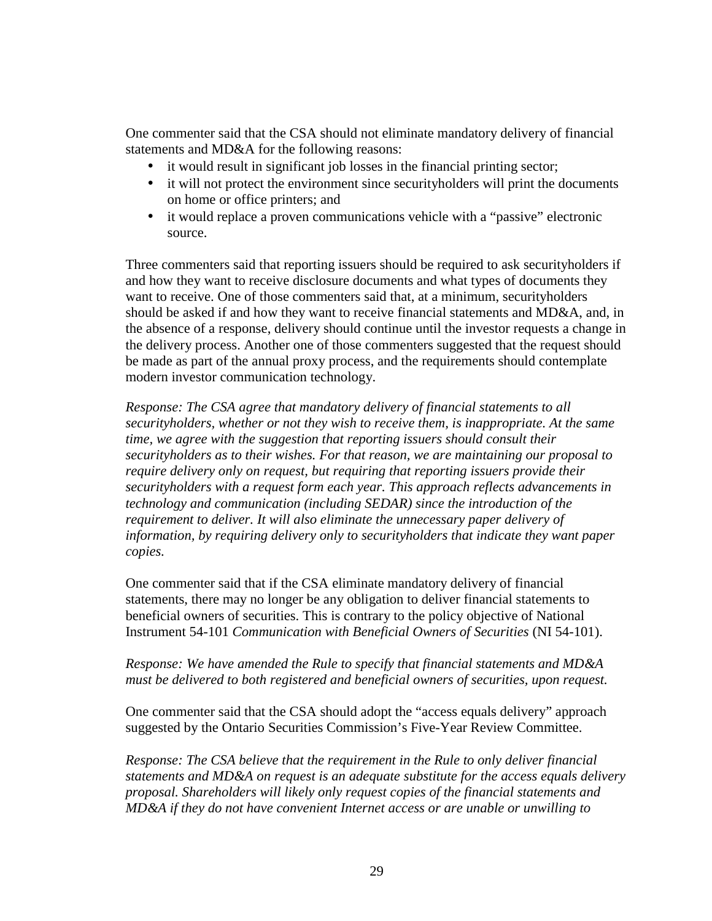One commenter said that the CSA should not eliminate mandatory delivery of financial statements and MD&A for the following reasons:

- it would result in significant job losses in the financial printing sector;
- it will not protect the environment since securityholders will print the documents on home or office printers; and
- it would replace a proven communications vehicle with a "passive" electronic source.

Three commenters said that reporting issuers should be required to ask securityholders if and how they want to receive disclosure documents and what types of documents they want to receive. One of those commenters said that, at a minimum, securityholders should be asked if and how they want to receive financial statements and MD&A, and, in the absence of a response, delivery should continue until the investor requests a change in the delivery process. Another one of those commenters suggested that the request should be made as part of the annual proxy process, and the requirements should contemplate modern investor communication technology.

*Response: The CSA agree that mandatory delivery of financial statements to all securityholders, whether or not they wish to receive them, is inappropriate. At the same time, we agree with the suggestion that reporting issuers should consult their securityholders as to their wishes. For that reason, we are maintaining our proposal to require delivery only on request, but requiring that reporting issuers provide their securityholders with a request form each year. This approach reflects advancements in technology and communication (including SEDAR) since the introduction of the requirement to deliver. It will also eliminate the unnecessary paper delivery of information, by requiring delivery only to securityholders that indicate they want paper copies.*

One commenter said that if the CSA eliminate mandatory delivery of financial statements, there may no longer be any obligation to deliver financial statements to beneficial owners of securities. This is contrary to the policy objective of National Instrument 54-101 *Communication with Beneficial Owners of Securities* (NI 54-101).

*Response: We have amended the Rule to specify that financial statements and MD&A must be delivered to both registered and beneficial owners of securities, upon request.*

One commenter said that the CSA should adopt the "access equals delivery" approach suggested by the Ontario Securities Commission's Five-Year Review Committee.

*Response: The CSA believe that the requirement in the Rule to only deliver financial statements and MD&A on request is an adequate substitute for the access equals delivery proposal. Shareholders will likely only request copies of the financial statements and MD&A if they do not have convenient Internet access or are unable or unwilling to*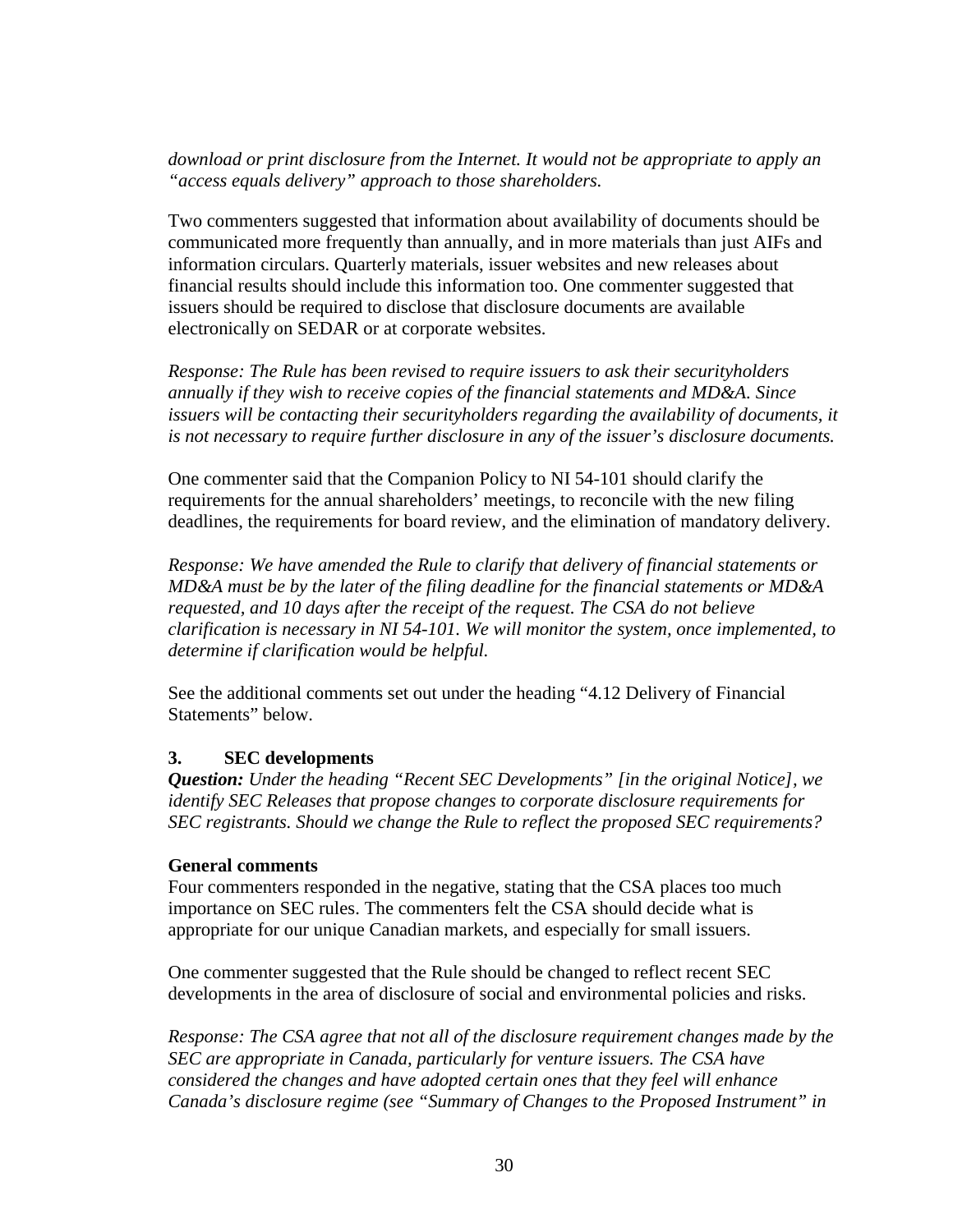*download or print disclosure from the Internet. It would not be appropriate to apply an "access equals delivery" approach to those shareholders.*

Two commenters suggested that information about availability of documents should be communicated more frequently than annually, and in more materials than just AIFs and information circulars. Quarterly materials, issuer websites and new releases about financial results should include this information too. One commenter suggested that issuers should be required to disclose that disclosure documents are available electronically on SEDAR or at corporate websites.

*Response: The Rule has been revised to require issuers to ask their securityholders annually if they wish to receive copies of the financial statements and MD&A. Since issuers will be contacting their securityholders regarding the availability of documents, it is not necessary to require further disclosure in any of the issuer's disclosure documents.*

One commenter said that the Companion Policy to NI 54-101 should clarify the requirements for the annual shareholders' meetings, to reconcile with the new filing deadlines, the requirements for board review, and the elimination of mandatory delivery.

*Response: We have amended the Rule to clarify that delivery of financial statements or MD&A must be by the later of the filing deadline for the financial statements or MD&A requested, and 10 days after the receipt of the request. The CSA do not believe clarification is necessary in NI 54-101. We will monitor the system, once implemented, to determine if clarification would be helpful.*

See the additional comments set out under the heading "4.12 Delivery of Financial Statements" below.

### 3. SEC developments

***Question:*** *Under the heading "Recent SEC Developments" [in the original Notice], we identify SEC Releases that propose changes to corporate disclosure requirements for SEC registrants. Should we change the Rule to reflect the proposed SEC requirements?*

**General comments**

Four commenters responded in the negative, stating that the CSA places too much importance on SEC rules. The commenters felt the CSA should decide what is appropriate for our unique Canadian markets, and especially for small issuers.

One commenter suggested that the Rule should be changed to reflect recent SEC developments in the area of disclosure of social and environmental policies and risks.

*Response: The CSA agree that not all of the disclosure requirement changes made by the SEC are appropriate in Canada, particularly for venture issuers. The CSA have considered the changes and have adopted certain ones that they feel will enhance Canada's disclosure regime (see "Summary of Changes to the Proposed Instrument" in*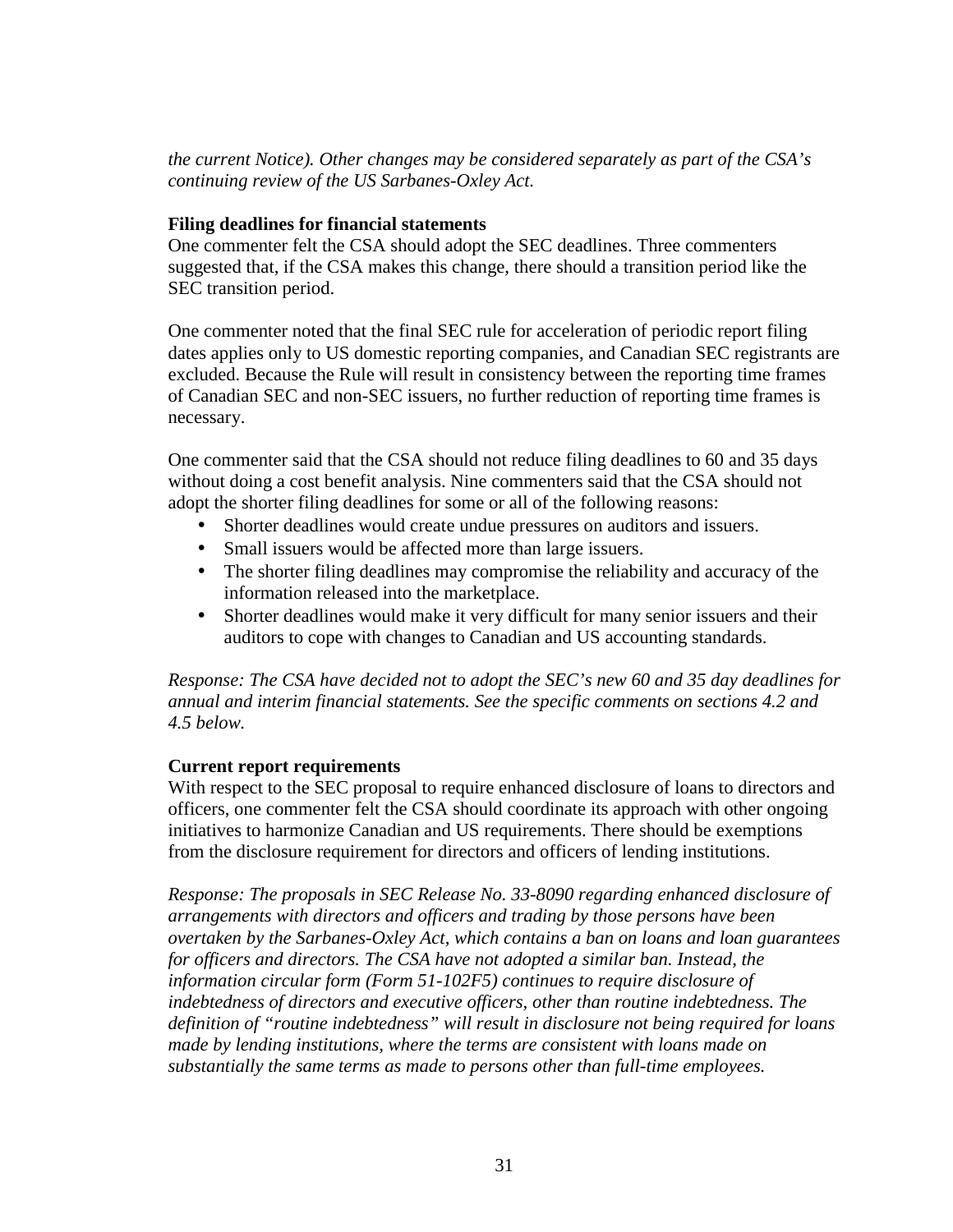*the current Notice). Other changes may be considered separately as part of the CSA's continuing review of the US Sarbanes-Oxley Act.*

**Filing deadlines for financial statements**

One commenter felt the CSA should adopt the SEC deadlines. Three commenters suggested that, if the CSA makes this change, there should a transition period like the SEC transition period.

One commenter noted that the final SEC rule for acceleration of periodic report filing dates applies only to US domestic reporting companies, and Canadian SEC registrants are excluded. Because the Rule will result in consistency between the reporting time frames of Canadian SEC and non-SEC issuers, no further reduction of reporting time frames is necessary.

One commenter said that the CSA should not reduce filing deadlines to 60 and 35 days without doing a cost benefit analysis. Nine commenters said that the CSA should not adopt the shorter filing deadlines for some or all of the following reasons:

- Shorter deadlines would create undue pressures on auditors and issuers.
- Small issuers would be affected more than large issuers.
- The shorter filing deadlines may compromise the reliability and accuracy of the information released into the marketplace.
- Shorter deadlines would make it very difficult for many senior issuers and their auditors to cope with changes to Canadian and US accounting standards.

*Response: The CSA have decided not to adopt the SEC's new 60 and 35 day deadlines for annual and interim financial statements. See the specific comments on sections 4.2 and 4.5 below.*

**Current report requirements**

With respect to the SEC proposal to require enhanced disclosure of loans to directors and officers, one commenter felt the CSA should coordinate its approach with other ongoing initiatives to harmonize Canadian and US requirements. There should be exemptions from the disclosure requirement for directors and officers of lending institutions.

*Response: The proposals in SEC Release No. 33-8090 regarding enhanced disclosure of arrangements with directors and officers and trading by those persons have been overtaken by the Sarbanes-Oxley Act, which contains a ban on loans and loan guarantees for officers and directors. The CSA have not adopted a similar ban. Instead, the information circular form (Form 51-102F5) continues to require disclosure of indebtedness of directors and executive officers, other than routine indebtedness. The definition of "routine indebtedness" will result in disclosure not being required for loans made by lending institutions, where the terms are consistent with loans made on substantially the same terms as made to persons other than full-time employees.*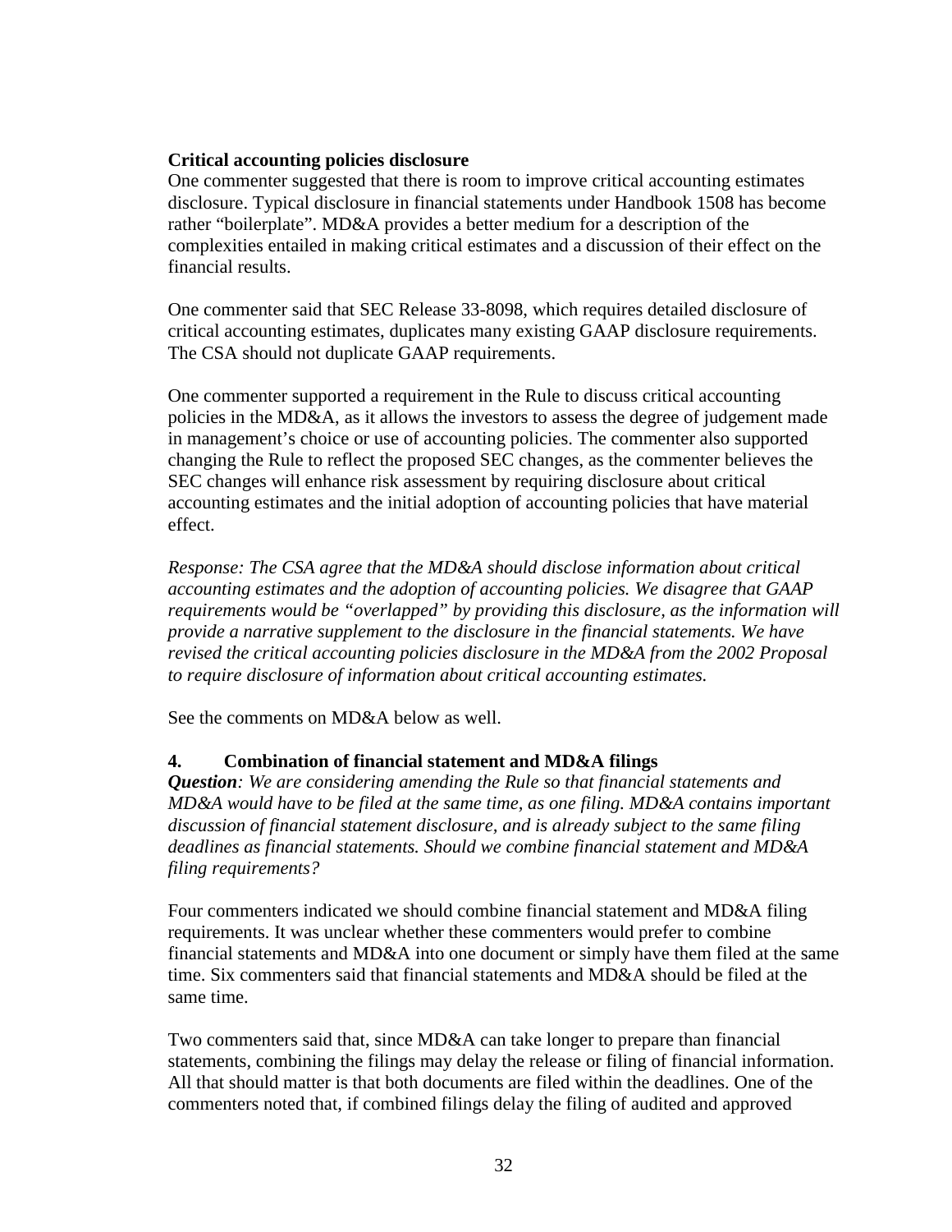**Critical accounting policies disclosure**

One commenter suggested that there is room to improve critical accounting estimates disclosure. Typical disclosure in financial statements under Handbook 1508 has become rather "boilerplate". MD&A provides a better medium for a description of the complexities entailed in making critical estimates and a discussion of their effect on the financial results.

One commenter said that SEC Release 33-8098, which requires detailed disclosure of critical accounting estimates, duplicates many existing GAAP disclosure requirements. The CSA should not duplicate GAAP requirements.

One commenter supported a requirement in the Rule to discuss critical accounting policies in the MD&A, as it allows the investors to assess the degree of judgement made in management's choice or use of accounting policies. The commenter also supported changing the Rule to reflect the proposed SEC changes, as the commenter believes the SEC changes will enhance risk assessment by requiring disclosure about critical accounting estimates and the initial adoption of accounting policies that have material effect.

*Response: The CSA agree that the MD&A should disclose information about critical accounting estimates and the adoption of accounting policies. We disagree that GAAP requirements would be "overlapped" by providing this disclosure, as the information will provide a narrative supplement to the disclosure in the financial statements. We have revised the critical accounting policies disclosure in the MD&A from the 2002 Proposal to require disclosure of information about critical accounting estimates.*

See the comments on MD&A below as well.

**4. Combination of financial statement and MD&A filings**

***Question****: We are considering amending the Rule so that financial statements and MD&A would have to be filed at the same time, as one filing. MD&A contains important discussion of financial statement disclosure, and is already subject to the same filing deadlines as financial statements. Should we combine financial statement and MD&A filing requirements?*

Four commenters indicated we should combine financial statement and MD&A filing requirements. It was unclear whether these commenters would prefer to combine financial statements and MD&A into one document or simply have them filed at the same time. Six commenters said that financial statements and MD&A should be filed at the same time.

Two commenters said that, since MD&A can take longer to prepare than financial statements, combining the filings may delay the release or filing of financial information. All that should matter is that both documents are filed within the deadlines. One of the commenters noted that, if combined filings delay the filing of audited and approved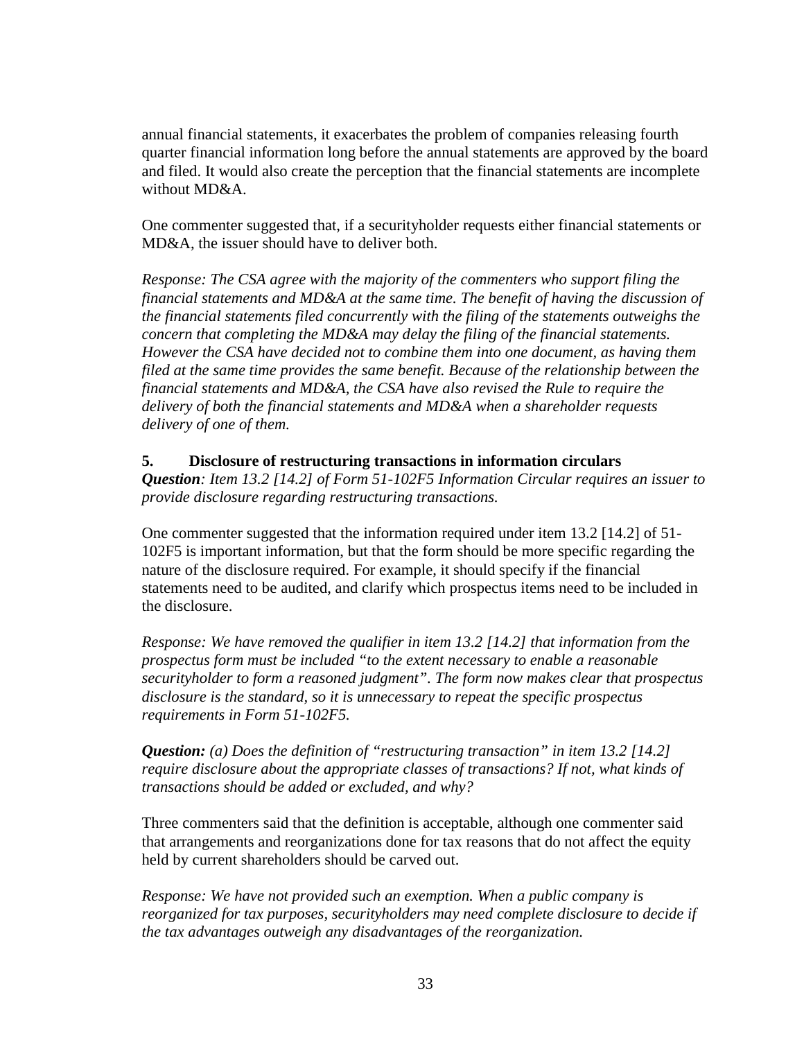annual financial statements, it exacerbates the problem of companies releasing fourth quarter financial information long before the annual statements are approved by the board and filed. It would also create the perception that the financial statements are incomplete without MD&A.

One commenter suggested that, if a securityholder requests either financial statements or MD&A, the issuer should have to deliver both.

*Response: The CSA agree with the majority of the commenters who support filing the financial statements and MD&A at the same time. The benefit of having the discussion of the financial statements filed concurrently with the filing of the statements outweighs the concern that completing the MD&A may delay the filing of the financial statements. However the CSA have decided not to combine them into one document, as having them filed at the same time provides the same benefit. Because of the relationship between the financial statements and MD&A, the CSA have also revised the Rule to require the delivery of both the financial statements and MD&A when a shareholder requests delivery of one of them.*

**5. Disclosure of restructuring transactions in information circulars**

***Question****: Item 13.2 [14.2] of Form 51-102F5 Information Circular requires an issuer to provide disclosure regarding restructuring transactions.*

One commenter suggested that the information required under item 13.2 [14.2] of 51-102F5 is important information, but that the form should be more specific regarding the nature of the disclosure required. For example, it should specify if the financial statements need to be audited, and clarify which prospectus items need to be included in the disclosure.

*Response: We have removed the qualifier in item 13.2 [14.2] that information from the prospectus form must be included "to the extent necessary to enable a reasonable securityholder to form a reasoned judgment". The form now makes clear that prospectus disclosure is the standard, so it is unnecessary to repeat the specific prospectus requirements in Form 51-102F5.*

***Question:*** *(a) Does the definition of "restructuring transaction" in item 13.2 [14.2] require disclosure about the appropriate classes of transactions? If not, what kinds of transactions should be added or excluded, and why?*

Three commenters said that the definition is acceptable, although one commenter said that arrangements and reorganizations done for tax reasons that do not affect the equity held by current shareholders should be carved out.

*Response: We have not provided such an exemption. When a public company is reorganized for tax purposes, securityholders may need complete disclosure to decide if the tax advantages outweigh any disadvantages of the reorganization.*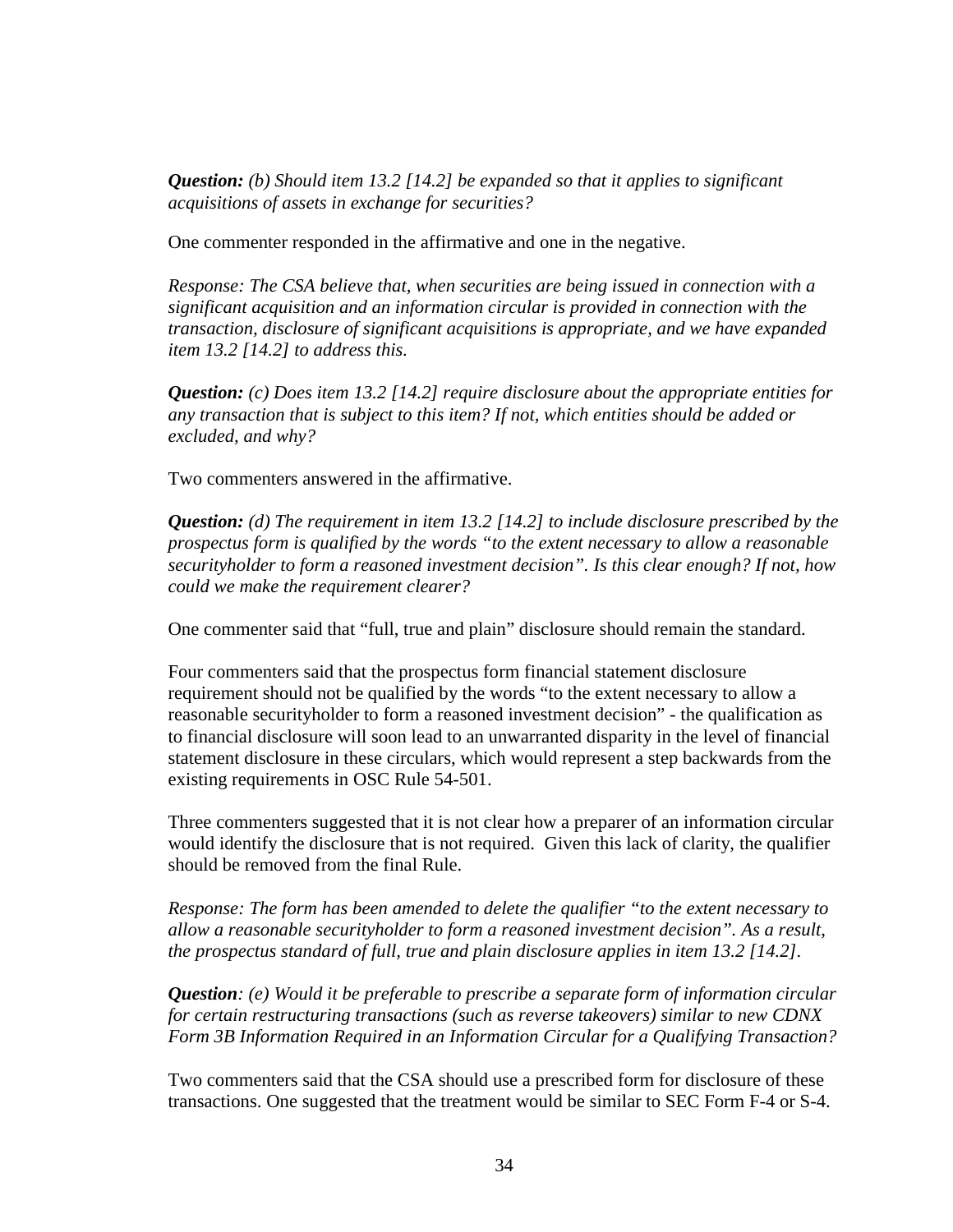***Question:*** *(b) Should item 13.2 [14.2] be expanded so that it applies to significant acquisitions of assets in exchange for securities?*

One commenter responded in the affirmative and one in the negative.

*Response: The CSA believe that, when securities are being issued in connection with a significant acquisition and an information circular is provided in connection with the transaction, disclosure of significant acquisitions is appropriate, and we have expanded item 13.2 [14.2] to address this.*

***Question:*** *(c) Does item 13.2 [14.2] require disclosure about the appropriate entities for any transaction that is subject to this item? If not, which entities should be added or excluded, and why?*

Two commenters answered in the affirmative.

***Question:*** *(d) The requirement in item 13.2 [14.2] to include disclosure prescribed by the prospectus form is qualified by the words "to the extent necessary to allow a reasonable securityholder to form a reasoned investment decision". Is this clear enough? If not, how could we make the requirement clearer?*

One commenter said that "full, true and plain" disclosure should remain the standard.

Four commenters said that the prospectus form financial statement disclosure requirement should not be qualified by the words "to the extent necessary to allow a reasonable securityholder to form a reasoned investment decision" - the qualification as to financial disclosure will soon lead to an unwarranted disparity in the level of financial statement disclosure in these circulars, which would represent a step backwards from the existing requirements in OSC Rule 54-501.

Three commenters suggested that it is not clear how a preparer of an information circular would identify the disclosure that is not required. Given this lack of clarity, the qualifier should be removed from the final Rule.

*Response: The form has been amended to delete the qualifier "to the extent necessary to allow a reasonable securityholder to form a reasoned investment decision". As a result, the prospectus standard of full, true and plain disclosure applies in item 13.2 [14.2].*

***Question****: (e) Would it be preferable to prescribe a separate form of information circular for certain restructuring transactions (such as reverse takeovers) similar to new CDNX Form 3B Information Required in an Information Circular for a Qualifying Transaction?*

Two commenters said that the CSA should use a prescribed form for disclosure of these transactions. One suggested that the treatment would be similar to SEC Form F-4 or S-4.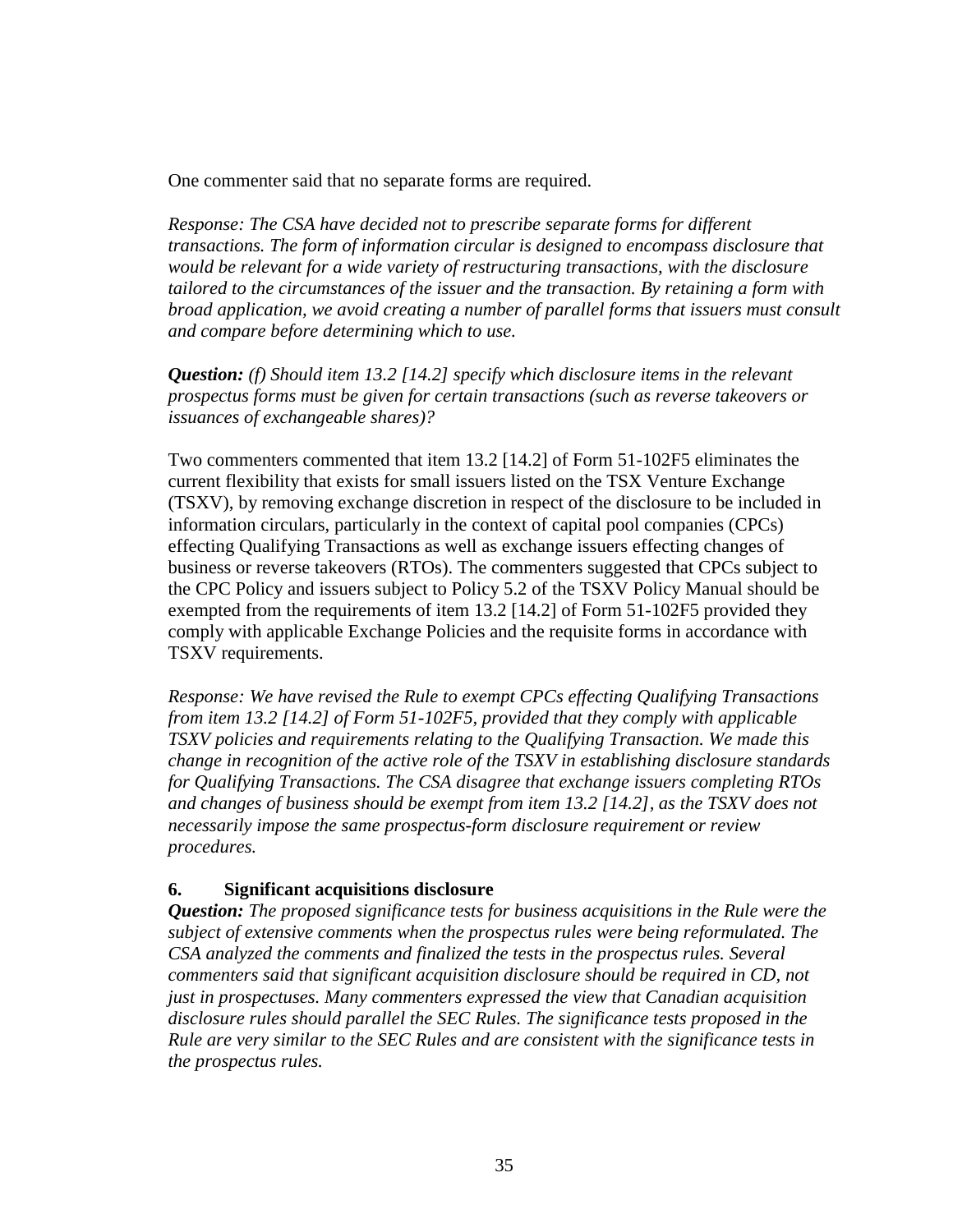One commenter said that no separate forms are required.

*Response: The CSA have decided not to prescribe separate forms for different transactions. The form of information circular is designed to encompass disclosure that would be relevant for a wide variety of restructuring transactions, with the disclosure tailored to the circumstances of the issuer and the transaction. By retaining a form with broad application, we avoid creating a number of parallel forms that issuers must consult and compare before determining which to use.*

***Question:*** *(f) Should item 13.2 [14.2] specify which disclosure items in the relevant prospectus forms must be given for certain transactions (such as reverse takeovers or issuances of exchangeable shares)?*

Two commenters commented that item 13.2 [14.2] of Form 51-102F5 eliminates the current flexibility that exists for small issuers listed on the TSX Venture Exchange (TSXV), by removing exchange discretion in respect of the disclosure to be included in information circulars, particularly in the context of capital pool companies (CPCs) effecting Qualifying Transactions as well as exchange issuers effecting changes of business or reverse takeovers (RTOs). The commenters suggested that CPCs subject to the CPC Policy and issuers subject to Policy 5.2 of the TSXV Policy Manual should be exempted from the requirements of item 13.2 [14.2] of Form 51-102F5 provided they comply with applicable Exchange Policies and the requisite forms in accordance with TSXV requirements.

*Response: We have revised the Rule to exempt CPCs effecting Qualifying Transactions from item 13.2 [14.2] of Form 51-102F5, provided that they comply with applicable TSXV policies and requirements relating to the Qualifying Transaction. We made this change in recognition of the active role of the TSXV in establishing disclosure standards for Qualifying Transactions. The CSA disagree that exchange issuers completing RTOs and changes of business should be exempt from item 13.2 [14.2], as the TSXV does not necessarily impose the same prospectus-form disclosure requirement or review procedures.*

### 6. Significant acquisitions disclosure

***Question:*** *The proposed significance tests for business acquisitions in the Rule were the subject of extensive comments when the prospectus rules were being reformulated. The CSA analyzed the comments and finalized the tests in the prospectus rules. Several commenters said that significant acquisition disclosure should be required in CD, not just in prospectuses. Many commenters expressed the view that Canadian acquisition disclosure rules should parallel the SEC Rules. The significance tests proposed in the Rule are very similar to the SEC Rules and are consistent with the significance tests in the prospectus rules.*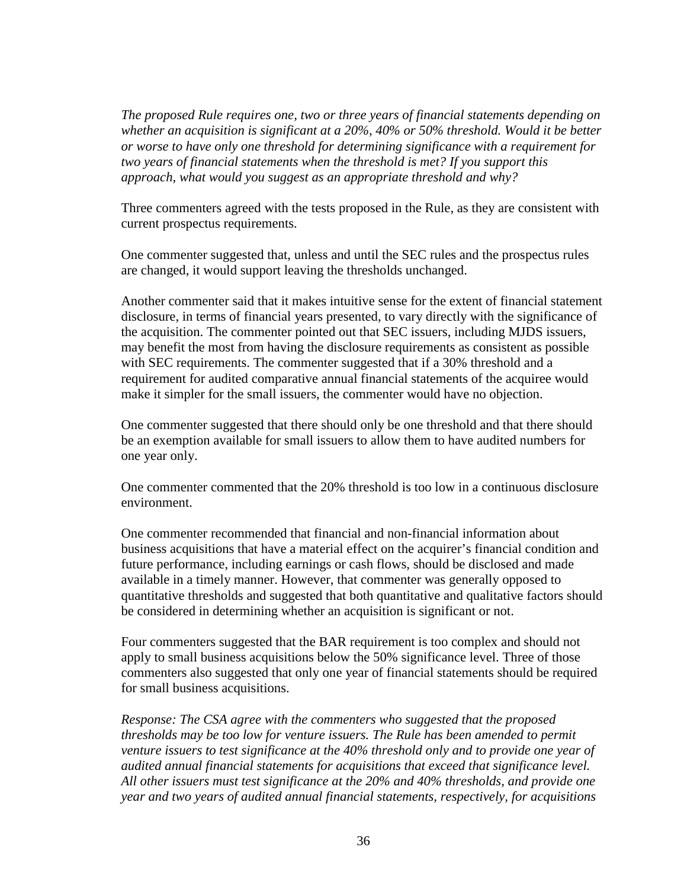*The proposed Rule requires one, two or three years of financial statements depending on whether an acquisition is significant at a 20%, 40% or 50% threshold. Would it be better or worse to have only one threshold for determining significance with a requirement for two years of financial statements when the threshold is met? If you support this approach, what would you suggest as an appropriate threshold and why?*

Three commenters agreed with the tests proposed in the Rule, as they are consistent with current prospectus requirements.

One commenter suggested that, unless and until the SEC rules and the prospectus rules are changed, it would support leaving the thresholds unchanged.

Another commenter said that it makes intuitive sense for the extent of financial statement disclosure, in terms of financial years presented, to vary directly with the significance of the acquisition. The commenter pointed out that SEC issuers, including MJDS issuers, may benefit the most from having the disclosure requirements as consistent as possible with SEC requirements. The commenter suggested that if a 30% threshold and a requirement for audited comparative annual financial statements of the acquiree would make it simpler for the small issuers, the commenter would have no objection.

One commenter suggested that there should only be one threshold and that there should be an exemption available for small issuers to allow them to have audited numbers for one year only.

One commenter commented that the 20% threshold is too low in a continuous disclosure environment.

One commenter recommended that financial and non-financial information about business acquisitions that have a material effect on the acquirer's financial condition and future performance, including earnings or cash flows, should be disclosed and made available in a timely manner. However, that commenter was generally opposed to quantitative thresholds and suggested that both quantitative and qualitative factors should be considered in determining whether an acquisition is significant or not.

Four commenters suggested that the BAR requirement is too complex and should not apply to small business acquisitions below the 50% significance level. Three of those commenters also suggested that only one year of financial statements should be required for small business acquisitions.

*Response: The CSA agree with the commenters who suggested that the proposed thresholds may be too low for venture issuers. The Rule has been amended to permit venture issuers to test significance at the 40% threshold only and to provide one year of audited annual financial statements for acquisitions that exceed that significance level. All other issuers must test significance at the 20% and 40% thresholds, and provide one year and two years of audited annual financial statements, respectively, for acquisitions*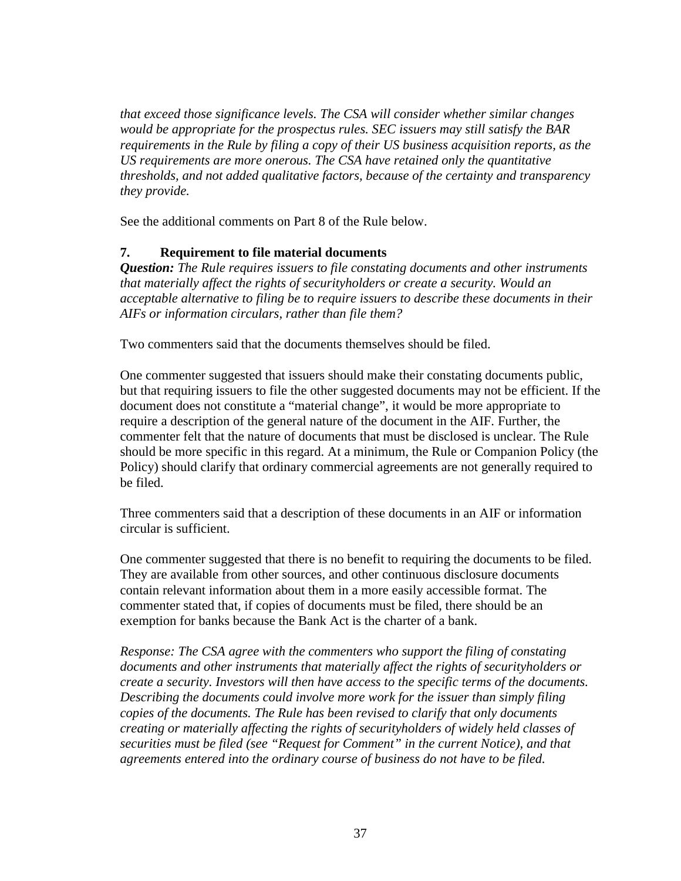*that exceed those significance levels. The CSA will consider whether similar changes would be appropriate for the prospectus rules. SEC issuers may still satisfy the BAR requirements in the Rule by filing a copy of their US business acquisition reports, as the US requirements are more onerous. The CSA have retained only the quantitative thresholds, and not added qualitative factors, because of the certainty and transparency they provide.*

See the additional comments on Part 8 of the Rule below.

**7. Requirement to file material documents**

***Question:*** *The Rule requires issuers to file constating documents and other instruments that materially affect the rights of securityholders or create a security. Would an acceptable alternative to filing be to require issuers to describe these documents in their AIFs or information circulars, rather than file them?*

Two commenters said that the documents themselves should be filed.

One commenter suggested that issuers should make their constating documents public, but that requiring issuers to file the other suggested documents may not be efficient. If the document does not constitute a "material change", it would be more appropriate to require a description of the general nature of the document in the AIF. Further, the commenter felt that the nature of documents that must be disclosed is unclear. The Rule should be more specific in this regard. At a minimum, the Rule or Companion Policy (the Policy) should clarify that ordinary commercial agreements are not generally required to be filed.

Three commenters said that a description of these documents in an AIF or information circular is sufficient.

One commenter suggested that there is no benefit to requiring the documents to be filed. They are available from other sources, and other continuous disclosure documents contain relevant information about them in a more easily accessible format. The commenter stated that, if copies of documents must be filed, there should be an exemption for banks because the Bank Act is the charter of a bank.

*Response: The CSA agree with the commenters who support the filing of constating documents and other instruments that materially affect the rights of securityholders or create a security. Investors will then have access to the specific terms of the documents. Describing the documents could involve more work for the issuer than simply filing copies of the documents. The Rule has been revised to clarify that only documents creating or materially affecting the rights of securityholders of widely held classes of securities must be filed (see "Request for Comment" in the current Notice), and that agreements entered into the ordinary course of business do not have to be filed.*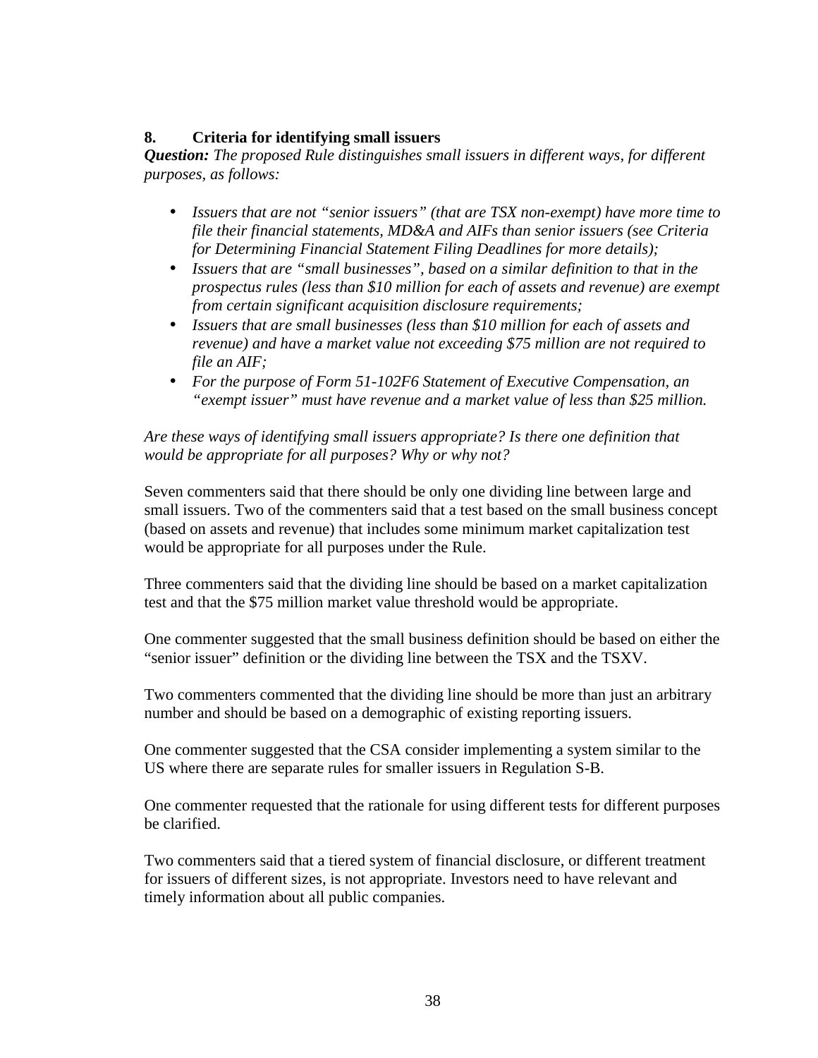### 8. Criteria for identifying small issuers

***Question:*** *The proposed Rule distinguishes small issuers in different ways, for different purposes, as follows:*

- *Issuers that are not "senior issuers" (that are TSX non-exempt) have more time to file their financial statements, MD&A and AIFs than senior issuers (see Criteria for Determining Financial Statement Filing Deadlines for more details);*
- *Issuers that are "small businesses", based on a similar definition to that in the prospectus rules (less than $10 million for each of assets and revenue) are exempt from certain significant acquisition disclosure requirements;*
- *Issuers that are small businesses (less than $10 million for each of assets and revenue) and have a market value not exceeding $75 million are not required to file an AIF;*
- *For the purpose of Form 51-102F6 Statement of Executive Compensation, an "exempt issuer" must have revenue and a market value of less than $25 million.*

*Are these ways of identifying small issuers appropriate? Is there one definition that would be appropriate for all purposes? Why or why not?*

Seven commenters said that there should be only one dividing line between large and small issuers. Two of the commenters said that a test based on the small business concept (based on assets and revenue) that includes some minimum market capitalization test would be appropriate for all purposes under the Rule.

Three commenters said that the dividing line should be based on a market capitalization test and that the $75 million market value threshold would be appropriate.

One commenter suggested that the small business definition should be based on either the "senior issuer" definition or the dividing line between the TSX and the TSXV.

Two commenters commented that the dividing line should be more than just an arbitrary number and should be based on a demographic of existing reporting issuers.

One commenter suggested that the CSA consider implementing a system similar to the US where there are separate rules for smaller issuers in Regulation S-B.

One commenter requested that the rationale for using different tests for different purposes be clarified.

Two commenters said that a tiered system of financial disclosure, or different treatment for issuers of different sizes, is not appropriate. Investors need to have relevant and timely information about all public companies.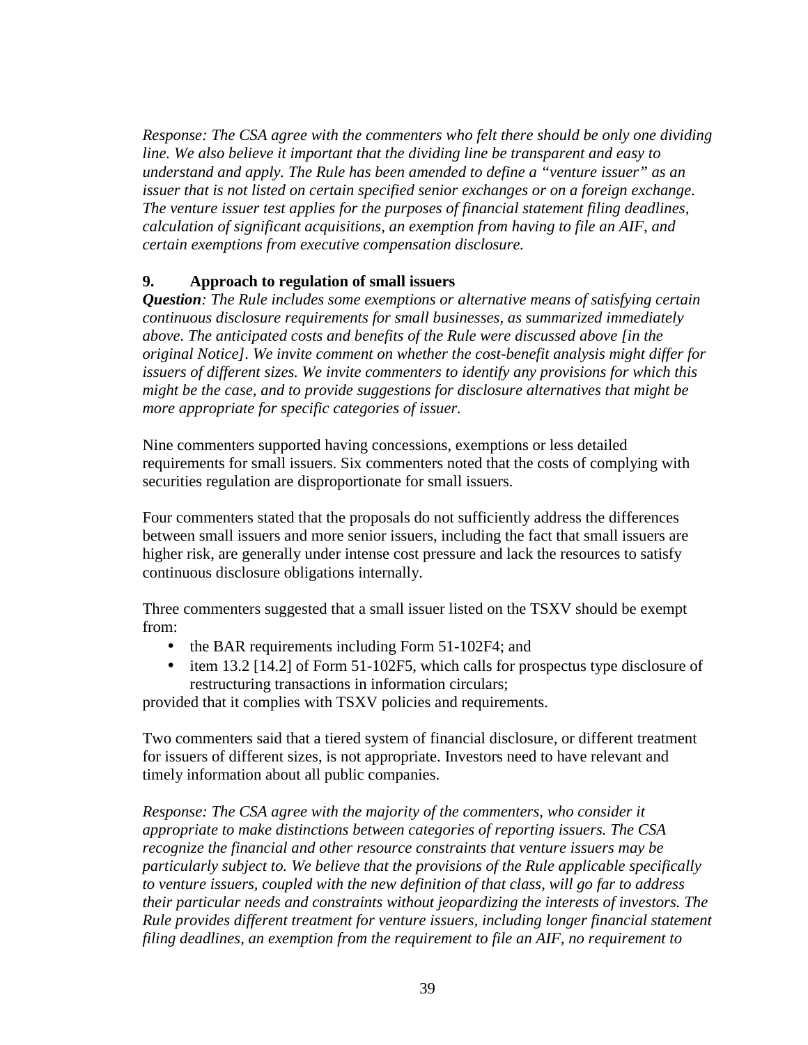*Response: The CSA agree with the commenters who felt there should be only one dividing line. We also believe it important that the dividing line be transparent and easy to understand and apply. The Rule has been amended to define a "venture issuer" as an issuer that is not listed on certain specified senior exchanges or on a foreign exchange. The venture issuer test applies for the purposes of financial statement filing deadlines, calculation of significant acquisitions, an exemption from having to file an AIF, and certain exemptions from executive compensation disclosure.*

**9. Approach to regulation of small issuers**

***Question****: The Rule includes some exemptions or alternative means of satisfying certain continuous disclosure requirements for small businesses, as summarized immediately above. The anticipated costs and benefits of the Rule were discussed above [in the original Notice]. We invite comment on whether the cost-benefit analysis might differ for issuers of different sizes. We invite commenters to identify any provisions for which this might be the case, and to provide suggestions for disclosure alternatives that might be more appropriate for specific categories of issuer.*

Nine commenters supported having concessions, exemptions or less detailed requirements for small issuers. Six commenters noted that the costs of complying with securities regulation are disproportionate for small issuers.

Four commenters stated that the proposals do not sufficiently address the differences between small issuers and more senior issuers, including the fact that small issuers are higher risk, are generally under intense cost pressure and lack the resources to satisfy continuous disclosure obligations internally.

Three commenters suggested that a small issuer listed on the TSXV should be exempt from:

- the BAR requirements including Form 51-102F4; and
- item 13.2 [14.2] of Form 51-102F5, which calls for prospectus type disclosure of restructuring transactions in information circulars;

provided that it complies with TSXV policies and requirements.

Two commenters said that a tiered system of financial disclosure, or different treatment for issuers of different sizes, is not appropriate. Investors need to have relevant and timely information about all public companies.

*Response: The CSA agree with the majority of the commenters, who consider it appropriate to make distinctions between categories of reporting issuers. The CSA recognize the financial and other resource constraints that venture issuers may be particularly subject to. We believe that the provisions of the Rule applicable specifically to venture issuers, coupled with the new definition of that class, will go far to address their particular needs and constraints without jeopardizing the interests of investors. The Rule provides different treatment for venture issuers, including longer financial statement filing deadlines, an exemption from the requirement to file an AIF, no requirement to*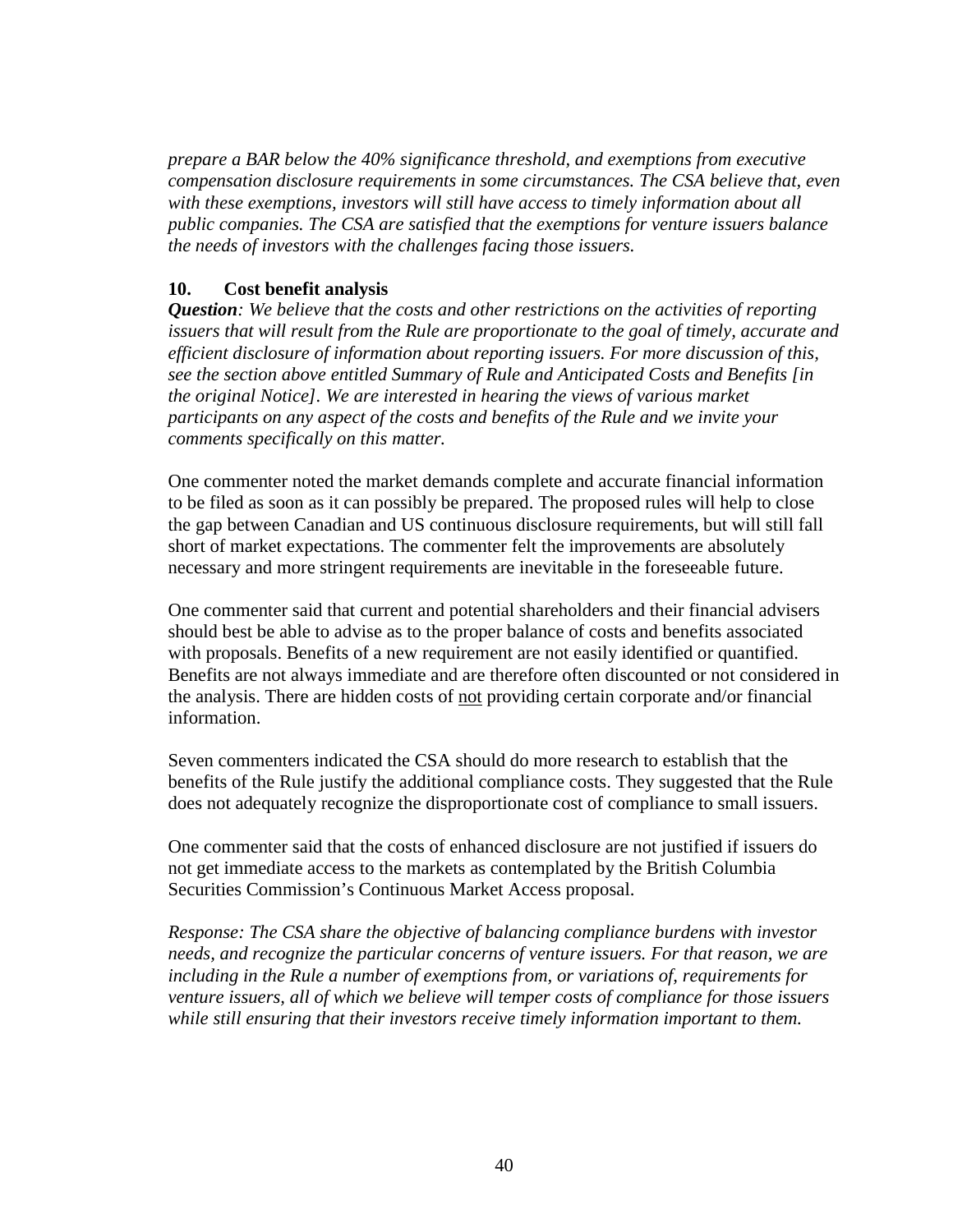*prepare a BAR below the 40% significance threshold, and exemptions from executive compensation disclosure requirements in some circumstances. The CSA believe that, even with these exemptions, investors will still have access to timely information about all public companies. The CSA are satisfied that the exemptions for venture issuers balance the needs of investors with the challenges facing those issuers.*

**10. Cost benefit analysis**

***Question**: We believe that the costs and other restrictions on the activities of reporting issuers that will result from the Rule are proportionate to the goal of timely, accurate and efficient disclosure of information about reporting issuers. For more discussion of this, see the section above entitled Summary of Rule and Anticipated Costs and Benefits [in the original Notice]. We are interested in hearing the views of various market participants on any aspect of the costs and benefits of the Rule and we invite your comments specifically on this matter.*

One commenter noted the market demands complete and accurate financial information to be filed as soon as it can possibly be prepared. The proposed rules will help to close the gap between Canadian and US continuous disclosure requirements, but will still fall short of market expectations. The commenter felt the improvements are absolutely necessary and more stringent requirements are inevitable in the foreseeable future.

One commenter said that current and potential shareholders and their financial advisers should best be able to advise as to the proper balance of costs and benefits associated with proposals. Benefits of a new requirement are not easily identified or quantified. Benefits are not always immediate and are therefore often discounted or not considered in the analysis. There are hidden costs of <u>not</u> providing certain corporate and/or financial information.

Seven commenters indicated the CSA should do more research to establish that the benefits of the Rule justify the additional compliance costs. They suggested that the Rule does not adequately recognize the disproportionate cost of compliance to small issuers.

One commenter said that the costs of enhanced disclosure are not justified if issuers do not get immediate access to the markets as contemplated by the British Columbia Securities Commission's Continuous Market Access proposal.

*Response: The CSA share the objective of balancing compliance burdens with investor needs, and recognize the particular concerns of venture issuers. For that reason, we are including in the Rule a number of exemptions from, or variations of, requirements for venture issuers, all of which we believe will temper costs of compliance for those issuers while still ensuring that their investors receive timely information important to them.*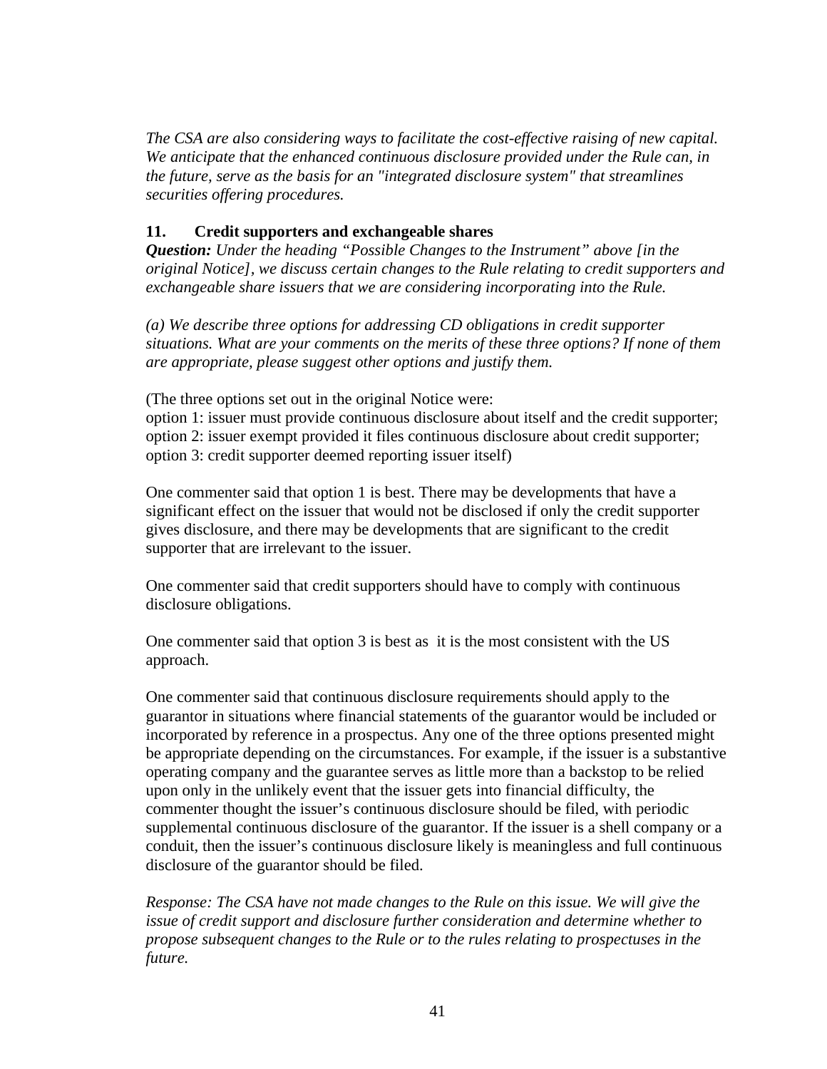*The CSA are also considering ways to facilitate the cost-effective raising of new capital. We anticipate that the enhanced continuous disclosure provided under the Rule can, in the future, serve as the basis for an "integrated disclosure system" that streamlines securities offering procedures.*

### 11. Credit supporters and exchangeable shares

***Question:*** *Under the heading "Possible Changes to the Instrument" above [in the original Notice], we discuss certain changes to the Rule relating to credit supporters and exchangeable share issuers that we are considering incorporating into the Rule.*

*(a) We describe three options for addressing CD obligations in credit supporter situations. What are your comments on the merits of these three options? If none of them are appropriate, please suggest other options and justify them.*

(The three options set out in the original Notice were:
option 1: issuer must provide continuous disclosure about itself and the credit supporter;
option 2: issuer exempt provided it files continuous disclosure about credit supporter;
option 3: credit supporter deemed reporting issuer itself)

One commenter said that option 1 is best. There may be developments that have a significant effect on the issuer that would not be disclosed if only the credit supporter gives disclosure, and there may be developments that are significant to the credit supporter that are irrelevant to the issuer.

One commenter said that credit supporters should have to comply with continuous disclosure obligations.

One commenter said that option 3 is best as it is the most consistent with the US approach.

One commenter said that continuous disclosure requirements should apply to the guarantor in situations where financial statements of the guarantor would be included or incorporated by reference in a prospectus. Any one of the three options presented might be appropriate depending on the circumstances. For example, if the issuer is a substantive operating company and the guarantee serves as little more than a backstop to be relied upon only in the unlikely event that the issuer gets into financial difficulty, the commenter thought the issuer's continuous disclosure should be filed, with periodic supplemental continuous disclosure of the guarantor. If the issuer is a shell company or a conduit, then the issuer's continuous disclosure likely is meaningless and full continuous disclosure of the guarantor should be filed.

*Response: The CSA have not made changes to the Rule on this issue. We will give the issue of credit support and disclosure further consideration and determine whether to propose subsequent changes to the Rule or to the rules relating to prospectuses in the future.*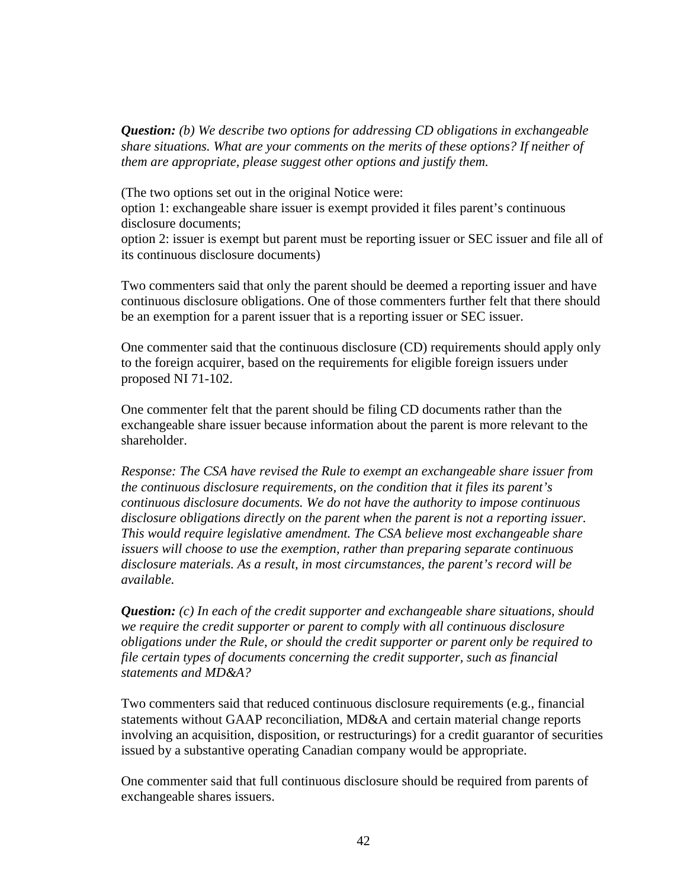***Question:*** *(b) We describe two options for addressing CD obligations in exchangeable share situations. What are your comments on the merits of these options? If neither of them are appropriate, please suggest other options and justify them.*

(The two options set out in the original Notice were:
option 1: exchangeable share issuer is exempt provided it files parent's continuous disclosure documents;
option 2: issuer is exempt but parent must be reporting issuer or SEC issuer and file all of its continuous disclosure documents)

Two commenters said that only the parent should be deemed a reporting issuer and have continuous disclosure obligations. One of those commenters further felt that there should be an exemption for a parent issuer that is a reporting issuer or SEC issuer.

One commenter said that the continuous disclosure (CD) requirements should apply only to the foreign acquirer, based on the requirements for eligible foreign issuers under proposed NI 71-102.

One commenter felt that the parent should be filing CD documents rather than the exchangeable share issuer because information about the parent is more relevant to the shareholder.

*Response: The CSA have revised the Rule to exempt an exchangeable share issuer from the continuous disclosure requirements, on the condition that it files its parent's continuous disclosure documents. We do not have the authority to impose continuous disclosure obligations directly on the parent when the parent is not a reporting issuer. This would require legislative amendment. The CSA believe most exchangeable share issuers will choose to use the exemption, rather than preparing separate continuous disclosure materials. As a result, in most circumstances, the parent's record will be available.*

***Question:*** *(c) In each of the credit supporter and exchangeable share situations, should we require the credit supporter or parent to comply with all continuous disclosure obligations under the Rule, or should the credit supporter or parent only be required to file certain types of documents concerning the credit supporter, such as financial statements and MD&A?*

Two commenters said that reduced continuous disclosure requirements (e.g., financial statements without GAAP reconciliation, MD&A and certain material change reports involving an acquisition, disposition, or restructurings) for a credit guarantor of securities issued by a substantive operating Canadian company would be appropriate.

One commenter said that full continuous disclosure should be required from parents of exchangeable shares issuers.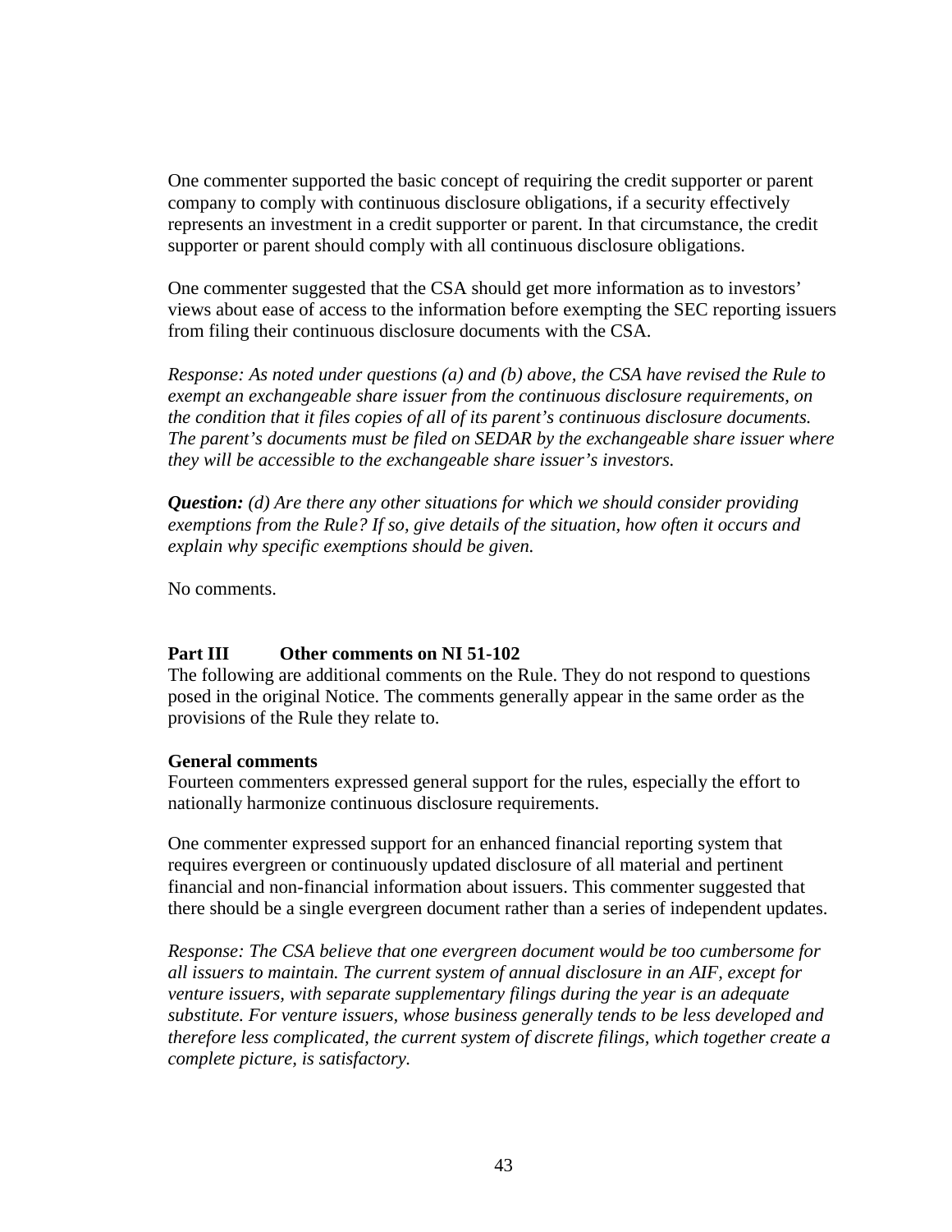One commenter supported the basic concept of requiring the credit supporter or parent company to comply with continuous disclosure obligations, if a security effectively represents an investment in a credit supporter or parent. In that circumstance, the credit supporter or parent should comply with all continuous disclosure obligations.

One commenter suggested that the CSA should get more information as to investors' views about ease of access to the information before exempting the SEC reporting issuers from filing their continuous disclosure documents with the CSA.

*Response: As noted under questions (a) and (b) above, the CSA have revised the Rule to exempt an exchangeable share issuer from the continuous disclosure requirements, on the condition that it files copies of all of its parent's continuous disclosure documents. The parent's documents must be filed on SEDAR by the exchangeable share issuer where they will be accessible to the exchangeable share issuer's investors.*

***Question:*** *(d) Are there any other situations for which we should consider providing exemptions from the Rule? If so, give details of the situation, how often it occurs and explain why specific exemptions should be given.*

No comments.

## Part III Other comments on NI 51-102

The following are additional comments on the Rule. They do not respond to questions posed in the original Notice. The comments generally appear in the same order as the provisions of the Rule they relate to.

### General comments

Fourteen commenters expressed general support for the rules, especially the effort to nationally harmonize continuous disclosure requirements.

One commenter expressed support for an enhanced financial reporting system that requires evergreen or continuously updated disclosure of all material and pertinent financial and non-financial information about issuers. This commenter suggested that there should be a single evergreen document rather than a series of independent updates.

*Response: The CSA believe that one evergreen document would be too cumbersome for all issuers to maintain. The current system of annual disclosure in an AIF, except for venture issuers, with separate supplementary filings during the year is an adequate substitute. For venture issuers, whose business generally tends to be less developed and therefore less complicated, the current system of discrete filings, which together create a complete picture, is satisfactory.*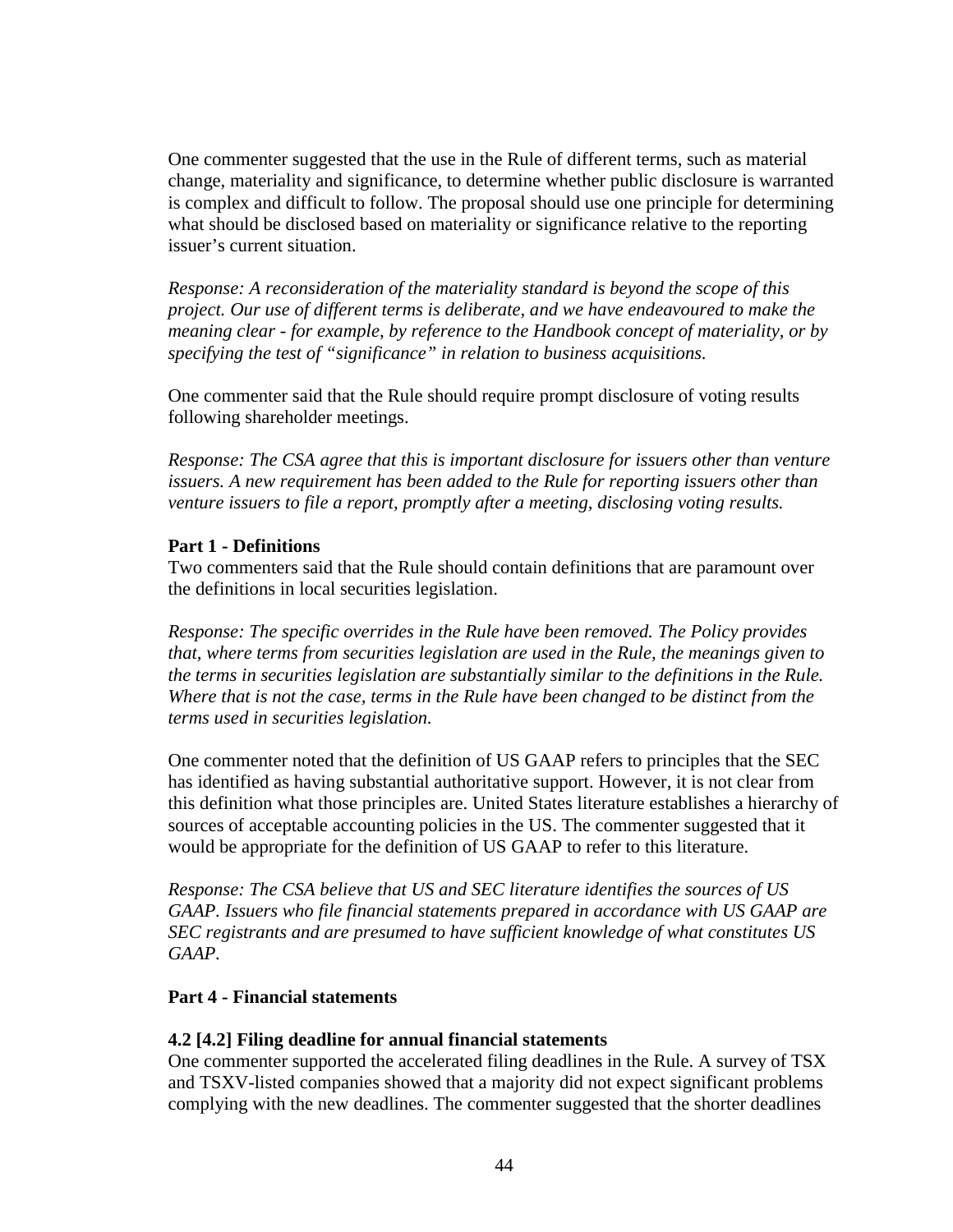One commenter suggested that the use in the Rule of different terms, such as material change, materiality and significance, to determine whether public disclosure is warranted is complex and difficult to follow. The proposal should use one principle for determining what should be disclosed based on materiality or significance relative to the reporting issuer's current situation.

*Response: A reconsideration of the materiality standard is beyond the scope of this project. Our use of different terms is deliberate, and we have endeavoured to make the meaning clear - for example, by reference to the Handbook concept of materiality, or by specifying the test of "significance" in relation to business acquisitions.*

One commenter said that the Rule should require prompt disclosure of voting results following shareholder meetings.

*Response: The CSA agree that this is important disclosure for issuers other than venture issuers. A new requirement has been added to the Rule for reporting issuers other than venture issuers to file a report, promptly after a meeting, disclosing voting results.*

**Part 1 - Definitions**

Two commenters said that the Rule should contain definitions that are paramount over the definitions in local securities legislation.

*Response: The specific overrides in the Rule have been removed. The Policy provides that, where terms from securities legislation are used in the Rule, the meanings given to the terms in securities legislation are substantially similar to the definitions in the Rule. Where that is not the case, terms in the Rule have been changed to be distinct from the terms used in securities legislation.*

One commenter noted that the definition of US GAAP refers to principles that the SEC has identified as having substantial authoritative support. However, it is not clear from this definition what those principles are. United States literature establishes a hierarchy of sources of acceptable accounting policies in the US. The commenter suggested that it would be appropriate for the definition of US GAAP to refer to this literature.

*Response: The CSA believe that US and SEC literature identifies the sources of US GAAP. Issuers who file financial statements prepared in accordance with US GAAP are SEC registrants and are presumed to have sufficient knowledge of what constitutes US GAAP.*

**Part 4 - Financial statements**

**4.2 [4.2] Filing deadline for annual financial statements**

One commenter supported the accelerated filing deadlines in the Rule. A survey of TSX and TSXV-listed companies showed that a majority did not expect significant problems complying with the new deadlines. The commenter suggested that the shorter deadlines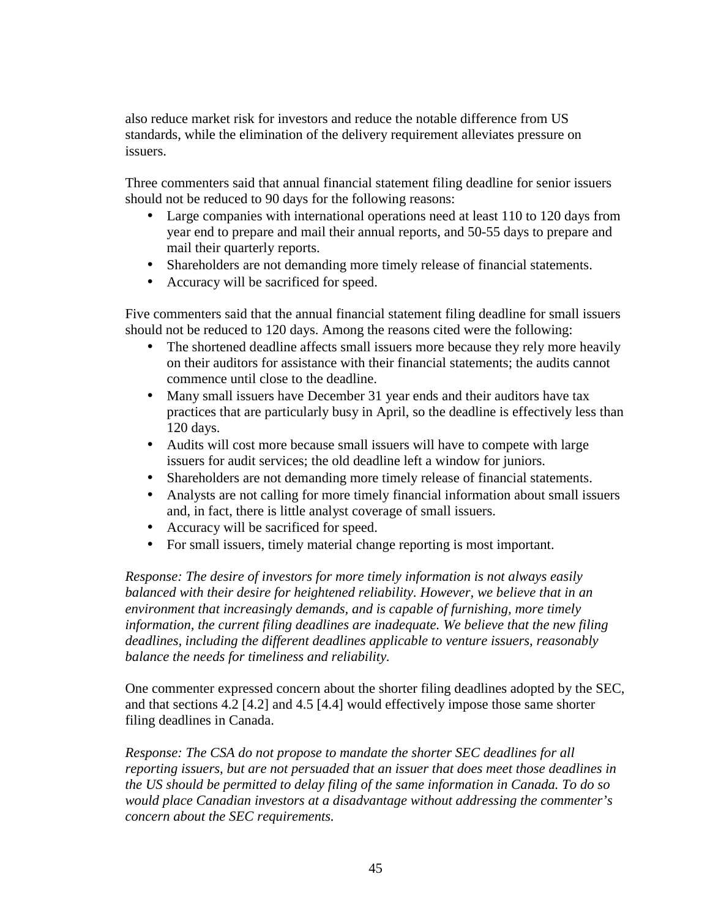also reduce market risk for investors and reduce the notable difference from US standards, while the elimination of the delivery requirement alleviates pressure on issuers.

Three commenters said that annual financial statement filing deadline for senior issuers should not be reduced to 90 days for the following reasons:

- Large companies with international operations need at least 110 to 120 days from year end to prepare and mail their annual reports, and 50-55 days to prepare and mail their quarterly reports.
- Shareholders are not demanding more timely release of financial statements.
- Accuracy will be sacrificed for speed.

Five commenters said that the annual financial statement filing deadline for small issuers should not be reduced to 120 days. Among the reasons cited were the following:

- The shortened deadline affects small issuers more because they rely more heavily on their auditors for assistance with their financial statements; the audits cannot commence until close to the deadline.
- Many small issuers have December 31 year ends and their auditors have tax practices that are particularly busy in April, so the deadline is effectively less than 120 days.
- Audits will cost more because small issuers will have to compete with large issuers for audit services; the old deadline left a window for juniors.
- Shareholders are not demanding more timely release of financial statements.
- Analysts are not calling for more timely financial information about small issuers and, in fact, there is little analyst coverage of small issuers.
- Accuracy will be sacrificed for speed.
- For small issuers, timely material change reporting is most important.

*Response: The desire of investors for more timely information is not always easily balanced with their desire for heightened reliability. However, we believe that in an environment that increasingly demands, and is capable of furnishing, more timely information, the current filing deadlines are inadequate. We believe that the new filing deadlines, including the different deadlines applicable to venture issuers, reasonably balance the needs for timeliness and reliability.*

One commenter expressed concern about the shorter filing deadlines adopted by the SEC, and that sections 4.2 [4.2] and 4.5 [4.4] would effectively impose those same shorter filing deadlines in Canada.

*Response: The CSA do not propose to mandate the shorter SEC deadlines for all reporting issuers, but are not persuaded that an issuer that does meet those deadlines in the US should be permitted to delay filing of the same information in Canada. To do so would place Canadian investors at a disadvantage without addressing the commenter's concern about the SEC requirements.*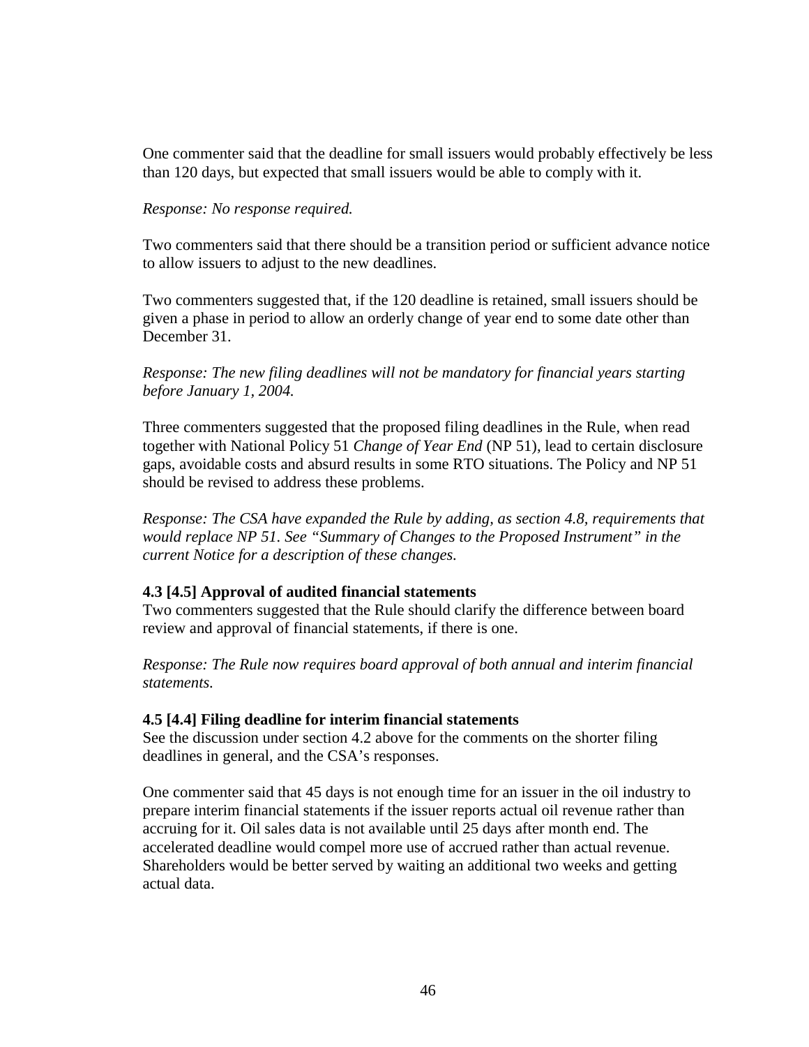One commenter said that the deadline for small issuers would probably effectively be less than 120 days, but expected that small issuers would be able to comply with it.

*Response: No response required.*

Two commenters said that there should be a transition period or sufficient advance notice to allow issuers to adjust to the new deadlines.

Two commenters suggested that, if the 120 deadline is retained, small issuers should be given a phase in period to allow an orderly change of year end to some date other than December 31.

*Response: The new filing deadlines will not be mandatory for financial years starting before January 1, 2004.*

Three commenters suggested that the proposed filing deadlines in the Rule, when read together with National Policy 51 *Change of Year End* (NP 51), lead to certain disclosure gaps, avoidable costs and absurd results in some RTO situations. The Policy and NP 51 should be revised to address these problems.

*Response: The CSA have expanded the Rule by adding, as section 4.8, requirements that would replace NP 51. See "Summary of Changes to the Proposed Instrument" in the current Notice for a description of these changes.*

**4.3 [4.5] Approval of audited financial statements**

Two commenters suggested that the Rule should clarify the difference between board review and approval of financial statements, if there is one.

*Response: The Rule now requires board approval of both annual and interim financial statements.*

**4.5 [4.4] Filing deadline for interim financial statements**

See the discussion under section 4.2 above for the comments on the shorter filing deadlines in general, and the CSA's responses.

One commenter said that 45 days is not enough time for an issuer in the oil industry to prepare interim financial statements if the issuer reports actual oil revenue rather than accruing for it. Oil sales data is not available until 25 days after month end. The accelerated deadline would compel more use of accrued rather than actual revenue. Shareholders would be better served by waiting an additional two weeks and getting actual data.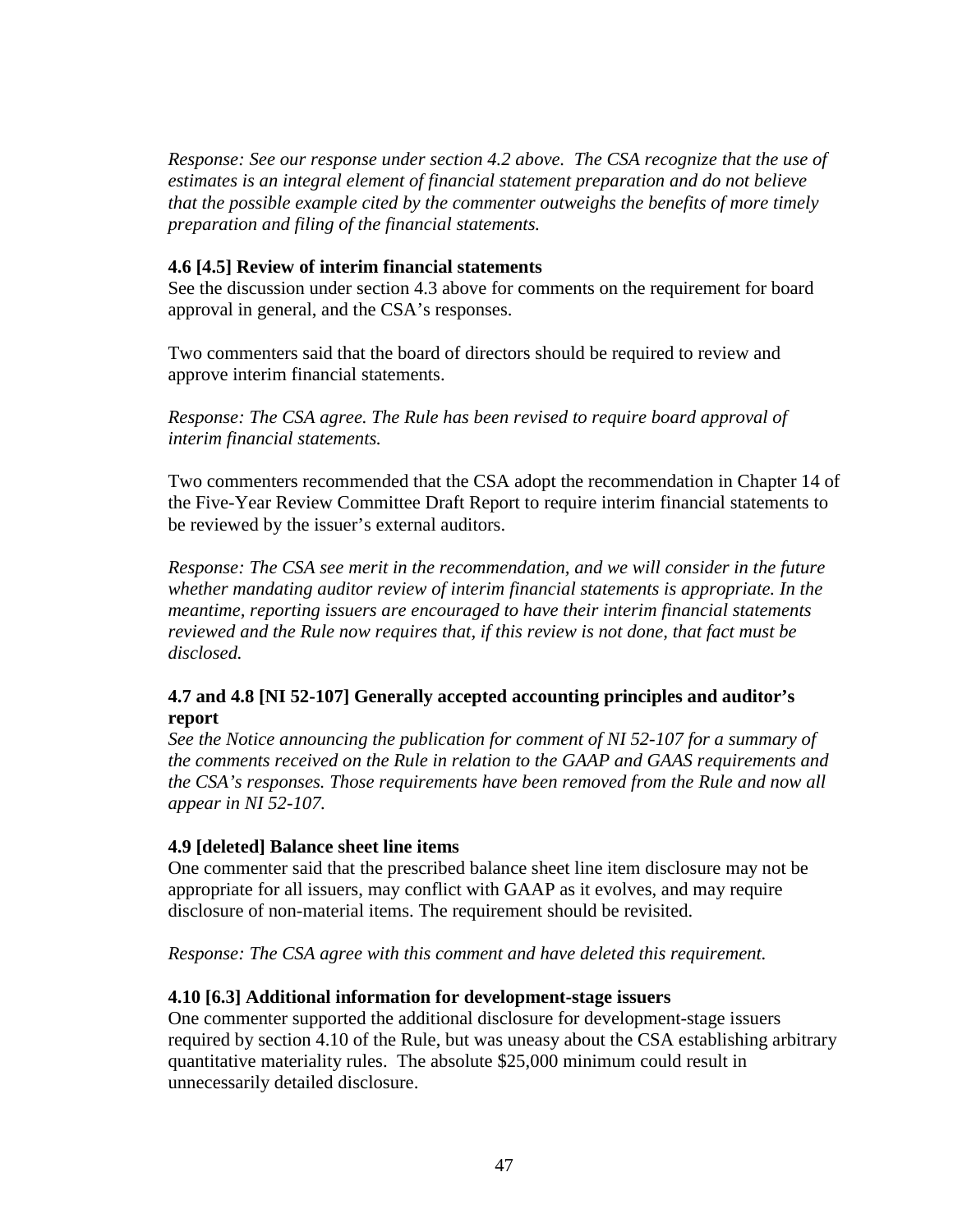*Response: See our response under section 4.2 above. The CSA recognize that the use of estimates is an integral element of financial statement preparation and do not believe that the possible example cited by the commenter outweighs the benefits of more timely preparation and filing of the financial statements.*

**4.6 [4.5] Review of interim financial statements**

See the discussion under section 4.3 above for comments on the requirement for board approval in general, and the CSA's responses.

Two commenters said that the board of directors should be required to review and approve interim financial statements.

*Response: The CSA agree. The Rule has been revised to require board approval of interim financial statements.*

Two commenters recommended that the CSA adopt the recommendation in Chapter 14 of the Five-Year Review Committee Draft Report to require interim financial statements to be reviewed by the issuer's external auditors.

*Response: The CSA see merit in the recommendation, and we will consider in the future whether mandating auditor review of interim financial statements is appropriate. In the meantime, reporting issuers are encouraged to have their interim financial statements reviewed and the Rule now requires that, if this review is not done, that fact must be disclosed.*

**4.7 and 4.8 [NI 52-107] Generally accepted accounting principles and auditor's report**

*See the Notice announcing the publication for comment of NI 52-107 for a summary of the comments received on the Rule in relation to the GAAP and GAAS requirements and the CSA's responses. Those requirements have been removed from the Rule and now all appear in NI 52-107.*

**4.9 [deleted] Balance sheet line items**

One commenter said that the prescribed balance sheet line item disclosure may not be appropriate for all issuers, may conflict with GAAP as it evolves, and may require disclosure of non-material items. The requirement should be revisited.

*Response: The CSA agree with this comment and have deleted this requirement.*

**4.10 [6.3] Additional information for development-stage issuers**

One commenter supported the additional disclosure for development-stage issuers required by section 4.10 of the Rule, but was uneasy about the CSA establishing arbitrary quantitative materiality rules. The absolute $25,000 minimum could result in unnecessarily detailed disclosure.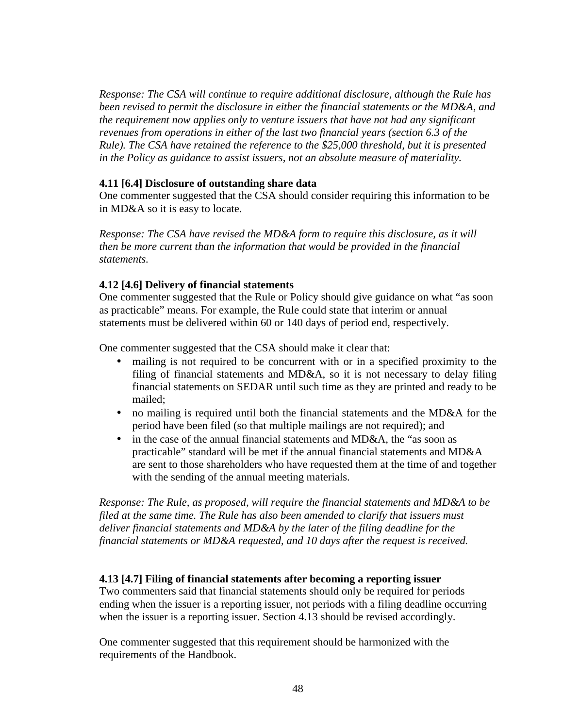*Response: The CSA will continue to require additional disclosure, although the Rule has been revised to permit the disclosure in either the financial statements or the MD&A, and the requirement now applies only to venture issuers that have not had any significant revenues from operations in either of the last two financial years (section 6.3 of the Rule). The CSA have retained the reference to the $25,000 threshold, but it is presented in the Policy as guidance to assist issuers, not an absolute measure of materiality.*

**4.11 [6.4] Disclosure of outstanding share data**

One commenter suggested that the CSA should consider requiring this information to be in MD&A so it is easy to locate.

*Response: The CSA have revised the MD&A form to require this disclosure, as it will then be more current than the information that would be provided in the financial statements.*

**4.12 [4.6] Delivery of financial statements**

One commenter suggested that the Rule or Policy should give guidance on what "as soon as practicable" means. For example, the Rule could state that interim or annual statements must be delivered within 60 or 140 days of period end, respectively.

One commenter suggested that the CSA should make it clear that:

- mailing is not required to be concurrent with or in a specified proximity to the filing of financial statements and MD&A, so it is not necessary to delay filing financial statements on SEDAR until such time as they are printed and ready to be mailed;
- no mailing is required until both the financial statements and the MD&A for the period have been filed (so that multiple mailings are not required); and
- in the case of the annual financial statements and MD&A, the "as soon as practicable" standard will be met if the annual financial statements and MD&A are sent to those shareholders who have requested them at the time of and together with the sending of the annual meeting materials.

*Response: The Rule, as proposed, will require the financial statements and MD&A to be filed at the same time. The Rule has also been amended to clarify that issuers must deliver financial statements and MD&A by the later of the filing deadline for the financial statements or MD&A requested, and 10 days after the request is received.*

**4.13 [4.7] Filing of financial statements after becoming a reporting issuer**

Two commenters said that financial statements should only be required for periods ending when the issuer is a reporting issuer, not periods with a filing deadline occurring when the issuer is a reporting issuer. Section 4.13 should be revised accordingly.

One commenter suggested that this requirement should be harmonized with the requirements of the Handbook.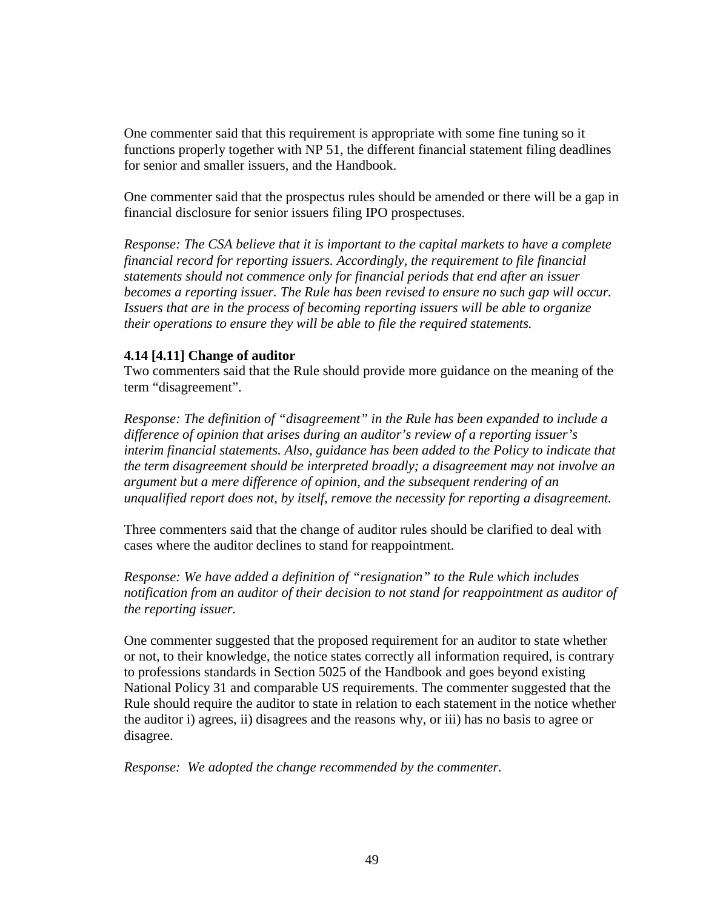One commenter said that this requirement is appropriate with some fine tuning so it functions properly together with NP 51, the different financial statement filing deadlines for senior and smaller issuers, and the Handbook.

One commenter said that the prospectus rules should be amended or there will be a gap in financial disclosure for senior issuers filing IPO prospectuses.

*Response: The CSA believe that it is important to the capital markets to have a complete financial record for reporting issuers. Accordingly, the requirement to file financial statements should not commence only for financial periods that end after an issuer becomes a reporting issuer. The Rule has been revised to ensure no such gap will occur. Issuers that are in the process of becoming reporting issuers will be able to organize their operations to ensure they will be able to file the required statements.*

**4.14 [4.11] Change of auditor**

Two commenters said that the Rule should provide more guidance on the meaning of the term "disagreement".

*Response: The definition of "disagreement" in the Rule has been expanded to include a difference of opinion that arises during an auditor's review of a reporting issuer's interim financial statements. Also, guidance has been added to the Policy to indicate that the term disagreement should be interpreted broadly; a disagreement may not involve an argument but a mere difference of opinion, and the subsequent rendering of an unqualified report does not, by itself, remove the necessity for reporting a disagreement.*

Three commenters said that the change of auditor rules should be clarified to deal with cases where the auditor declines to stand for reappointment.

*Response: We have added a definition of "resignation" to the Rule which includes notification from an auditor of their decision to not stand for reappointment as auditor of the reporting issuer.*

One commenter suggested that the proposed requirement for an auditor to state whether or not, to their knowledge, the notice states correctly all information required, is contrary to professions standards in Section 5025 of the Handbook and goes beyond existing National Policy 31 and comparable US requirements. The commenter suggested that the Rule should require the auditor to state in relation to each statement in the notice whether the auditor i) agrees, ii) disagrees and the reasons why, or iii) has no basis to agree or disagree.

*Response: We adopted the change recommended by the commenter.*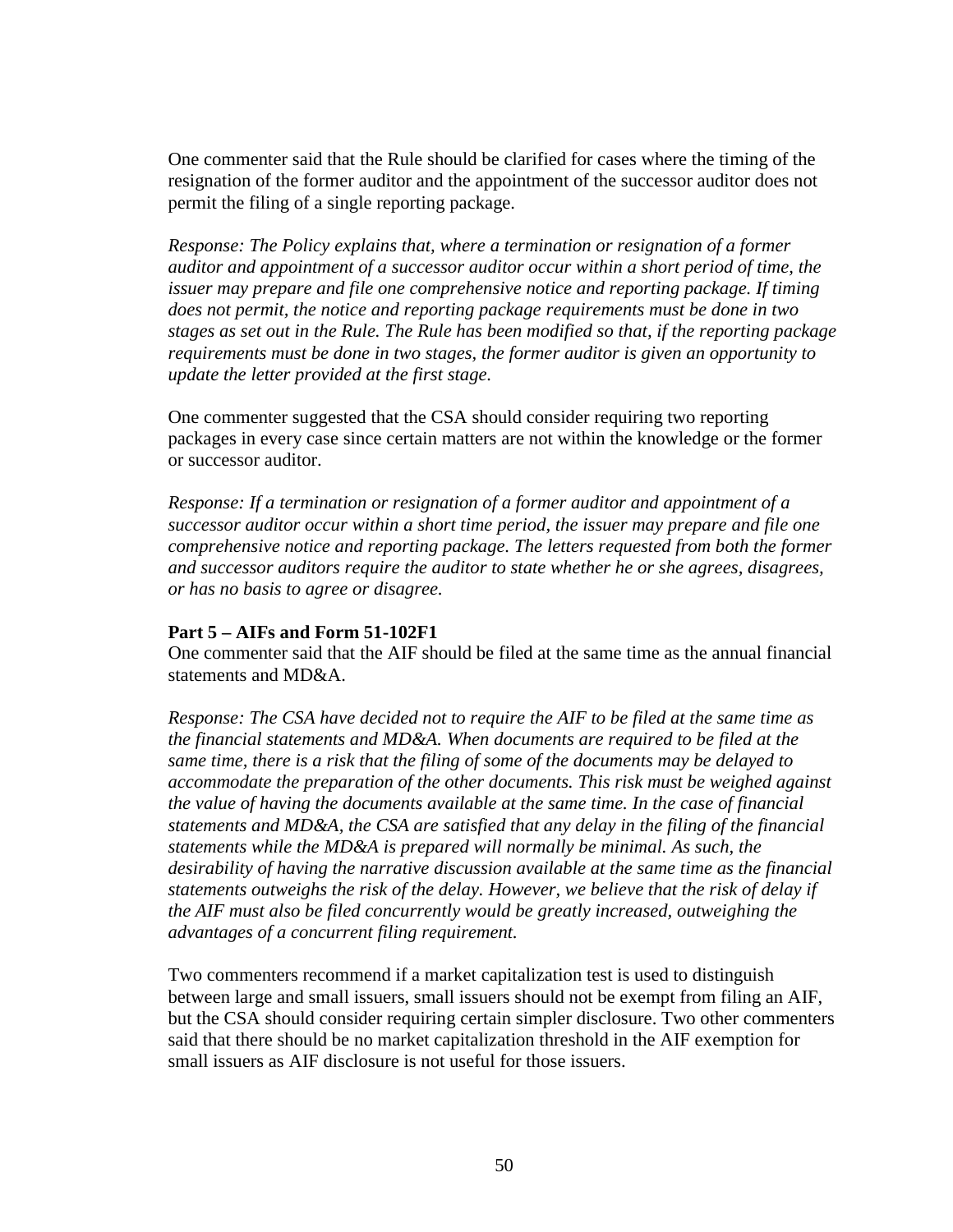One commenter said that the Rule should be clarified for cases where the timing of the resignation of the former auditor and the appointment of the successor auditor does not permit the filing of a single reporting package.

*Response: The Policy explains that, where a termination or resignation of a former auditor and appointment of a successor auditor occur within a short period of time, the issuer may prepare and file one comprehensive notice and reporting package. If timing does not permit, the notice and reporting package requirements must be done in two stages as set out in the Rule. The Rule has been modified so that, if the reporting package requirements must be done in two stages, the former auditor is given an opportunity to update the letter provided at the first stage.*

One commenter suggested that the CSA should consider requiring two reporting packages in every case since certain matters are not within the knowledge or the former or successor auditor.

*Response: If a termination or resignation of a former auditor and appointment of a successor auditor occur within a short time period, the issuer may prepare and file one comprehensive notice and reporting package. The letters requested from both the former and successor auditors require the auditor to state whether he or she agrees, disagrees, or has no basis to agree or disagree.*

**Part 5 – AIFs and Form 51-102F1**

One commenter said that the AIF should be filed at the same time as the annual financial statements and MD&A.

*Response: The CSA have decided not to require the AIF to be filed at the same time as the financial statements and MD&A. When documents are required to be filed at the same time, there is a risk that the filing of some of the documents may be delayed to accommodate the preparation of the other documents. This risk must be weighed against the value of having the documents available at the same time. In the case of financial statements and MD&A, the CSA are satisfied that any delay in the filing of the financial statements while the MD&A is prepared will normally be minimal. As such, the desirability of having the narrative discussion available at the same time as the financial statements outweighs the risk of the delay. However, we believe that the risk of delay if the AIF must also be filed concurrently would be greatly increased, outweighing the advantages of a concurrent filing requirement.*

Two commenters recommend if a market capitalization test is used to distinguish between large and small issuers, small issuers should not be exempt from filing an AIF, but the CSA should consider requiring certain simpler disclosure. Two other commenters said that there should be no market capitalization threshold in the AIF exemption for small issuers as AIF disclosure is not useful for those issuers.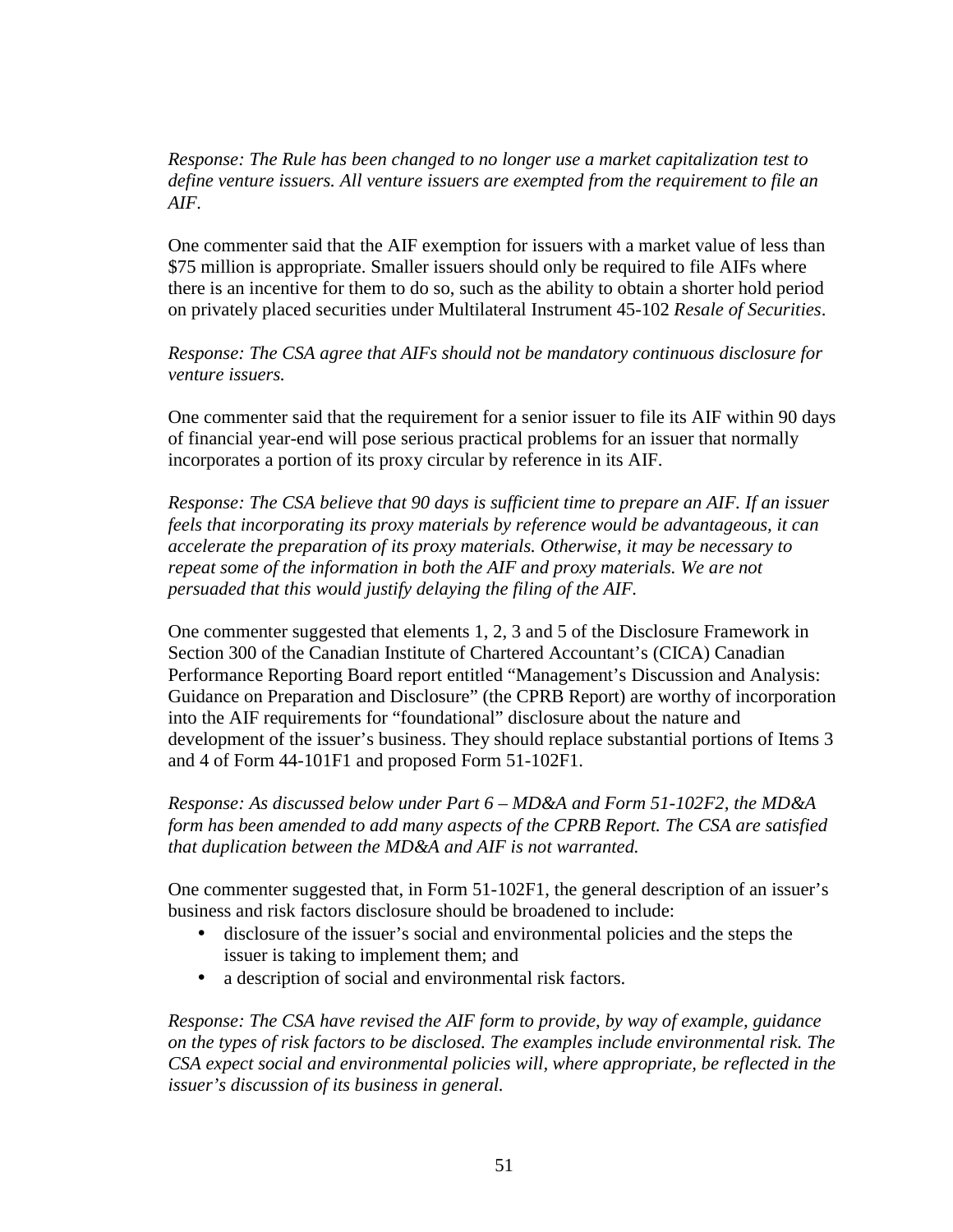*Response: The Rule has been changed to no longer use a market capitalization test to define venture issuers. All venture issuers are exempted from the requirement to file an AIF.*

One commenter said that the AIF exemption for issuers with a market value of less than $75 million is appropriate. Smaller issuers should only be required to file AIFs where there is an incentive for them to do so, such as the ability to obtain a shorter hold period on privately placed securities under Multilateral Instrument 45-102 *Resale of Securities*.

*Response: The CSA agree that AIFs should not be mandatory continuous disclosure for venture issuers.*

One commenter said that the requirement for a senior issuer to file its AIF within 90 days of financial year-end will pose serious practical problems for an issuer that normally incorporates a portion of its proxy circular by reference in its AIF.

*Response: The CSA believe that 90 days is sufficient time to prepare an AIF. If an issuer feels that incorporating its proxy materials by reference would be advantageous, it can accelerate the preparation of its proxy materials. Otherwise, it may be necessary to repeat some of the information in both the AIF and proxy materials. We are not persuaded that this would justify delaying the filing of the AIF.*

One commenter suggested that elements 1, 2, 3 and 5 of the Disclosure Framework in Section 300 of the Canadian Institute of Chartered Accountant's (CICA) Canadian Performance Reporting Board report entitled "Management's Discussion and Analysis: Guidance on Preparation and Disclosure" (the CPRB Report) are worthy of incorporation into the AIF requirements for "foundational" disclosure about the nature and development of the issuer's business. They should replace substantial portions of Items 3 and 4 of Form 44-101F1 and proposed Form 51-102F1.

*Response: As discussed below under Part 6 – MD&A and Form 51-102F2, the MD&A form has been amended to add many aspects of the CPRB Report. The CSA are satisfied that duplication between the MD&A and AIF is not warranted.*

One commenter suggested that, in Form 51-102F1, the general description of an issuer's business and risk factors disclosure should be broadened to include:

- disclosure of the issuer's social and environmental policies and the steps the issuer is taking to implement them; and
- a description of social and environmental risk factors.

*Response: The CSA have revised the AIF form to provide, by way of example, guidance on the types of risk factors to be disclosed. The examples include environmental risk. The CSA expect social and environmental policies will, where appropriate, be reflected in the issuer's discussion of its business in general.*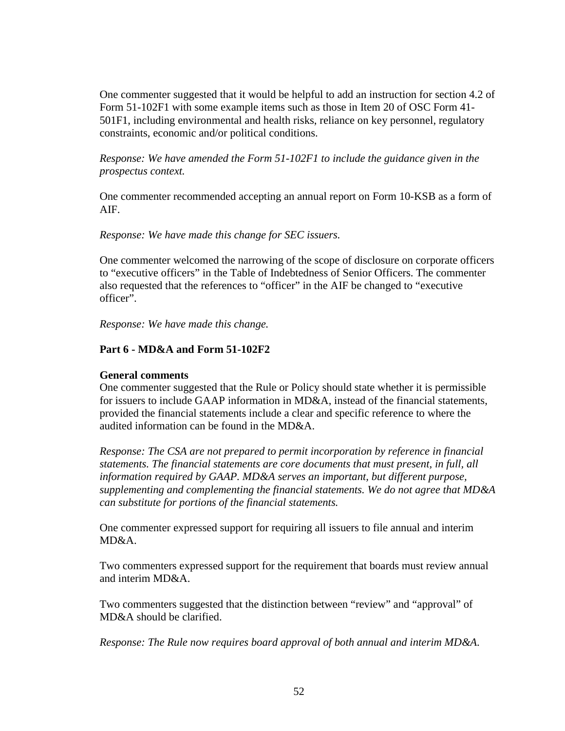One commenter suggested that it would be helpful to add an instruction for section 4.2 of Form 51-102F1 with some example items such as those in Item 20 of OSC Form 41-501F1, including environmental and health risks, reliance on key personnel, regulatory constraints, economic and/or political conditions.

*Response: We have amended the Form 51-102F1 to include the guidance given in the prospectus context.*

One commenter recommended accepting an annual report on Form 10-KSB as a form of AIF.

*Response: We have made this change for SEC issuers.*

One commenter welcomed the narrowing of the scope of disclosure on corporate officers to "executive officers" in the Table of Indebtedness of Senior Officers. The commenter also requested that the references to "officer" in the AIF be changed to "executive officer".

*Response: We have made this change.*

**Part 6 - MD&A and Form 51-102F2**

**General comments**

One commenter suggested that the Rule or Policy should state whether it is permissible for issuers to include GAAP information in MD&A, instead of the financial statements, provided the financial statements include a clear and specific reference to where the audited information can be found in the MD&A.

*Response: The CSA are not prepared to permit incorporation by reference in financial statements. The financial statements are core documents that must present, in full, all information required by GAAP. MD&A serves an important, but different purpose, supplementing and complementing the financial statements. We do not agree that MD&A can substitute for portions of the financial statements.*

One commenter expressed support for requiring all issuers to file annual and interim MD&A.

Two commenters expressed support for the requirement that boards must review annual and interim MD&A.

Two commenters suggested that the distinction between "review" and "approval" of MD&A should be clarified.

*Response: The Rule now requires board approval of both annual and interim MD&A.*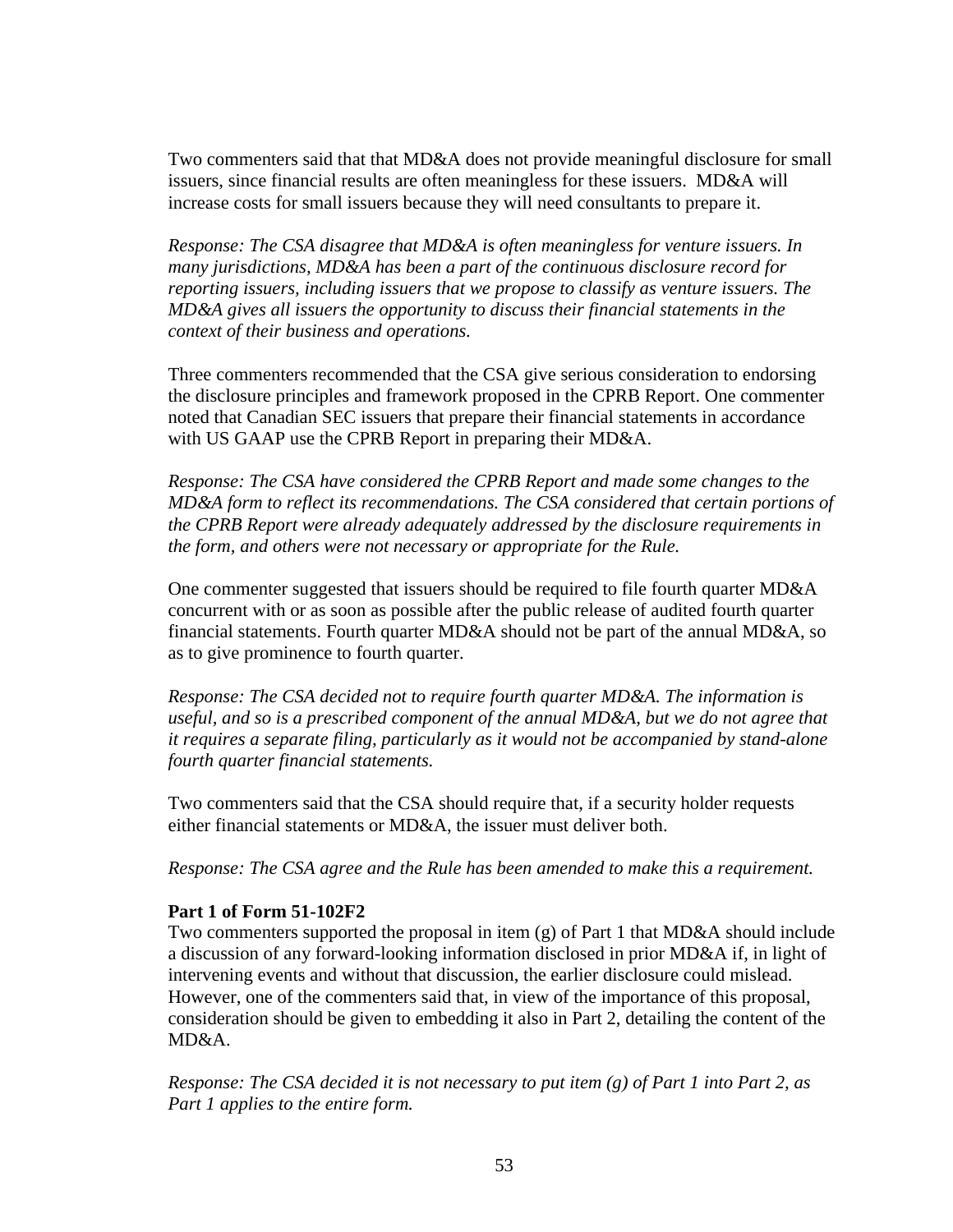Two commenters said that that MD&A does not provide meaningful disclosure for small issuers, since financial results are often meaningless for these issuers. MD&A will increase costs for small issuers because they will need consultants to prepare it.

*Response: The CSA disagree that MD&A is often meaningless for venture issuers. In many jurisdictions, MD&A has been a part of the continuous disclosure record for reporting issuers, including issuers that we propose to classify as venture issuers. The MD&A gives all issuers the opportunity to discuss their financial statements in the context of their business and operations.*

Three commenters recommended that the CSA give serious consideration to endorsing the disclosure principles and framework proposed in the CPRB Report. One commenter noted that Canadian SEC issuers that prepare their financial statements in accordance with US GAAP use the CPRB Report in preparing their MD&A.

*Response: The CSA have considered the CPRB Report and made some changes to the MD&A form to reflect its recommendations. The CSA considered that certain portions of the CPRB Report were already adequately addressed by the disclosure requirements in the form, and others were not necessary or appropriate for the Rule.*

One commenter suggested that issuers should be required to file fourth quarter MD&A concurrent with or as soon as possible after the public release of audited fourth quarter financial statements. Fourth quarter MD&A should not be part of the annual MD&A, so as to give prominence to fourth quarter.

*Response: The CSA decided not to require fourth quarter MD&A. The information is useful, and so is a prescribed component of the annual MD&A, but we do not agree that it requires a separate filing, particularly as it would not be accompanied by stand-alone fourth quarter financial statements.*

Two commenters said that the CSA should require that, if a security holder requests either financial statements or MD&A, the issuer must deliver both.

*Response: The CSA agree and the Rule has been amended to make this a requirement.*

**Part 1 of Form 51-102F2**

Two commenters supported the proposal in item (g) of Part 1 that MD&A should include a discussion of any forward-looking information disclosed in prior MD&A if, in light of intervening events and without that discussion, the earlier disclosure could mislead. However, one of the commenters said that, in view of the importance of this proposal, consideration should be given to embedding it also in Part 2, detailing the content of the MD&A.

*Response: The CSA decided it is not necessary to put item (g) of Part 1 into Part 2, as Part 1 applies to the entire form.*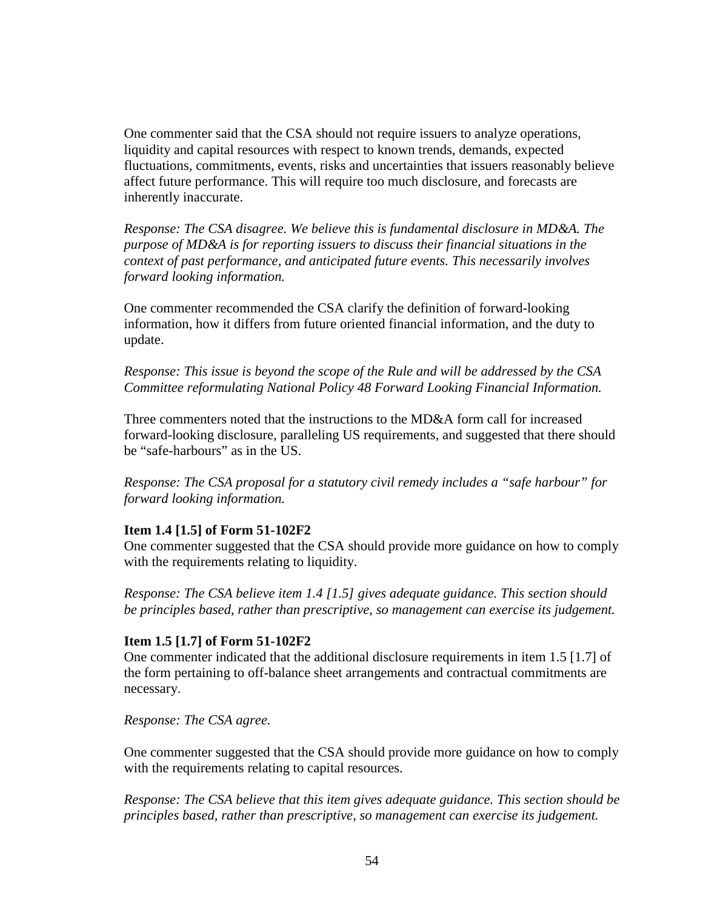One commenter said that the CSA should not require issuers to analyze operations, liquidity and capital resources with respect to known trends, demands, expected fluctuations, commitments, events, risks and uncertainties that issuers reasonably believe affect future performance. This will require too much disclosure, and forecasts are inherently inaccurate.

*Response: The CSA disagree. We believe this is fundamental disclosure in MD&A. The purpose of MD&A is for reporting issuers to discuss their financial situations in the context of past performance, and anticipated future events. This necessarily involves forward looking information.*

One commenter recommended the CSA clarify the definition of forward-looking information, how it differs from future oriented financial information, and the duty to update.

*Response: This issue is beyond the scope of the Rule and will be addressed by the CSA Committee reformulating National Policy 48 Forward Looking Financial Information.*

Three commenters noted that the instructions to the MD&A form call for increased forward-looking disclosure, paralleling US requirements, and suggested that there should be "safe-harbours" as in the US.

*Response: The CSA proposal for a statutory civil remedy includes a "safe harbour" for forward looking information.*

**Item 1.4 [1.5] of Form 51-102F2**

One commenter suggested that the CSA should provide more guidance on how to comply with the requirements relating to liquidity.

*Response: The CSA believe item 1.4 [1.5] gives adequate guidance. This section should be principles based, rather than prescriptive, so management can exercise its judgement.*

**Item 1.5 [1.7] of Form 51-102F2**

One commenter indicated that the additional disclosure requirements in item 1.5 [1.7] of the form pertaining to off-balance sheet arrangements and contractual commitments are necessary.

*Response: The CSA agree.*

One commenter suggested that the CSA should provide more guidance on how to comply with the requirements relating to capital resources.

*Response: The CSA believe that this item gives adequate guidance. This section should be principles based, rather than prescriptive, so management can exercise its judgement.*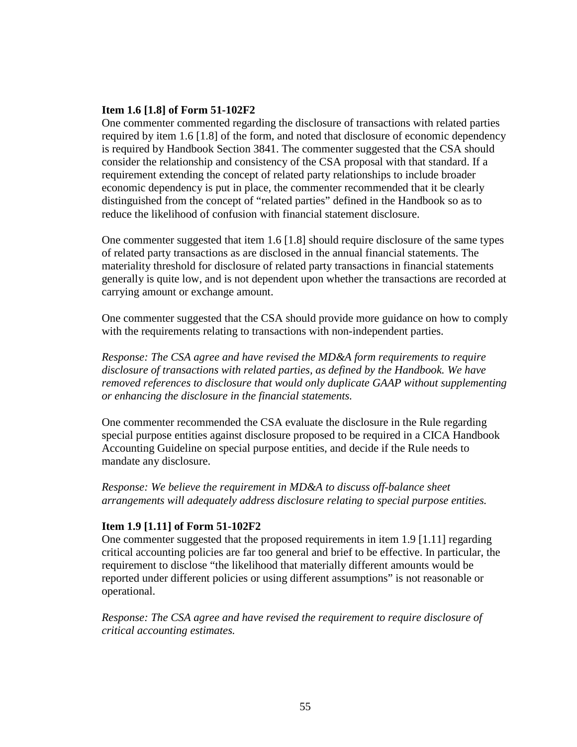**Item 1.6 [1.8] of Form 51-102F2**

One commenter commented regarding the disclosure of transactions with related parties required by item 1.6 [1.8] of the form, and noted that disclosure of economic dependency is required by Handbook Section 3841. The commenter suggested that the CSA should consider the relationship and consistency of the CSA proposal with that standard. If a requirement extending the concept of related party relationships to include broader economic dependency is put in place, the commenter recommended that it be clearly distinguished from the concept of "related parties" defined in the Handbook so as to reduce the likelihood of confusion with financial statement disclosure.

One commenter suggested that item 1.6 [1.8] should require disclosure of the same types of related party transactions as are disclosed in the annual financial statements. The materiality threshold for disclosure of related party transactions in financial statements generally is quite low, and is not dependent upon whether the transactions are recorded at carrying amount or exchange amount.

One commenter suggested that the CSA should provide more guidance on how to comply with the requirements relating to transactions with non-independent parties.

*Response: The CSA agree and have revised the MD&A form requirements to require disclosure of transactions with related parties, as defined by the Handbook. We have removed references to disclosure that would only duplicate GAAP without supplementing or enhancing the disclosure in the financial statements.*

One commenter recommended the CSA evaluate the disclosure in the Rule regarding special purpose entities against disclosure proposed to be required in a CICA Handbook Accounting Guideline on special purpose entities, and decide if the Rule needs to mandate any disclosure.

*Response: We believe the requirement in MD&A to discuss off-balance sheet arrangements will adequately address disclosure relating to special purpose entities.*

**Item 1.9 [1.11] of Form 51-102F2**

One commenter suggested that the proposed requirements in item 1.9 [1.11] regarding critical accounting policies are far too general and brief to be effective. In particular, the requirement to disclose "the likelihood that materially different amounts would be reported under different policies or using different assumptions" is not reasonable or operational.

*Response: The CSA agree and have revised the requirement to require disclosure of critical accounting estimates.*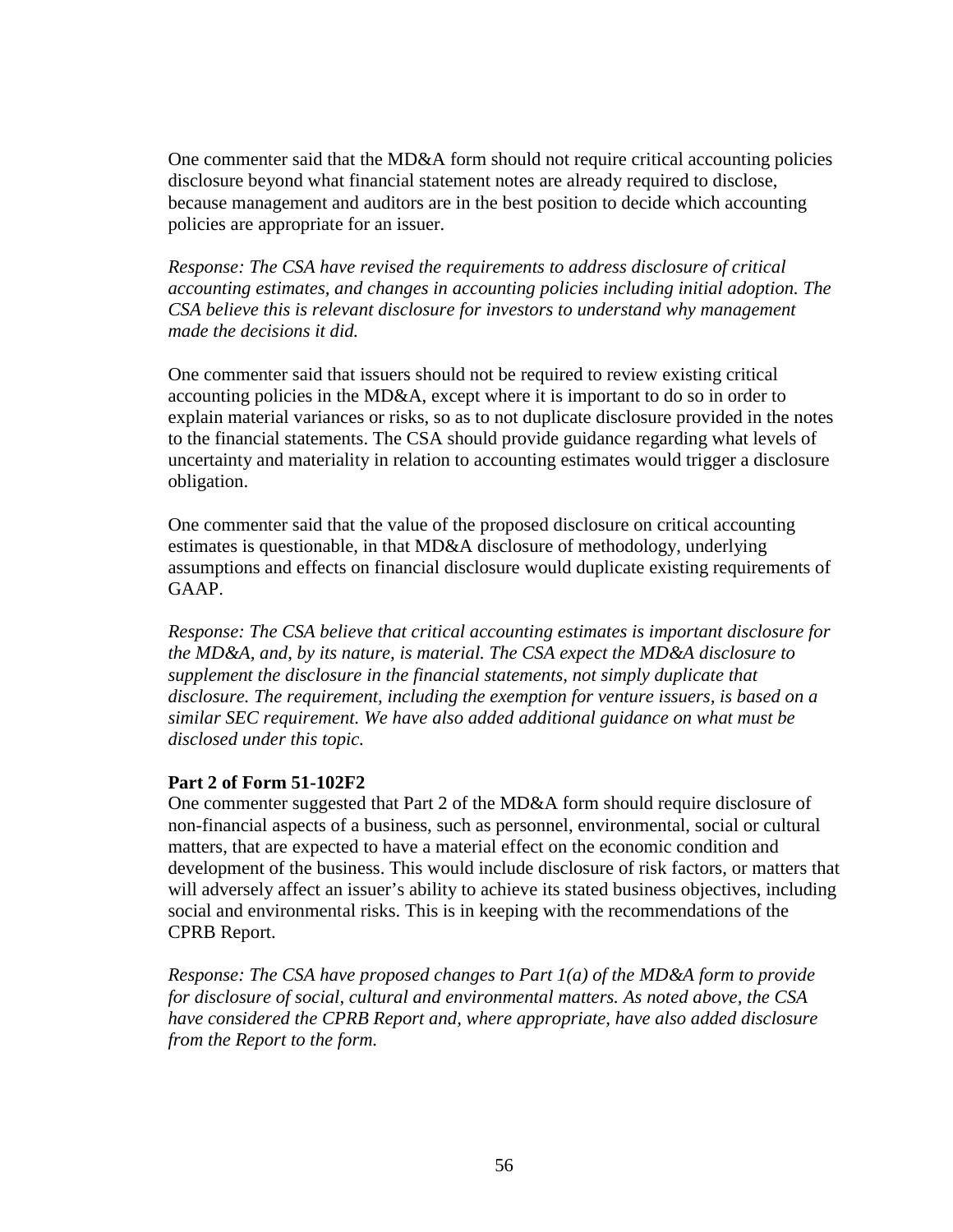One commenter said that the MD&A form should not require critical accounting policies disclosure beyond what financial statement notes are already required to disclose, because management and auditors are in the best position to decide which accounting policies are appropriate for an issuer.

*Response: The CSA have revised the requirements to address disclosure of critical accounting estimates, and changes in accounting policies including initial adoption. The CSA believe this is relevant disclosure for investors to understand why management made the decisions it did.*

One commenter said that issuers should not be required to review existing critical accounting policies in the MD&A, except where it is important to do so in order to explain material variances or risks, so as to not duplicate disclosure provided in the notes to the financial statements. The CSA should provide guidance regarding what levels of uncertainty and materiality in relation to accounting estimates would trigger a disclosure obligation.

One commenter said that the value of the proposed disclosure on critical accounting estimates is questionable, in that MD&A disclosure of methodology, underlying assumptions and effects on financial disclosure would duplicate existing requirements of GAAP.

*Response: The CSA believe that critical accounting estimates is important disclosure for the MD&A, and, by its nature, is material. The CSA expect the MD&A disclosure to supplement the disclosure in the financial statements, not simply duplicate that disclosure. The requirement, including the exemption for venture issuers, is based on a similar SEC requirement. We have also added additional guidance on what must be disclosed under this topic.*

**Part 2 of Form 51-102F2**

One commenter suggested that Part 2 of the MD&A form should require disclosure of non-financial aspects of a business, such as personnel, environmental, social or cultural matters, that are expected to have a material effect on the economic condition and development of the business. This would include disclosure of risk factors, or matters that will adversely affect an issuer's ability to achieve its stated business objectives, including social and environmental risks. This is in keeping with the recommendations of the CPRB Report.

*Response: The CSA have proposed changes to Part 1(a) of the MD&A form to provide for disclosure of social, cultural and environmental matters. As noted above, the CSA have considered the CPRB Report and, where appropriate, have also added disclosure from the Report to the form.*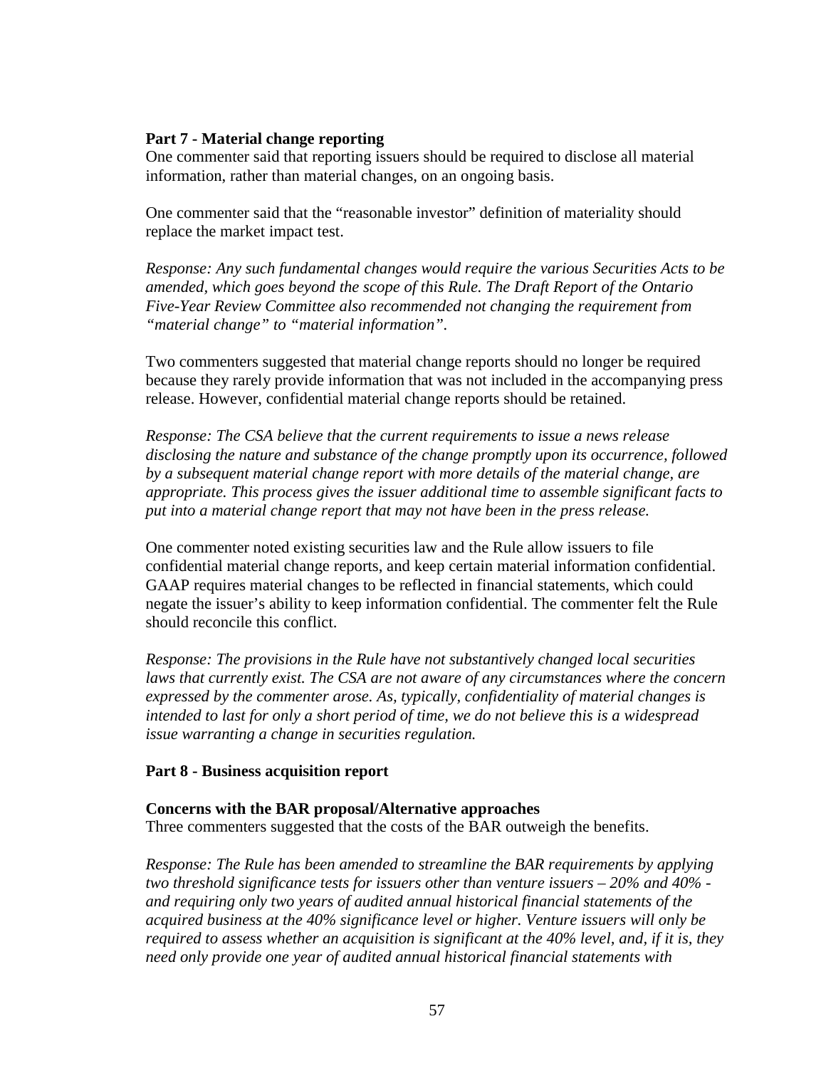**Part 7 - Material change reporting**

One commenter said that reporting issuers should be required to disclose all material information, rather than material changes, on an ongoing basis.

One commenter said that the "reasonable investor" definition of materiality should replace the market impact test.

*Response: Any such fundamental changes would require the various Securities Acts to be amended, which goes beyond the scope of this Rule. The Draft Report of the Ontario Five-Year Review Committee also recommended not changing the requirement from "material change" to "material information".*

Two commenters suggested that material change reports should no longer be required because they rarely provide information that was not included in the accompanying press release. However, confidential material change reports should be retained.

*Response: The CSA believe that the current requirements to issue a news release disclosing the nature and substance of the change promptly upon its occurrence, followed by a subsequent material change report with more details of the material change, are appropriate. This process gives the issuer additional time to assemble significant facts to put into a material change report that may not have been in the press release.*

One commenter noted existing securities law and the Rule allow issuers to file confidential material change reports, and keep certain material information confidential. GAAP requires material changes to be reflected in financial statements, which could negate the issuer's ability to keep information confidential. The commenter felt the Rule should reconcile this conflict.

*Response: The provisions in the Rule have not substantively changed local securities laws that currently exist. The CSA are not aware of any circumstances where the concern expressed by the commenter arose. As, typically, confidentiality of material changes is intended to last for only a short period of time, we do not believe this is a widespread issue warranting a change in securities regulation.*

**Part 8 - Business acquisition report**

**Concerns with the BAR proposal/Alternative approaches**

Three commenters suggested that the costs of the BAR outweigh the benefits.

*Response: The Rule has been amended to streamline the BAR requirements by applying two threshold significance tests for issuers other than venture issuers – 20% and 40% - and requiring only two years of audited annual historical financial statements of the acquired business at the 40% significance level or higher. Venture issuers will only be required to assess whether an acquisition is significant at the 40% level, and, if it is, they need only provide one year of audited annual historical financial statements with*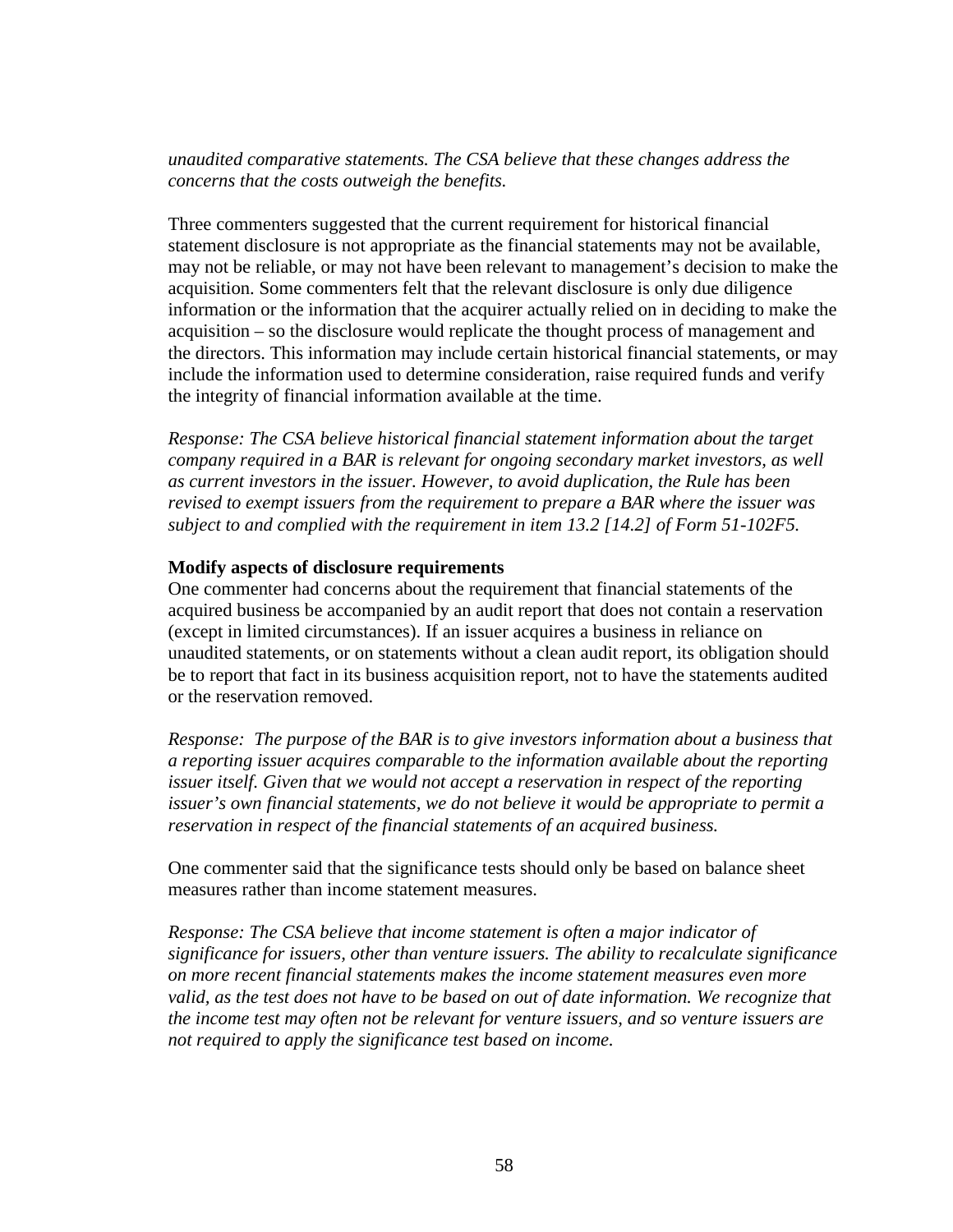*unaudited comparative statements. The CSA believe that these changes address the concerns that the costs outweigh the benefits.*

Three commenters suggested that the current requirement for historical financial statement disclosure is not appropriate as the financial statements may not be available, may not be reliable, or may not have been relevant to management's decision to make the acquisition. Some commenters felt that the relevant disclosure is only due diligence information or the information that the acquirer actually relied on in deciding to make the acquisition – so the disclosure would replicate the thought process of management and the directors. This information may include certain historical financial statements, or may include the information used to determine consideration, raise required funds and verify the integrity of financial information available at the time.

*Response: The CSA believe historical financial statement information about the target company required in a BAR is relevant for ongoing secondary market investors, as well as current investors in the issuer. However, to avoid duplication, the Rule has been revised to exempt issuers from the requirement to prepare a BAR where the issuer was subject to and complied with the requirement in item 13.2 [14.2] of Form 51-102F5.*

**Modify aspects of disclosure requirements**

One commenter had concerns about the requirement that financial statements of the acquired business be accompanied by an audit report that does not contain a reservation (except in limited circumstances). If an issuer acquires a business in reliance on unaudited statements, or on statements without a clean audit report, its obligation should be to report that fact in its business acquisition report, not to have the statements audited or the reservation removed.

*Response: The purpose of the BAR is to give investors information about a business that a reporting issuer acquires comparable to the information available about the reporting issuer itself. Given that we would not accept a reservation in respect of the reporting issuer's own financial statements, we do not believe it would be appropriate to permit a reservation in respect of the financial statements of an acquired business.*

One commenter said that the significance tests should only be based on balance sheet measures rather than income statement measures.

*Response: The CSA believe that income statement is often a major indicator of significance for issuers, other than venture issuers. The ability to recalculate significance on more recent financial statements makes the income statement measures even more valid, as the test does not have to be based on out of date information. We recognize that the income test may often not be relevant for venture issuers, and so venture issuers are not required to apply the significance test based on income.*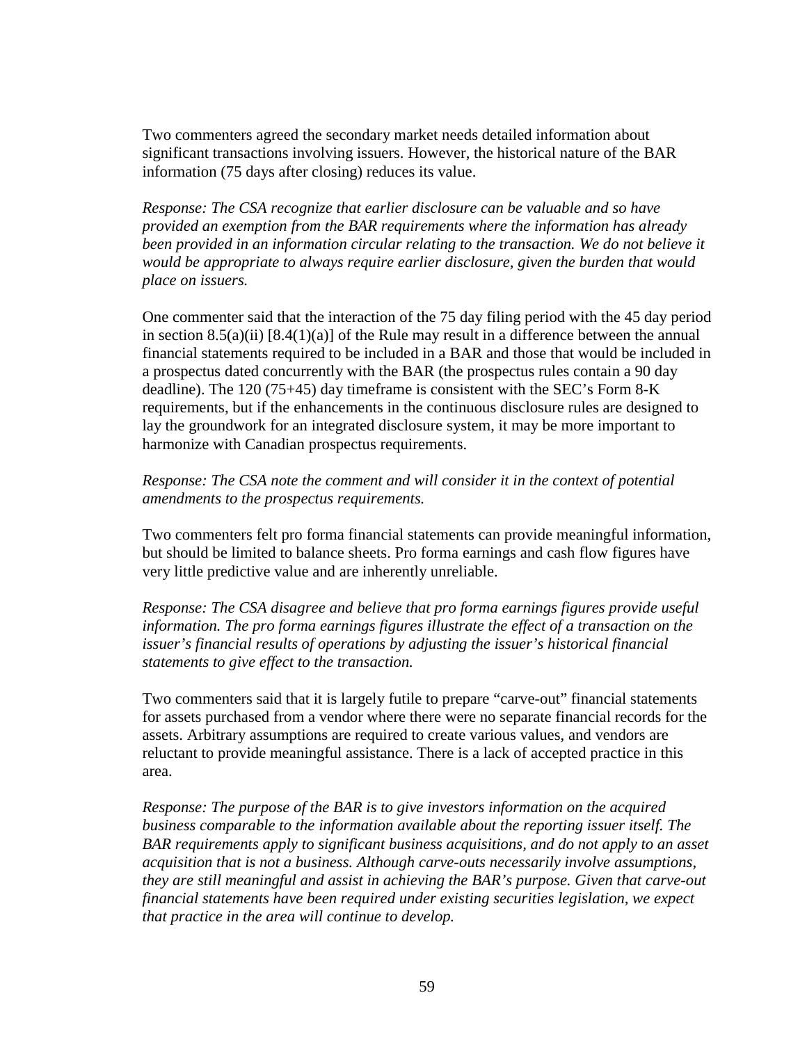Two commenters agreed the secondary market needs detailed information about significant transactions involving issuers. However, the historical nature of the BAR information (75 days after closing) reduces its value.

*Response: The CSA recognize that earlier disclosure can be valuable and so have provided an exemption from the BAR requirements where the information has already been provided in an information circular relating to the transaction. We do not believe it would be appropriate to always require earlier disclosure, given the burden that would place on issuers.*

One commenter said that the interaction of the 75 day filing period with the 45 day period in section 8.5(a)(ii) [8.4(1)(a)] of the Rule may result in a difference between the annual financial statements required to be included in a BAR and those that would be included in a prospectus dated concurrently with the BAR (the prospectus rules contain a 90 day deadline). The 120 (75+45) day timeframe is consistent with the SEC's Form 8-K requirements, but if the enhancements in the continuous disclosure rules are designed to lay the groundwork for an integrated disclosure system, it may be more important to harmonize with Canadian prospectus requirements.

*Response: The CSA note the comment and will consider it in the context of potential amendments to the prospectus requirements.*

Two commenters felt pro forma financial statements can provide meaningful information, but should be limited to balance sheets. Pro forma earnings and cash flow figures have very little predictive value and are inherently unreliable.

*Response: The CSA disagree and believe that pro forma earnings figures provide useful information. The pro forma earnings figures illustrate the effect of a transaction on the issuer's financial results of operations by adjusting the issuer's historical financial statements to give effect to the transaction.*

Two commenters said that it is largely futile to prepare "carve-out" financial statements for assets purchased from a vendor where there were no separate financial records for the assets. Arbitrary assumptions are required to create various values, and vendors are reluctant to provide meaningful assistance. There is a lack of accepted practice in this area.

*Response: The purpose of the BAR is to give investors information on the acquired business comparable to the information available about the reporting issuer itself. The BAR requirements apply to significant business acquisitions, and do not apply to an asset acquisition that is not a business. Although carve-outs necessarily involve assumptions, they are still meaningful and assist in achieving the BAR's purpose. Given that carve-out financial statements have been required under existing securities legislation, we expect that practice in the area will continue to develop.*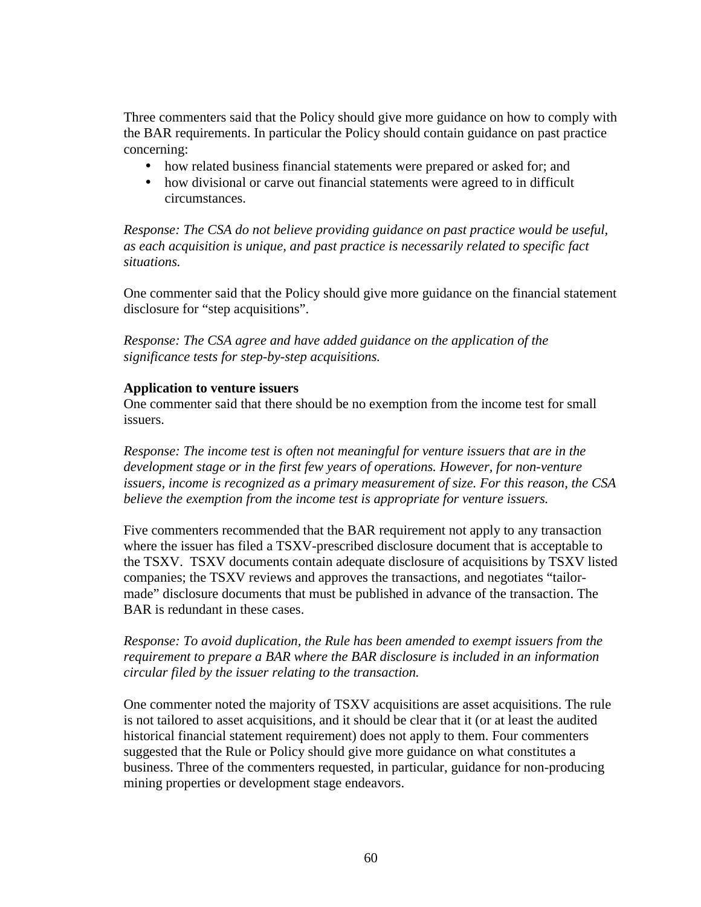Three commenters said that the Policy should give more guidance on how to comply with the BAR requirements. In particular the Policy should contain guidance on past practice concerning:

- how related business financial statements were prepared or asked for; and
- how divisional or carve out financial statements were agreed to in difficult circumstances.

*Response: The CSA do not believe providing guidance on past practice would be useful, as each acquisition is unique, and past practice is necessarily related to specific fact situations.*

One commenter said that the Policy should give more guidance on the financial statement disclosure for "step acquisitions".

*Response: The CSA agree and have added guidance on the application of the significance tests for step-by-step acquisitions.*

**Application to venture issuers**

One commenter said that there should be no exemption from the income test for small issuers.

*Response: The income test is often not meaningful for venture issuers that are in the development stage or in the first few years of operations. However, for non-venture issuers, income is recognized as a primary measurement of size. For this reason, the CSA believe the exemption from the income test is appropriate for venture issuers.*

Five commenters recommended that the BAR requirement not apply to any transaction where the issuer has filed a TSXV-prescribed disclosure document that is acceptable to the TSXV. TSXV documents contain adequate disclosure of acquisitions by TSXV listed companies; the TSXV reviews and approves the transactions, and negotiates "tailor-made" disclosure documents that must be published in advance of the transaction. The BAR is redundant in these cases.

*Response: To avoid duplication, the Rule has been amended to exempt issuers from the requirement to prepare a BAR where the BAR disclosure is included in an information circular filed by the issuer relating to the transaction.*

One commenter noted the majority of TSXV acquisitions are asset acquisitions. The rule is not tailored to asset acquisitions, and it should be clear that it (or at least the audited historical financial statement requirement) does not apply to them. Four commenters suggested that the Rule or Policy should give more guidance on what constitutes a business. Three of the commenters requested, in particular, guidance for non-producing mining properties or development stage endeavors.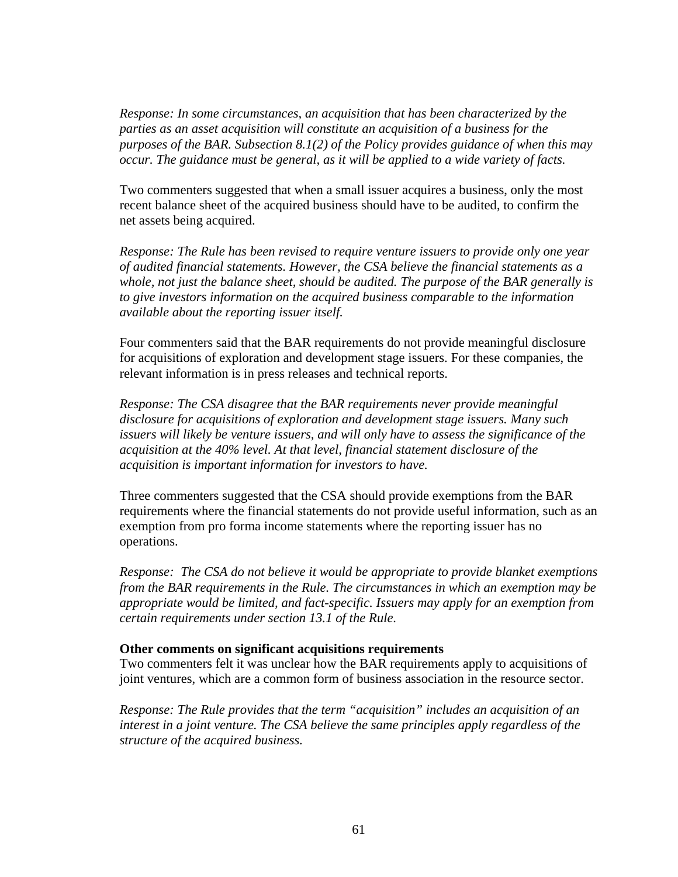*Response: In some circumstances, an acquisition that has been characterized by the parties as an asset acquisition will constitute an acquisition of a business for the purposes of the BAR. Subsection 8.1(2) of the Policy provides guidance of when this may occur. The guidance must be general, as it will be applied to a wide variety of facts.*

Two commenters suggested that when a small issuer acquires a business, only the most recent balance sheet of the acquired business should have to be audited, to confirm the net assets being acquired.

*Response: The Rule has been revised to require venture issuers to provide only one year of audited financial statements. However, the CSA believe the financial statements as a whole, not just the balance sheet, should be audited. The purpose of the BAR generally is to give investors information on the acquired business comparable to the information available about the reporting issuer itself.*

Four commenters said that the BAR requirements do not provide meaningful disclosure for acquisitions of exploration and development stage issuers. For these companies, the relevant information is in press releases and technical reports.

*Response: The CSA disagree that the BAR requirements never provide meaningful disclosure for acquisitions of exploration and development stage issuers. Many such issuers will likely be venture issuers, and will only have to assess the significance of the acquisition at the 40% level. At that level, financial statement disclosure of the acquisition is important information for investors to have.*

Three commenters suggested that the CSA should provide exemptions from the BAR requirements where the financial statements do not provide useful information, such as an exemption from pro forma income statements where the reporting issuer has no operations.

*Response: The CSA do not believe it would be appropriate to provide blanket exemptions from the BAR requirements in the Rule. The circumstances in which an exemption may be appropriate would be limited, and fact-specific. Issuers may apply for an exemption from certain requirements under section 13.1 of the Rule.*

**Other comments on significant acquisitions requirements**

Two commenters felt it was unclear how the BAR requirements apply to acquisitions of joint ventures, which are a common form of business association in the resource sector.

*Response: The Rule provides that the term "acquisition" includes an acquisition of an interest in a joint venture. The CSA believe the same principles apply regardless of the structure of the acquired business.*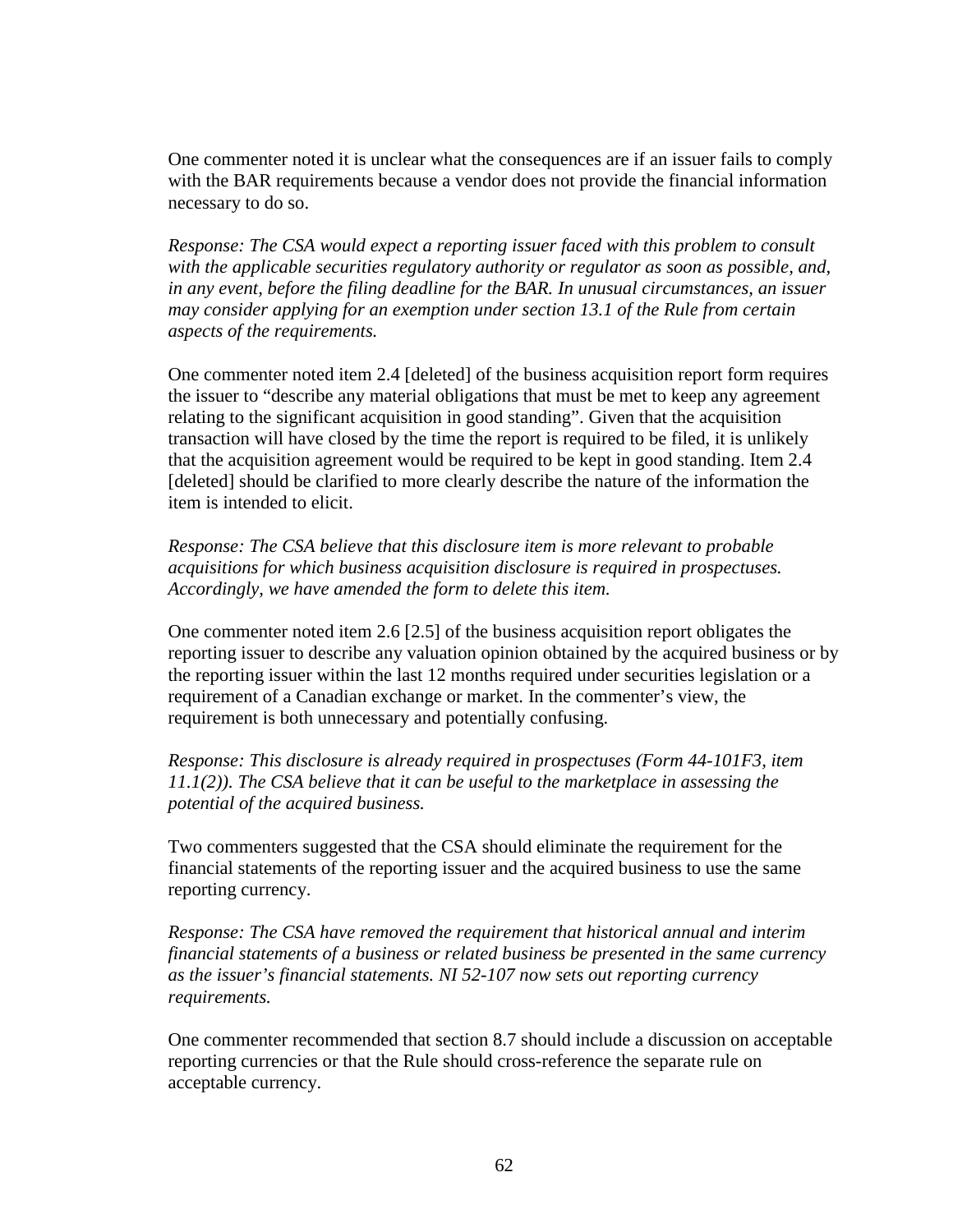One commenter noted it is unclear what the consequences are if an issuer fails to comply with the BAR requirements because a vendor does not provide the financial information necessary to do so.

*Response: The CSA would expect a reporting issuer faced with this problem to consult with the applicable securities regulatory authority or regulator as soon as possible, and, in any event, before the filing deadline for the BAR. In unusual circumstances, an issuer may consider applying for an exemption under section 13.1 of the Rule from certain aspects of the requirements.*

One commenter noted item 2.4 [deleted] of the business acquisition report form requires the issuer to "describe any material obligations that must be met to keep any agreement relating to the significant acquisition in good standing". Given that the acquisition transaction will have closed by the time the report is required to be filed, it is unlikely that the acquisition agreement would be required to be kept in good standing. Item 2.4 [deleted] should be clarified to more clearly describe the nature of the information the item is intended to elicit.

*Response: The CSA believe that this disclosure item is more relevant to probable acquisitions for which business acquisition disclosure is required in prospectuses. Accordingly, we have amended the form to delete this item.*

One commenter noted item 2.6 [2.5] of the business acquisition report obligates the reporting issuer to describe any valuation opinion obtained by the acquired business or by the reporting issuer within the last 12 months required under securities legislation or a requirement of a Canadian exchange or market. In the commenter's view, the requirement is both unnecessary and potentially confusing.

*Response: This disclosure is already required in prospectuses (Form 44-101F3, item 11.1(2)). The CSA believe that it can be useful to the marketplace in assessing the potential of the acquired business.*

Two commenters suggested that the CSA should eliminate the requirement for the financial statements of the reporting issuer and the acquired business to use the same reporting currency.

*Response: The CSA have removed the requirement that historical annual and interim financial statements of a business or related business be presented in the same currency as the issuer's financial statements. NI 52-107 now sets out reporting currency requirements.*

One commenter recommended that section 8.7 should include a discussion on acceptable reporting currencies or that the Rule should cross-reference the separate rule on acceptable currency.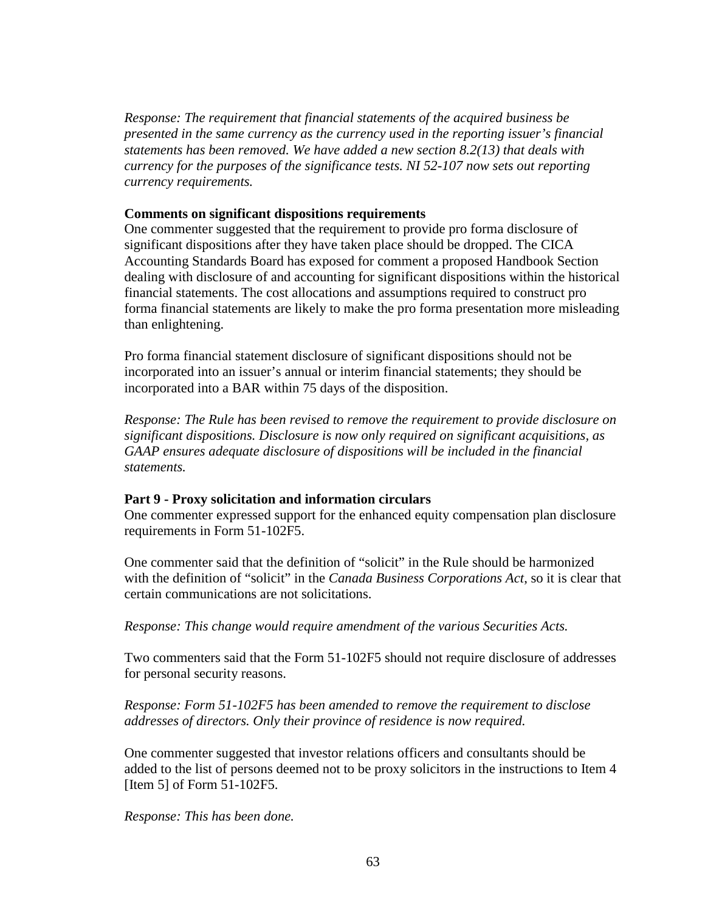*Response: The requirement that financial statements of the acquired business be presented in the same currency as the currency used in the reporting issuer's financial statements has been removed. We have added a new section 8.2(13) that deals with currency for the purposes of the significance tests. NI 52-107 now sets out reporting currency requirements.*

**Comments on significant dispositions requirements**

One commenter suggested that the requirement to provide pro forma disclosure of significant dispositions after they have taken place should be dropped. The CICA Accounting Standards Board has exposed for comment a proposed Handbook Section dealing with disclosure of and accounting for significant dispositions within the historical financial statements. The cost allocations and assumptions required to construct pro forma financial statements are likely to make the pro forma presentation more misleading than enlightening.

Pro forma financial statement disclosure of significant dispositions should not be incorporated into an issuer's annual or interim financial statements; they should be incorporated into a BAR within 75 days of the disposition.

*Response: The Rule has been revised to remove the requirement to provide disclosure on significant dispositions. Disclosure is now only required on significant acquisitions, as GAAP ensures adequate disclosure of dispositions will be included in the financial statements.*

**Part 9 - Proxy solicitation and information circulars**

One commenter expressed support for the enhanced equity compensation plan disclosure requirements in Form 51-102F5.

One commenter said that the definition of "solicit" in the Rule should be harmonized with the definition of "solicit" in the *Canada Business Corporations Act*, so it is clear that certain communications are not solicitations.

*Response: This change would require amendment of the various Securities Acts.*

Two commenters said that the Form 51-102F5 should not require disclosure of addresses for personal security reasons.

*Response: Form 51-102F5 has been amended to remove the requirement to disclose addresses of directors. Only their province of residence is now required.*

One commenter suggested that investor relations officers and consultants should be added to the list of persons deemed not to be proxy solicitors in the instructions to Item 4 [Item 5] of Form 51-102F5.

*Response: This has been done.*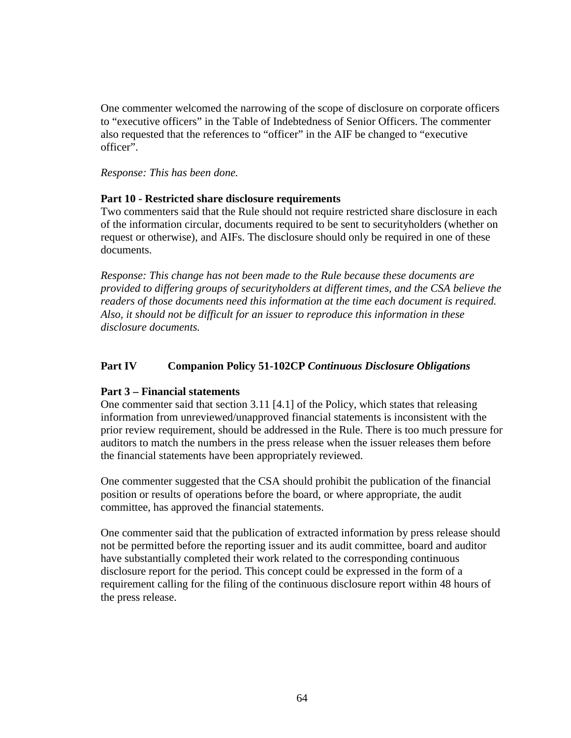One commenter welcomed the narrowing of the scope of disclosure on corporate officers to "executive officers" in the Table of Indebtedness of Senior Officers. The commenter also requested that the references to "officer" in the AIF be changed to "executive officer".

*Response: This has been done.*

**Part 10 - Restricted share disclosure requirements**

Two commenters said that the Rule should not require restricted share disclosure in each of the information circular, documents required to be sent to securityholders (whether on request or otherwise), and AIFs. The disclosure should only be required in one of these documents.

*Response: This change has not been made to the Rule because these documents are provided to differing groups of securityholders at different times, and the CSA believe the readers of those documents need this information at the time each document is required. Also, it should not be difficult for an issuer to reproduce this information in these disclosure documents.*

## Part IV Companion Policy 51-102CP *Continuous Disclosure Obligations*

**Part 3 – Financial statements**

One commenter said that section 3.11 [4.1] of the Policy, which states that releasing information from unreviewed/unapproved financial statements is inconsistent with the prior review requirement, should be addressed in the Rule. There is too much pressure for auditors to match the numbers in the press release when the issuer releases them before the financial statements have been appropriately reviewed.

One commenter suggested that the CSA should prohibit the publication of the financial position or results of operations before the board, or where appropriate, the audit committee, has approved the financial statements.

One commenter said that the publication of extracted information by press release should not be permitted before the reporting issuer and its audit committee, board and auditor have substantially completed their work related to the corresponding continuous disclosure report for the period. This concept could be expressed in the form of a requirement calling for the filing of the continuous disclosure report within 48 hours of the press release.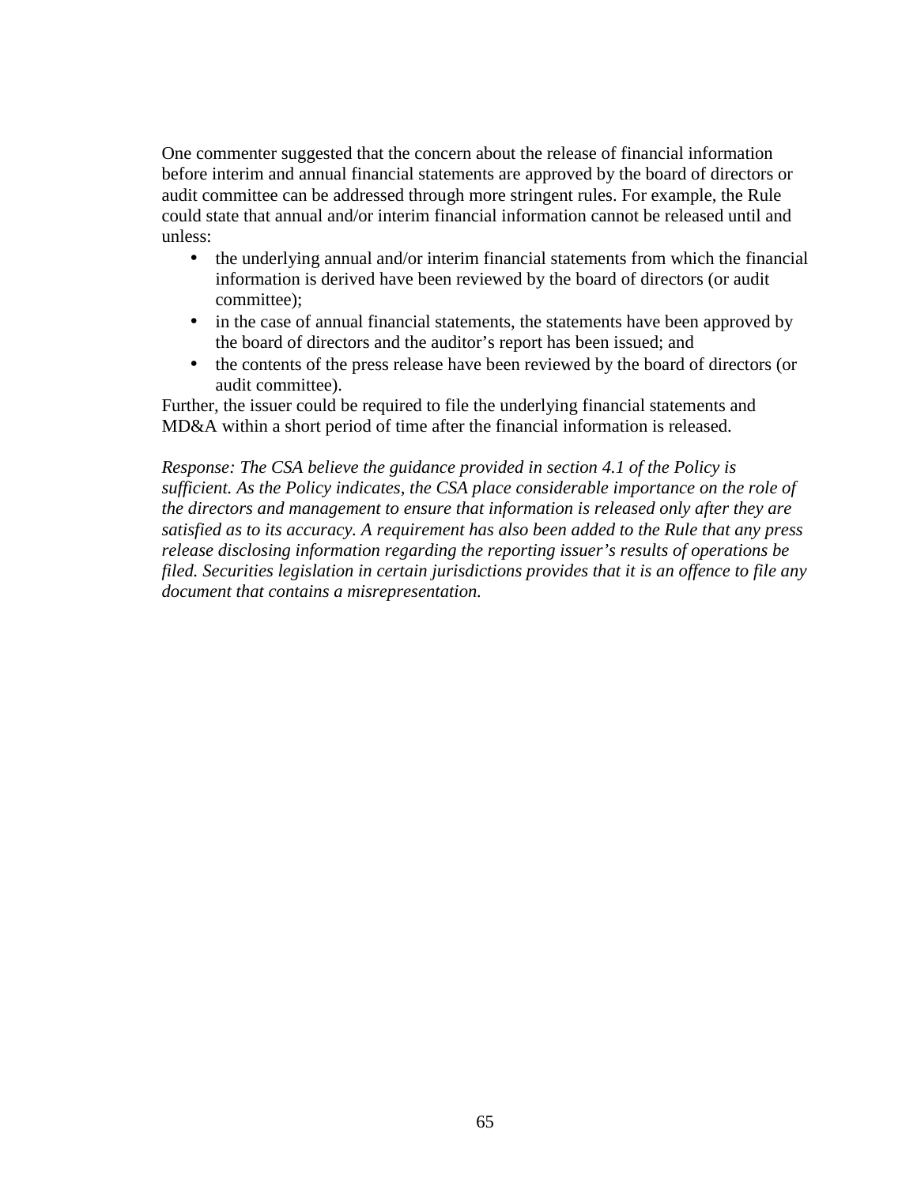One commenter suggested that the concern about the release of financial information before interim and annual financial statements are approved by the board of directors or audit committee can be addressed through more stringent rules. For example, the Rule could state that annual and/or interim financial information cannot be released until and unless:

- the underlying annual and/or interim financial statements from which the financial information is derived have been reviewed by the board of directors (or audit committee);
- in the case of annual financial statements, the statements have been approved by the board of directors and the auditor's report has been issued; and
- the contents of the press release have been reviewed by the board of directors (or audit committee).

Further, the issuer could be required to file the underlying financial statements and MD&A within a short period of time after the financial information is released.

*Response: The CSA believe the guidance provided in section 4.1 of the Policy is sufficient. As the Policy indicates, the CSA place considerable importance on the role of the directors and management to ensure that information is released only after they are satisfied as to its accuracy. A requirement has also been added to the Rule that any press release disclosing information regarding the reporting issuer's results of operations be filed. Securities legislation in certain jurisdictions provides that it is an offence to file any document that contains a misrepresentation.*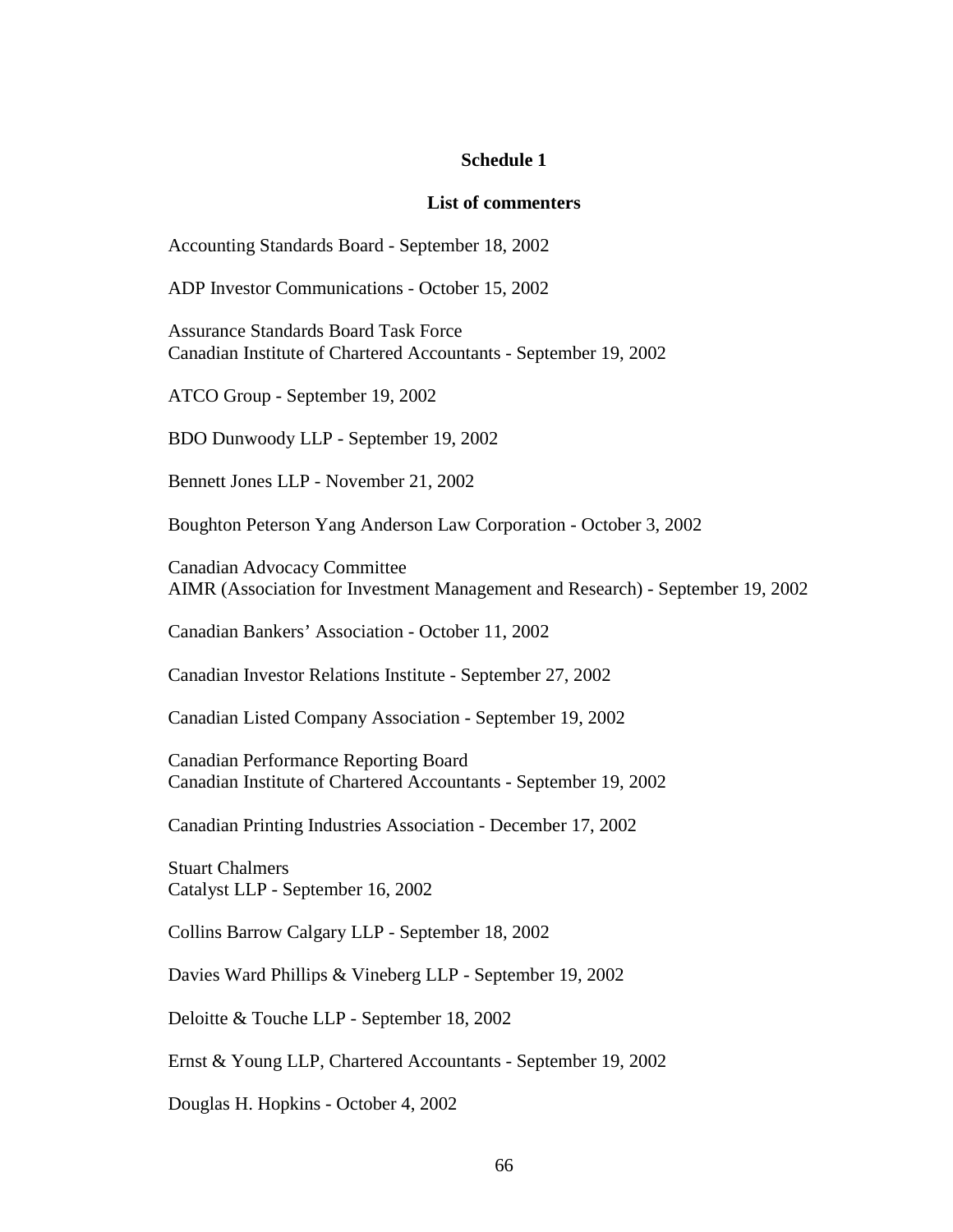**Schedule 1**

**List of commenters**

Accounting Standards Board - September 18, 2002

ADP Investor Communications - October 15, 2002

Assurance Standards Board Task Force
Canadian Institute of Chartered Accountants - September 19, 2002

ATCO Group - September 19, 2002

BDO Dunwoody LLP - September 19, 2002

Bennett Jones LLP - November 21, 2002

Boughton Peterson Yang Anderson Law Corporation - October 3, 2002

Canadian Advocacy Committee
AIMR (Association for Investment Management and Research) - September 19, 2002

Canadian Bankers' Association - October 11, 2002

Canadian Investor Relations Institute - September 27, 2002

Canadian Listed Company Association - September 19, 2002

Canadian Performance Reporting Board
Canadian Institute of Chartered Accountants - September 19, 2002

Canadian Printing Industries Association - December 17, 2002

Stuart Chalmers
Catalyst LLP - September 16, 2002

Collins Barrow Calgary LLP - September 18, 2002

Davies Ward Phillips & Vineberg LLP - September 19, 2002

Deloitte & Touche LLP - September 18, 2002

Ernst & Young LLP, Chartered Accountants - September 19, 2002

Douglas H. Hopkins - October 4, 2002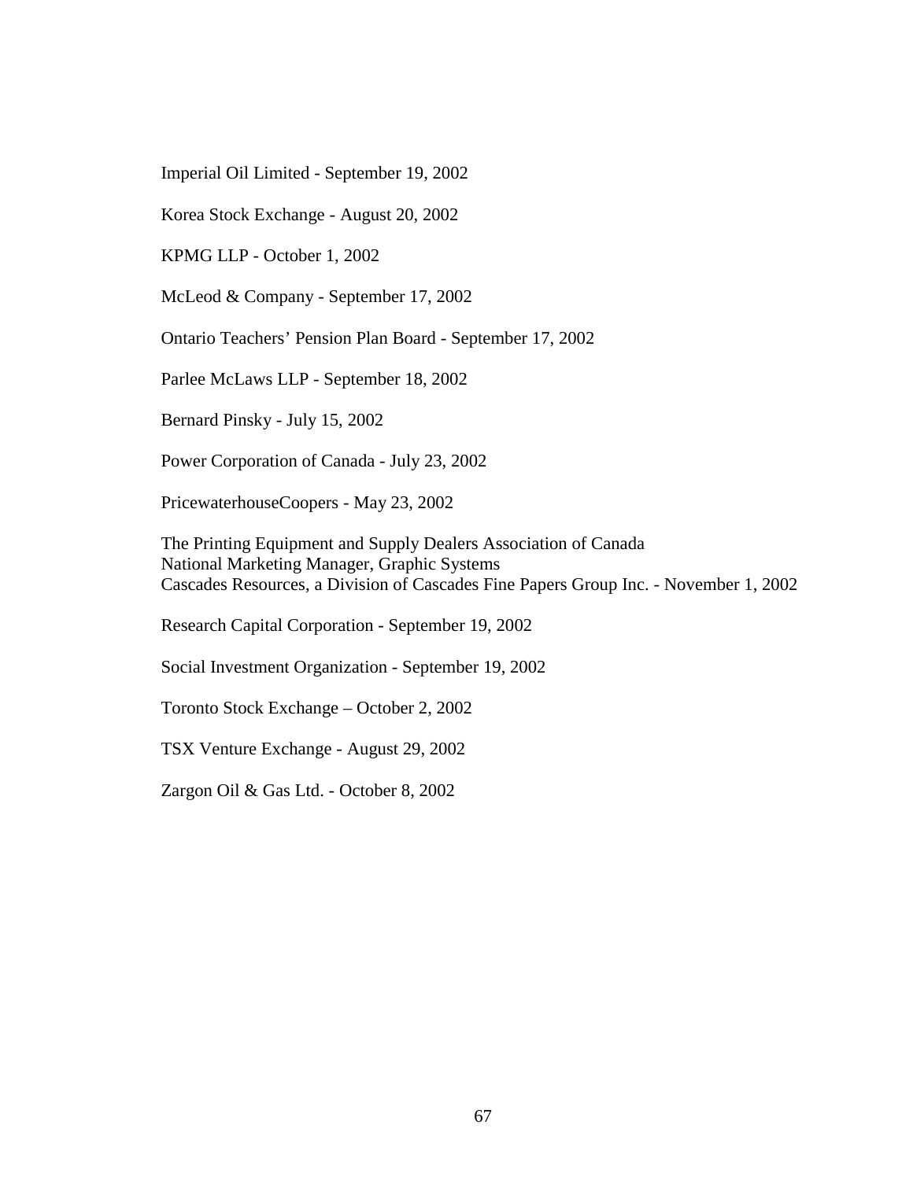Imperial Oil Limited - September 19, 2002

Korea Stock Exchange - August 20, 2002

KPMG LLP - October 1, 2002

McLeod & Company - September 17, 2002

Ontario Teachers' Pension Plan Board - September 17, 2002

Parlee McLaws LLP - September 18, 2002

Bernard Pinsky - July 15, 2002

Power Corporation of Canada - July 23, 2002

PricewaterhouseCoopers - May 23, 2002

The Printing Equipment and Supply Dealers Association of Canada
National Marketing Manager, Graphic Systems
Cascades Resources, a Division of Cascades Fine Papers Group Inc. - November 1, 2002

Research Capital Corporation - September 19, 2002

Social Investment Organization - September 19, 2002

Toronto Stock Exchange – October 2, 2002

TSX Venture Exchange - August 29, 2002

Zargon Oil & Gas Ltd. - October 8, 2002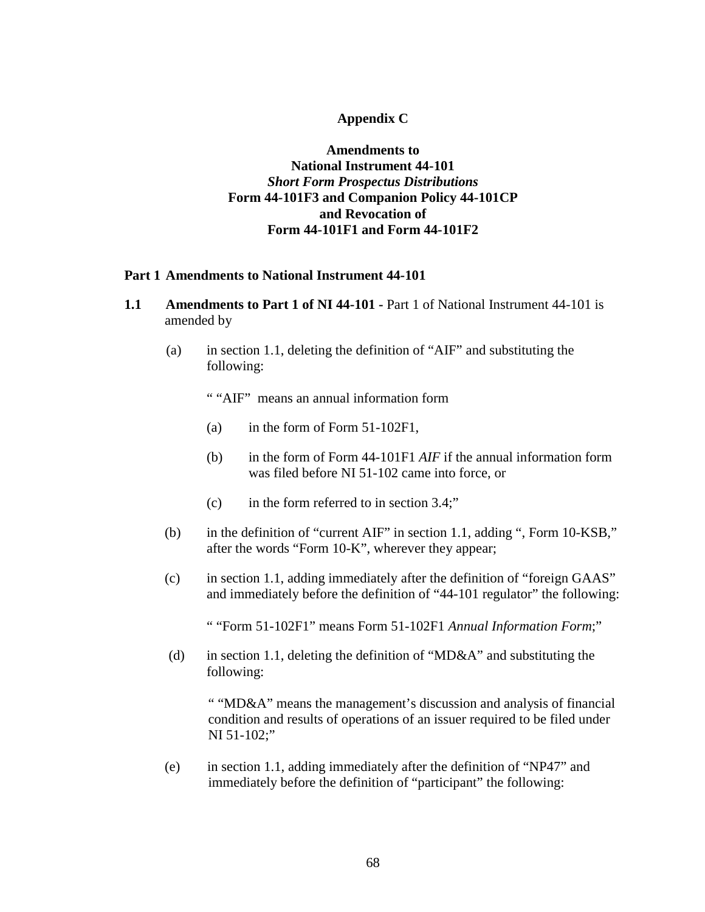**Appendix C**

**Amendments to**
**National Instrument 44-101**
***Short Form Prospectus Distributions***
**Form 44-101F3 and Companion Policy 44-101CP**
**and Revocation of**
**Form 44-101F1 and Form 44-101F2**

**Part 1 Amendments to National Instrument 44-101**

**1.1 Amendments to Part 1 of NI 44-101** - Part 1 of National Instrument 44-101 is amended by

(a) in section 1.1, deleting the definition of "AIF" and substituting the following:

" "AIF" means an annual information form

(a) in the form of Form 51-102F1,

(b) in the form of Form 44-101F1 *AIF* if the annual information form was filed before NI 51-102 came into force, or

(c) in the form referred to in section 3.4;"

(b) in the definition of "current AIF" in section 1.1, adding ", Form 10-KSB," after the words "Form 10-K", wherever they appear;

(c) in section 1.1, adding immediately after the definition of "foreign GAAS" and immediately before the definition of "44-101 regulator" the following:

" "Form 51-102F1" means Form 51-102F1 *Annual Information Form*;"

(d) in section 1.1, deleting the definition of "MD&A" and substituting the following:

" "MD&A" means the management's discussion and analysis of financial condition and results of operations of an issuer required to be filed under NI 51-102;"

(e) in section 1.1, adding immediately after the definition of "NP47" and immediately before the definition of "participant" the following: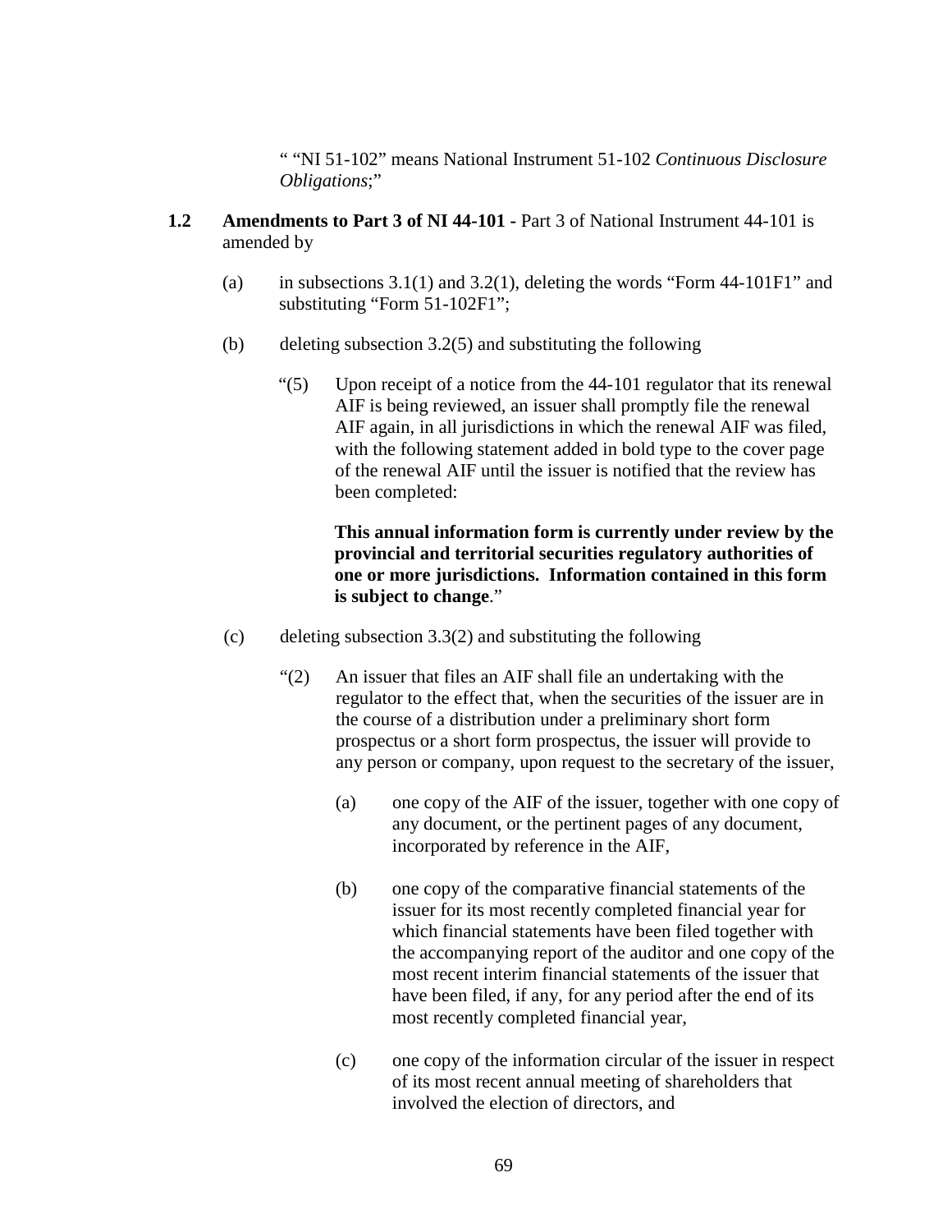" "NI 51-102" means National Instrument 51-102 *Continuous Disclosure Obligations*;"

**1.2 Amendments to Part 3 of NI 44-101 -** Part 3 of National Instrument 44-101 is amended by

(a) in subsections 3.1(1) and 3.2(1), deleting the words "Form 44-101F1" and substituting "Form 51-102F1";

(b) deleting subsection 3.2(5) and substituting the following

> "(5) Upon receipt of a notice from the 44-101 regulator that its renewal AIF is being reviewed, an issuer shall promptly file the renewal AIF again, in all jurisdictions in which the renewal AIF was filed, with the following statement added in bold type to the cover page of the renewal AIF until the issuer is notified that the review has been completed:
>
> **This annual information form is currently under review by the provincial and territorial securities regulatory authorities of one or more jurisdictions. Information contained in this form is subject to change**."

(c) deleting subsection 3.3(2) and substituting the following

> "(2) An issuer that files an AIF shall file an undertaking with the regulator to the effect that, when the securities of the issuer are in the course of a distribution under a preliminary short form prospectus or a short form prospectus, the issuer will provide to any person or company, upon request to the secretary of the issuer,
>
> (a) one copy of the AIF of the issuer, together with one copy of any document, or the pertinent pages of any document, incorporated by reference in the AIF,
>
> (b) one copy of the comparative financial statements of the issuer for its most recently completed financial year for which financial statements have been filed together with the accompanying report of the auditor and one copy of the most recent interim financial statements of the issuer that have been filed, if any, for any period after the end of its most recently completed financial year,
>
> (c) one copy of the information circular of the issuer in respect of its most recent annual meeting of shareholders that involved the election of directors, and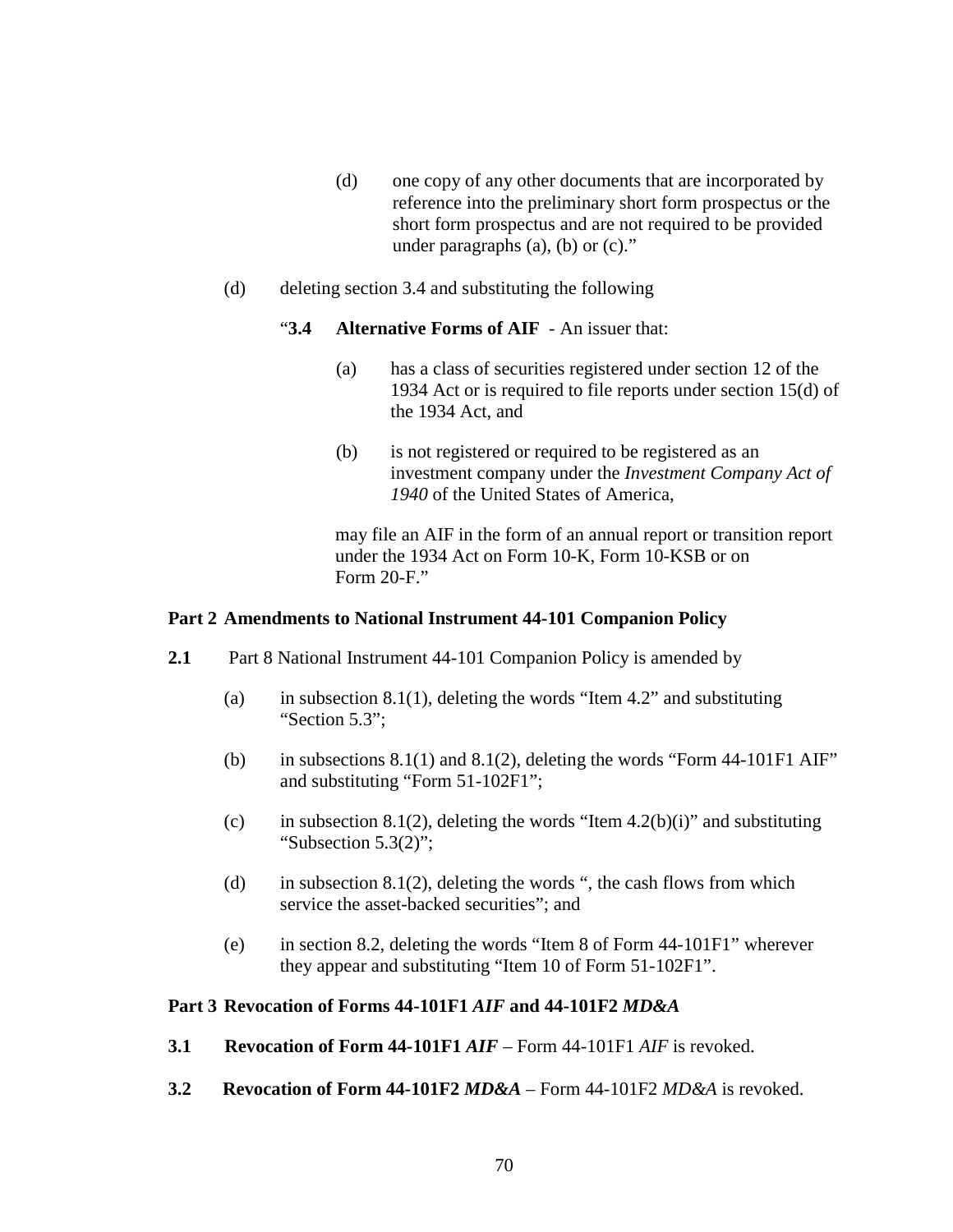(d) one copy of any other documents that are incorporated by reference into the preliminary short form prospectus or the short form prospectus and are not required to be provided under paragraphs (a), (b) or (c)."

(d) deleting section 3.4 and substituting the following

"**3.4 Alternative Forms of AIF** - An issuer that:

(a) has a class of securities registered under section 12 of the 1934 Act or is required to file reports under section 15(d) of the 1934 Act, and

(b) is not registered or required to be registered as an investment company under the *Investment Company Act of 1940* of the United States of America,

may file an AIF in the form of an annual report or transition report under the 1934 Act on Form 10-K, Form 10-KSB or on Form 20-F."

**Part 2 Amendments to National Instrument 44-101 Companion Policy**

**2.1** Part 8 National Instrument 44-101 Companion Policy is amended by

(a) in subsection 8.1(1), deleting the words "Item 4.2" and substituting "Section 5.3";

(b) in subsections 8.1(1) and 8.1(2), deleting the words "Form 44-101F1 AIF" and substituting "Form 51-102F1";

(c) in subsection 8.1(2), deleting the words "Item 4.2(b)(i)" and substituting "Subsection 5.3(2)";

(d) in subsection 8.1(2), deleting the words ", the cash flows from which service the asset-backed securities"; and

(e) in section 8.2, deleting the words "Item 8 of Form 44-101F1" wherever they appear and substituting "Item 10 of Form 51-102F1".

**Part 3 Revocation of Forms 44-101F1 *AIF* and 44-101F2 *MD&A***

**3.1 Revocation of Form 44-101F1 *AIF*** – Form 44-101F1 *AIF* is revoked.

**3.2 Revocation of Form 44-101F2 *MD&A*** – Form 44-101F2 *MD&A* is revoked.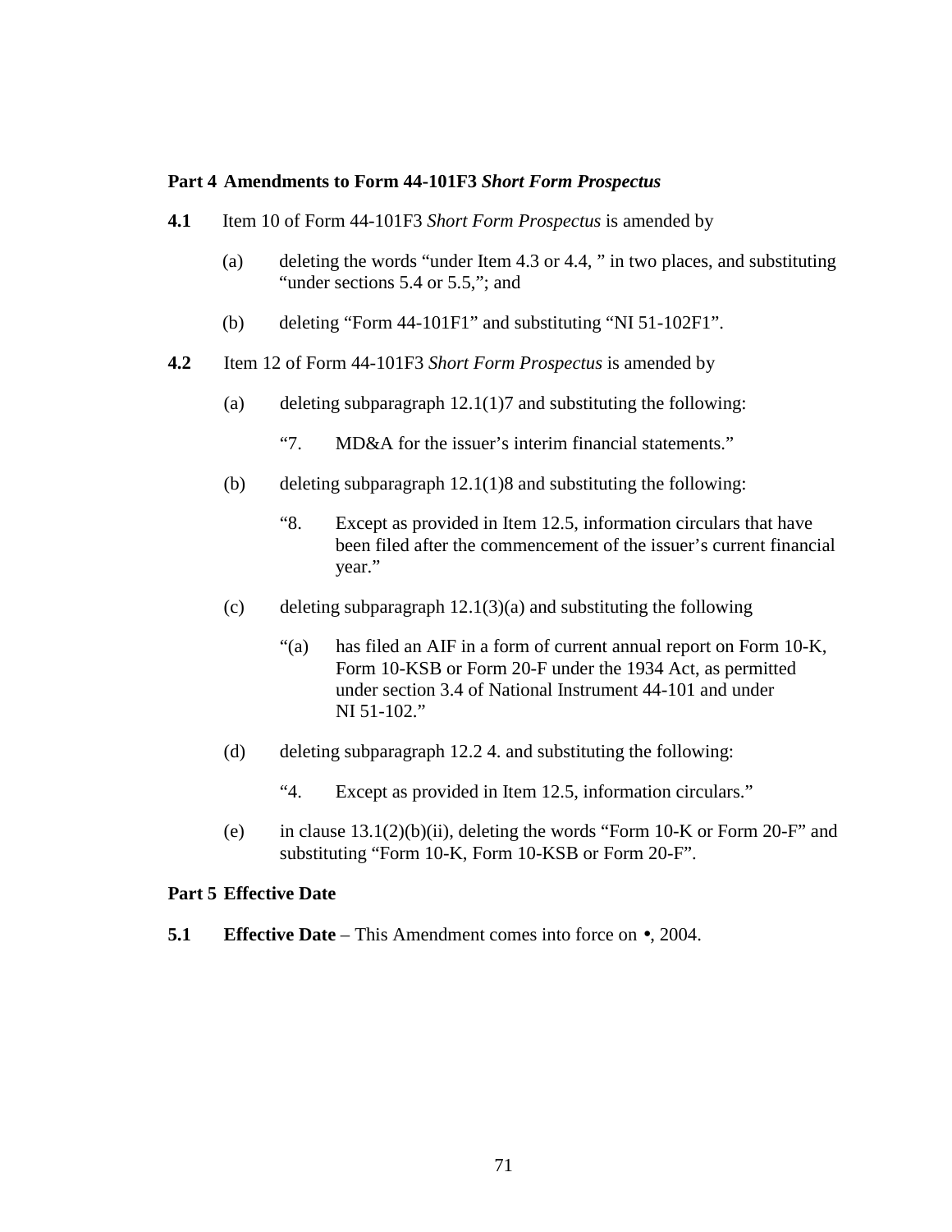## Part 4 Amendments to Form 44-101F3 *Short Form Prospectus*

**4.1** Item 10 of Form 44-101F3 *Short Form Prospectus* is amended by

(a) deleting the words "under Item 4.3 or 4.4, " in two places, and substituting "under sections 5.4 or 5.5,"; and

(b) deleting "Form 44-101F1" and substituting "NI 51-102F1".

**4.2** Item 12 of Form 44-101F3 *Short Form Prospectus* is amended by

(a) deleting subparagraph 12.1(1)7 and substituting the following:

"7. MD&A for the issuer's interim financial statements."

(b) deleting subparagraph 12.1(1)8 and substituting the following:

"8. Except as provided in Item 12.5, information circulars that have been filed after the commencement of the issuer's current financial year."

(c) deleting subparagraph 12.1(3)(a) and substituting the following

"(a) has filed an AIF in a form of current annual report on Form 10-K, Form 10-KSB or Form 20-F under the 1934 Act, as permitted under section 3.4 of National Instrument 44-101 and under NI 51-102."

(d) deleting subparagraph 12.2 4. and substituting the following:

"4. Except as provided in Item 12.5, information circulars."

(e) in clause 13.1(2)(b)(ii), deleting the words "Form 10-K or Form 20-F" and substituting "Form 10-K, Form 10-KSB or Form 20-F".

## Part 5 Effective Date

**5.1** **Effective Date** – This Amendment comes into force on •, 2004.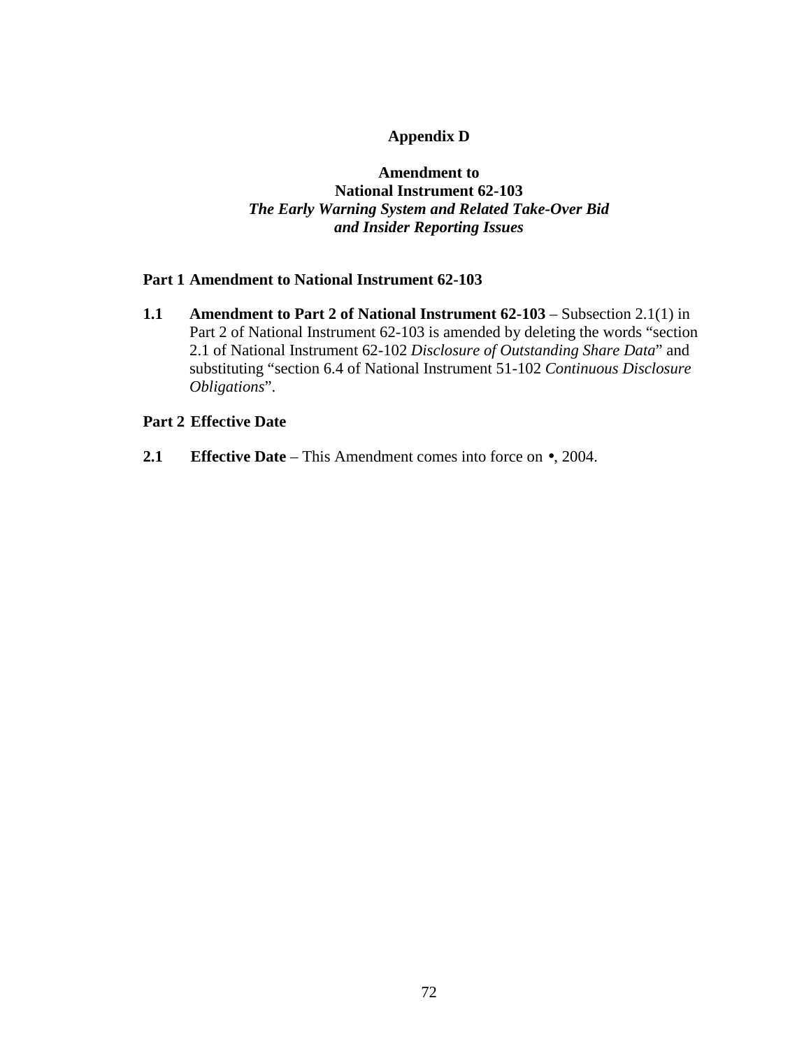# Appendix D

## Amendment to National Instrument 62-103 *The Early Warning System and Related Take-Over Bid and Insider Reporting Issues*

### Part 1 Amendment to National Instrument 62-103

**1.1 Amendment to Part 2 of National Instrument 62-103** – Subsection 2.1(1) in Part 2 of National Instrument 62-103 is amended by deleting the words "section 2.1 of National Instrument 62-102 *Disclosure of Outstanding Share Data*" and substituting "section 6.4 of National Instrument 51-102 *Continuous Disclosure Obligations*".

### Part 2 Effective Date

**2.1 Effective Date** – This Amendment comes into force on •, 2004.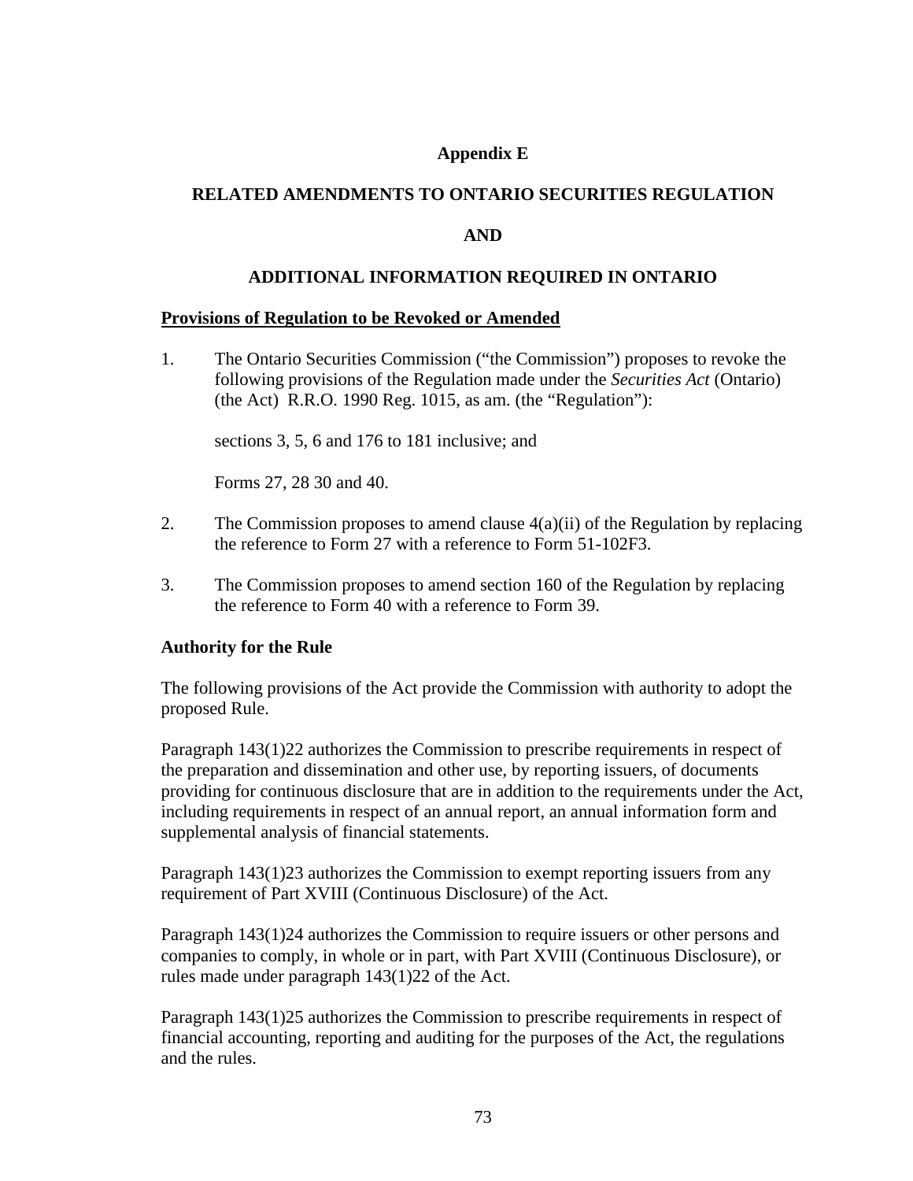**Appendix E**

**RELATED AMENDMENTS TO ONTARIO SECURITIES REGULATION**

**AND**

**ADDITIONAL INFORMATION REQUIRED IN ONTARIO**

**Provisions of Regulation to be Revoked or Amended**

1. The Ontario Securities Commission ("the Commission") proposes to revoke the following provisions of the Regulation made under the *Securities Act* (Ontario) (the Act) R.R.O. 1990 Reg. 1015, as am. (the "Regulation"):

   sections 3, 5, 6 and 176 to 181 inclusive; and

   Forms 27, 28 30 and 40.

2. The Commission proposes to amend clause 4(a)(ii) of the Regulation by replacing the reference to Form 27 with a reference to Form 51-102F3.

3. The Commission proposes to amend section 160 of the Regulation by replacing the reference to Form 40 with a reference to Form 39.

**Authority for the Rule**

The following provisions of the Act provide the Commission with authority to adopt the proposed Rule.

Paragraph 143(1)22 authorizes the Commission to prescribe requirements in respect of the preparation and dissemination and other use, by reporting issuers, of documents providing for continuous disclosure that are in addition to the requirements under the Act, including requirements in respect of an annual report, an annual information form and supplemental analysis of financial statements.

Paragraph 143(1)23 authorizes the Commission to exempt reporting issuers from any requirement of Part XVIII (Continuous Disclosure) of the Act.

Paragraph 143(1)24 authorizes the Commission to require issuers or other persons and companies to comply, in whole or in part, with Part XVIII (Continuous Disclosure), or rules made under paragraph 143(1)22 of the Act.

Paragraph 143(1)25 authorizes the Commission to prescribe requirements in respect of financial accounting, reporting and auditing for the purposes of the Act, the regulations and the rules.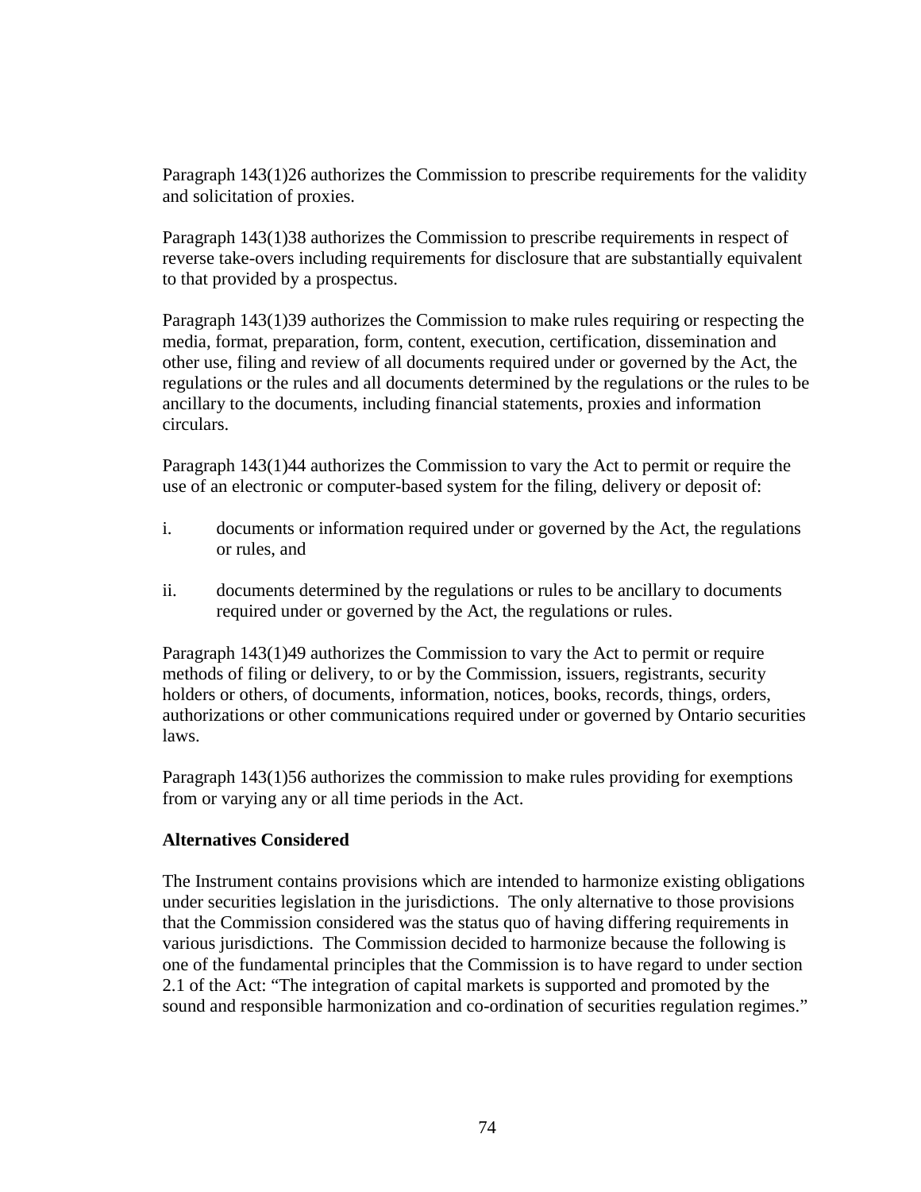Paragraph 143(1)26 authorizes the Commission to prescribe requirements for the validity and solicitation of proxies.

Paragraph 143(1)38 authorizes the Commission to prescribe requirements in respect of reverse take-overs including requirements for disclosure that are substantially equivalent to that provided by a prospectus.

Paragraph 143(1)39 authorizes the Commission to make rules requiring or respecting the media, format, preparation, form, content, execution, certification, dissemination and other use, filing and review of all documents required under or governed by the Act, the regulations or the rules and all documents determined by the regulations or the rules to be ancillary to the documents, including financial statements, proxies and information circulars.

Paragraph 143(1)44 authorizes the Commission to vary the Act to permit or require the use of an electronic or computer-based system for the filing, delivery or deposit of:

i. documents or information required under or governed by the Act, the regulations or rules, and

ii. documents determined by the regulations or rules to be ancillary to documents required under or governed by the Act, the regulations or rules.

Paragraph 143(1)49 authorizes the Commission to vary the Act to permit or require methods of filing or delivery, to or by the Commission, issuers, registrants, security holders or others, of documents, information, notices, books, records, things, orders, authorizations or other communications required under or governed by Ontario securities laws.

Paragraph 143(1)56 authorizes the commission to make rules providing for exemptions from or varying any or all time periods in the Act.

**Alternatives Considered**

The Instrument contains provisions which are intended to harmonize existing obligations under securities legislation in the jurisdictions. The only alternative to those provisions that the Commission considered was the status quo of having differing requirements in various jurisdictions. The Commission decided to harmonize because the following is one of the fundamental principles that the Commission is to have regard to under section 2.1 of the Act: "The integration of capital markets is supported and promoted by the sound and responsible harmonization and co-ordination of securities regulation regimes."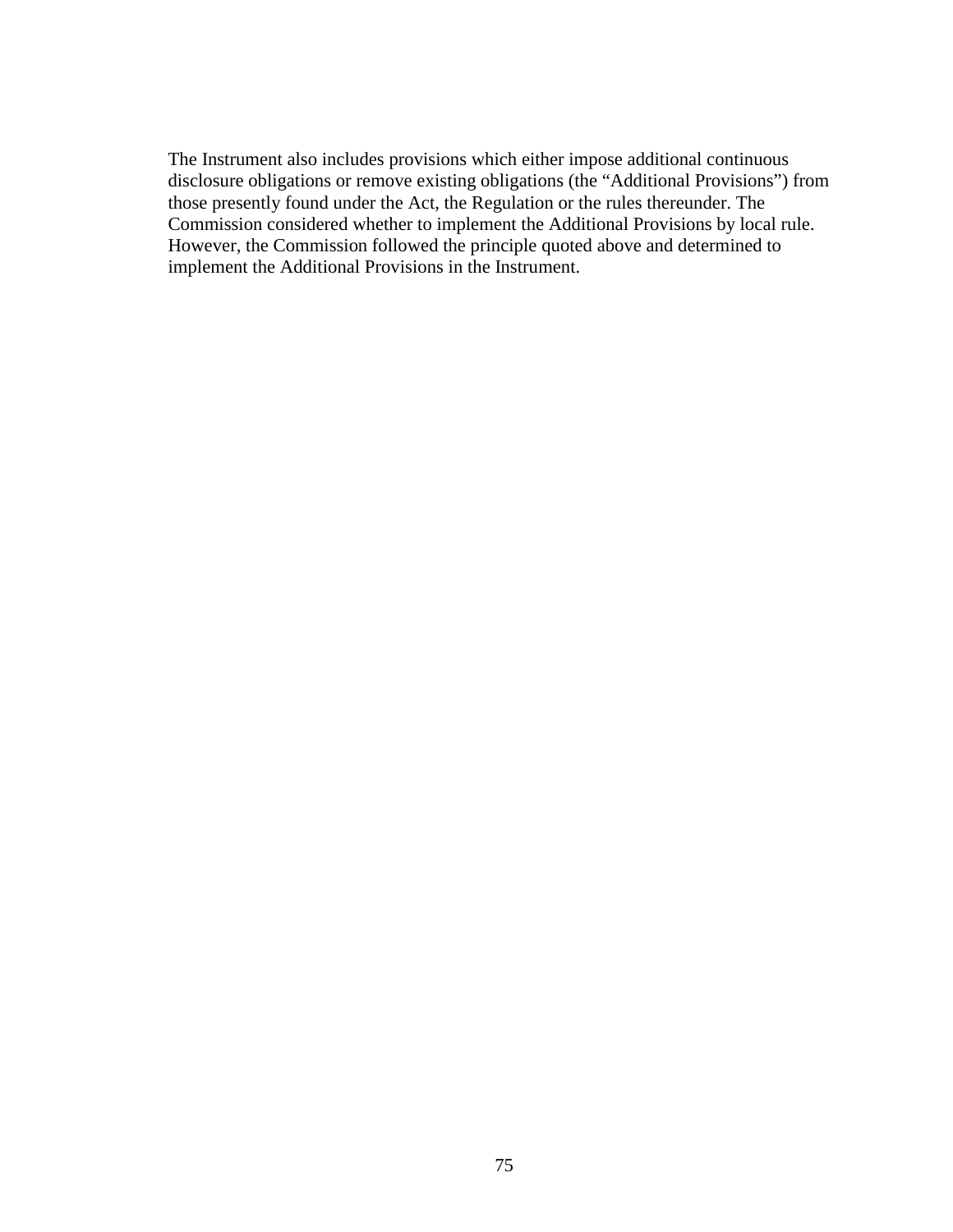The Instrument also includes provisions which either impose additional continuous disclosure obligations or remove existing obligations (the "Additional Provisions") from those presently found under the Act, the Regulation or the rules thereunder. The Commission considered whether to implement the Additional Provisions by local rule. However, the Commission followed the principle quoted above and determined to implement the Additional Provisions in the Instrument.